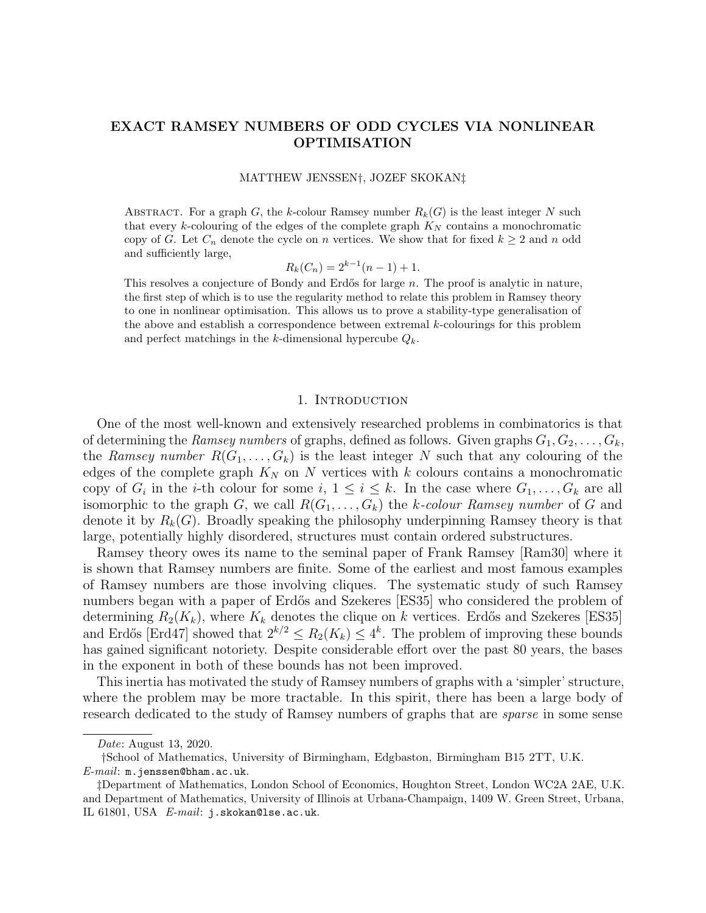# EXACT RAMSEY NUMBERS OF ODD CYCLES VIA NONLINEAR OPTIMISATION

MATTHEW JENSSEN†, JOZEF SKOKAN‡

Abstract. For a graph $G$, the $k$-colour Ramsey number $R_k(G)$ is the least integer $N$ such that every $k$-colouring of the edges of the complete graph $K_N$ contains a monochromatic copy of $G$. Let $C_n$ denote the cycle on $n$ vertices. We show that for fixed $k \geq 2$ and $n$ odd and sufficiently large,

$$R_k(C_n) = 2^{k-1}(n-1) + 1.$$

This resolves a conjecture of Bondy and Erdős for large $n$. The proof is analytic in nature, the first step of which is to use the regularity method to relate this problem in Ramsey theory to one in nonlinear optimisation. This allows us to prove a stability-type generalisation of the above and establish a correspondence between extremal $k$-colourings for this problem and perfect matchings in the $k$-dimensional hypercube $Q_k$.

## 1. Introduction

One of the most well-known and extensively researched problems in combinatorics is that of determining the *Ramsey numbers* of graphs, defined as follows. Given graphs $G_1, G_2, \ldots, G_k$, the *Ramsey number* $R(G_1, \ldots, G_k)$ is the least integer $N$ such that any colouring of the edges of the complete graph $K_N$ on $N$ vertices with $k$ colours contains a monochromatic copy of $G_i$ in the $i$-th colour for some $i$, $1 \leq i \leq k$. In the case where $G_1, \ldots, G_k$ are all isomorphic to the graph $G$, we call $R(G_1, \ldots, G_k)$ the *$k$-colour Ramsey number* of $G$ and denote it by $R_k(G)$. Broadly speaking the philosophy underpinning Ramsey theory is that large, potentially highly disordered, structures must contain ordered substructures.

Ramsey theory owes its name to the seminal paper of Frank Ramsey [Ram30] where it is shown that Ramsey numbers are finite. Some of the earliest and most famous examples of Ramsey numbers are those involving cliques. The systematic study of such Ramsey numbers began with a paper of Erdős and Szekeres [ES35] who considered the problem of determining $R_2(K_k)$, where $K_k$ denotes the clique on $k$ vertices. Erdős and Szekeres [ES35] and Erdős [Erd47] showed that $2^{k/2} \leq R_2(K_k) \leq 4^k$. The problem of improving these bounds has gained significant notoriety. Despite considerable effort over the past 80 years, the bases in the exponent in both of these bounds has not been improved.

This inertia has motivated the study of Ramsey numbers of graphs with a 'simpler' structure, where the problem may be more tractable. In this spirit, there has been a large body of research dedicated to the study of Ramsey numbers of graphs that are *sparse* in some sense

---

*Date*: August 13, 2020.

†School of Mathematics, University of Birmingham, Edgbaston, Birmingham B15 2TT, U.K. *E-mail*: m.jenssen@bham.ac.uk.

‡Department of Mathematics, London School of Economics, Houghton Street, London WC2A 2AE, U.K. and Department of Mathematics, University of Illinois at Urbana-Champaign, 1409 W. Green Street, Urbana, IL 61801, USA *E-mail*: j.skokan@lse.ac.uk.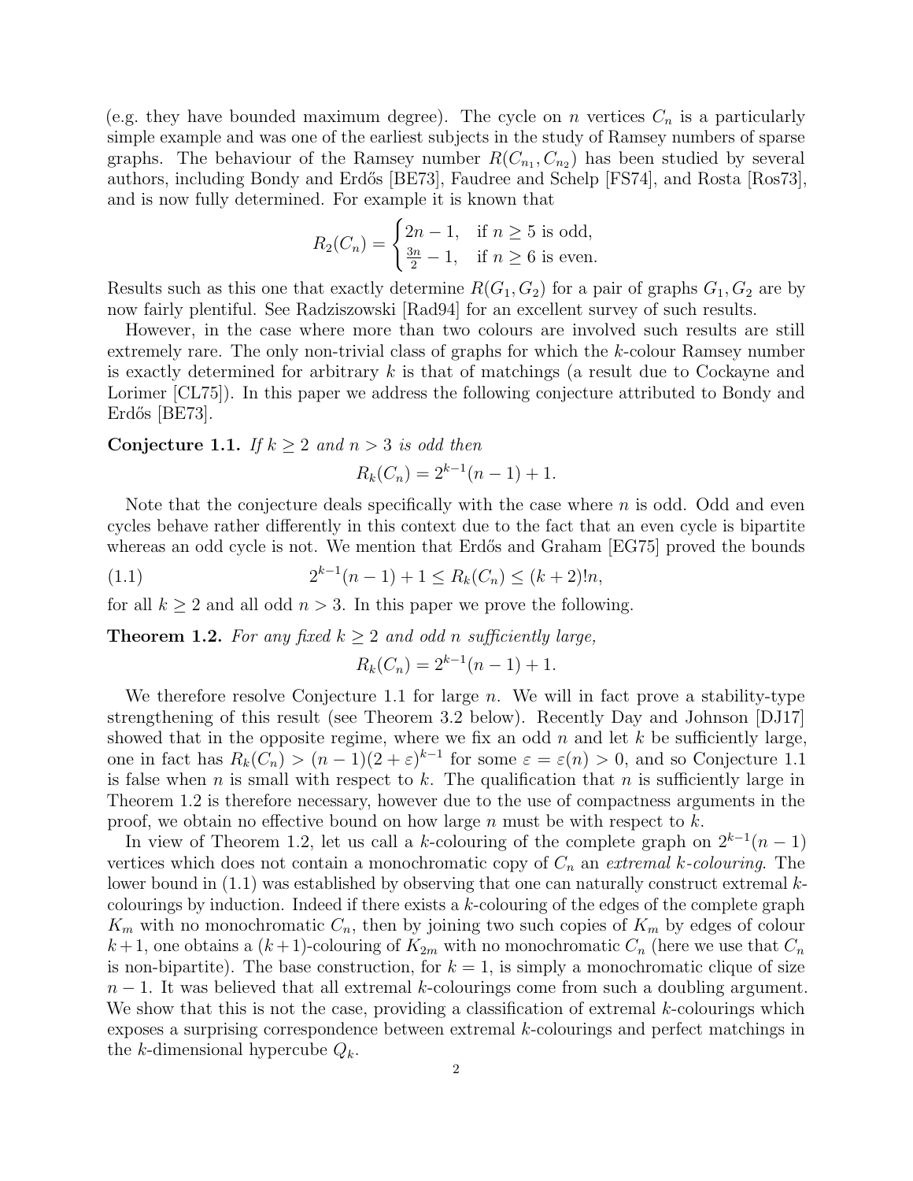(e.g. they have bounded maximum degree). The cycle on $n$ vertices $C_n$ is a particularly simple example and was one of the earliest subjects in the study of Ramsey numbers of sparse graphs. The behaviour of the Ramsey number $R(C_{n_1}, C_{n_2})$ has been studied by several authors, including Bondy and Erdős [BE73], Faudree and Schelp [FS74], and Rosta [Ros73], and is now fully determined. For example it is known that

$$R_2(C_n) = \begin{cases} 2n-1, & \text{if } n \geq 5 \text{ is odd,} \\ \frac{3n}{2}-1, & \text{if } n \geq 6 \text{ is even.} \end{cases}$$

Results such as this one that exactly determine $R(G_1, G_2)$ for a pair of graphs $G_1, G_2$ are by now fairly plentiful. See Radziszowski [Rad94] for an excellent survey of such results.

However, in the case where more than two colours are involved such results are still extremely rare. The only non-trivial class of graphs for which the $k$-colour Ramsey number is exactly determined for arbitrary $k$ is that of matchings (a result due to Cockayne and Lorimer [CL75]). In this paper we address the following conjecture attributed to Bondy and Erdős [BE73].

**Conjecture 1.1.** *If $k \geq 2$ and $n > 3$ is odd then*

$$R_k(C_n) = 2^{k-1}(n-1) + 1.$$

Note that the conjecture deals specifically with the case where $n$ is odd. Odd and even cycles behave rather differently in this context due to the fact that an even cycle is bipartite whereas an odd cycle is not. We mention that Erdős and Graham [EG75] proved the bounds

$$2^{k-1}(n-1) + 1 \leq R_k(C_n) \leq (k+2)!n, \tag{1.1}$$

for all $k \geq 2$ and all odd $n > 3$. In this paper we prove the following.

**Theorem 1.2.** *For any fixed $k \geq 2$ and odd $n$ sufficiently large,*

$$R_k(C_n) = 2^{k-1}(n-1) + 1.$$

We therefore resolve Conjecture 1.1 for large $n$. We will in fact prove a stability-type strengthening of this result (see Theorem 3.2 below). Recently Day and Johnson [DJ17] showed that in the opposite regime, where we fix an odd $n$ and let $k$ be sufficiently large, one in fact has $R_k(C_n) > (n-1)(2+\varepsilon)^{k-1}$ for some $\varepsilon = \varepsilon(n) > 0$, and so Conjecture 1.1 is false when $n$ is small with respect to $k$. The qualification that $n$ is sufficiently large in Theorem 1.2 is therefore necessary, however due to the use of compactness arguments in the proof, we obtain no effective bound on how large $n$ must be with respect to $k$.

In view of Theorem 1.2, let us call a $k$-colouring of the complete graph on $2^{k-1}(n-1)$ vertices which does not contain a monochromatic copy of $C_n$ an *extremal $k$-colouring*. The lower bound in (1.1) was established by observing that one can naturally construct extremal $k$-colourings by induction. Indeed if there exists a $k$-colouring of the edges of the complete graph $K_m$ with no monochromatic $C_n$, then by joining two such copies of $K_m$ by edges of colour $k+1$, one obtains a $(k+1)$-colouring of $K_{2m}$ with no monochromatic $C_n$ (here we use that $C_n$ is non-bipartite). The base construction, for $k = 1$, is simply a monochromatic clique of size $n-1$. It was believed that all extremal $k$-colourings come from such a doubling argument. We show that this is not the case, providing a classification of extremal $k$-colourings which exposes a surprising correspondence between extremal $k$-colourings and perfect matchings in the $k$-dimensional hypercube $Q_k$.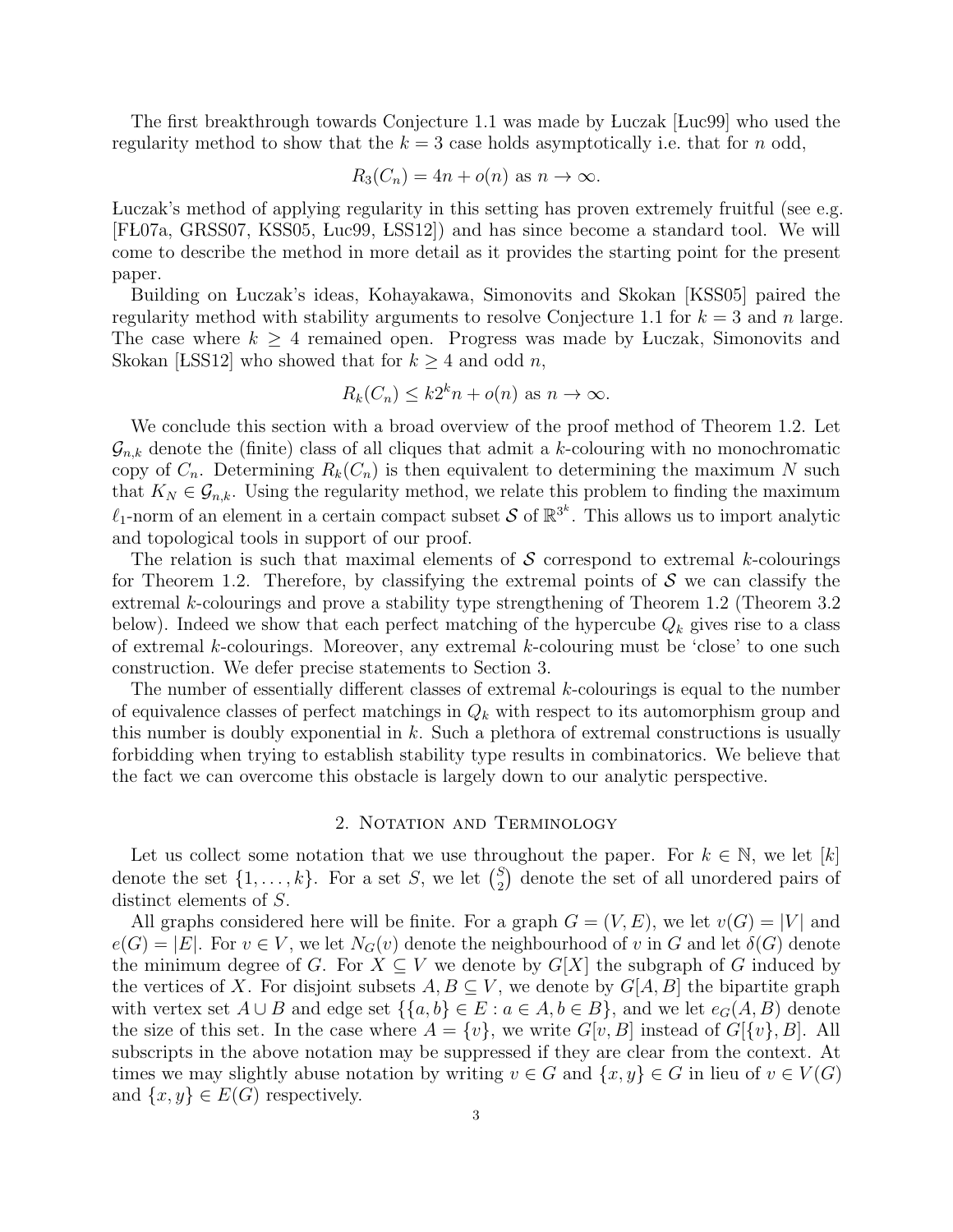The first breakthrough towards Conjecture 1.1 was made by Łuczak [Łuc99] who used the regularity method to show that the $k = 3$ case holds asymptotically i.e. that for $n$ odd,

$$R_3(C_n) = 4n + o(n) \text{ as } n \to \infty.$$

Łuczak's method of applying regularity in this setting has proven extremely fruitful (see e.g. [FŁ07a, GRSS07, KSS05, Łuc99, ŁSS12]) and has since become a standard tool. We will come to describe the method in more detail as it provides the starting point for the present paper.

Building on Łuczak's ideas, Kohayakawa, Simonovits and Skokan [KSS05] paired the regularity method with stability arguments to resolve Conjecture 1.1 for $k = 3$ and $n$ large. The case where $k \geq 4$ remained open. Progress was made by Łuczak, Simonovits and Skokan [ŁSS12] who showed that for $k \geq 4$ and odd $n$,

$$R_k(C_n) \leq k2^k n + o(n) \text{ as } n \to \infty.$$

We conclude this section with a broad overview of the proof method of Theorem 1.2. Let $\mathcal{G}_{n,k}$ denote the (finite) class of all cliques that admit a $k$-colouring with no monochromatic copy of $C_n$. Determining $R_k(C_n)$ is then equivalent to determining the maximum $N$ such that $K_N \in \mathcal{G}_{n,k}$. Using the regularity method, we relate this problem to finding the maximum $\ell_1$-norm of an element in a certain compact subset $\mathcal{S}$ of $\mathbb{R}^{3^k}$. This allows us to import analytic and topological tools in support of our proof.

The relation is such that maximal elements of $\mathcal{S}$ correspond to extremal $k$-colourings for Theorem 1.2. Therefore, by classifying the extremal points of $\mathcal{S}$ we can classify the extremal $k$-colourings and prove a stability type strengthening of Theorem 1.2 (Theorem 3.2 below). Indeed we show that each perfect matching of the hypercube $Q_k$ gives rise to a class of extremal $k$-colourings. Moreover, any extremal $k$-colouring must be 'close' to one such construction. We defer precise statements to Section 3.

The number of essentially different classes of extremal $k$-colourings is equal to the number of equivalence classes of perfect matchings in $Q_k$ with respect to its automorphism group and this number is doubly exponential in $k$. Such a plethora of extremal constructions is usually forbidding when trying to establish stability type results in combinatorics. We believe that the fact we can overcome this obstacle is largely down to our analytic perspective.

## 2. Notation and Terminology

Let us collect some notation that we use throughout the paper. For $k \in \mathbb{N}$, we let $[k]$ denote the set $\{1, \ldots, k\}$. For a set $S$, we let $\binom{S}{2}$ denote the set of all unordered pairs of distinct elements of $S$.

All graphs considered here will be finite. For a graph $G = (V, E)$, we let $v(G) = |V|$ and $e(G) = |E|$. For $v \in V$, we let $N_G(v)$ denote the neighbourhood of $v$ in $G$ and let $\delta(G)$ denote the minimum degree of $G$. For $X \subseteq V$ we denote by $G[X]$ the subgraph of $G$ induced by the vertices of $X$. For disjoint subsets $A, B \subseteq V$, we denote by $G[A, B]$ the bipartite graph with vertex set $A \cup B$ and edge set $\{\{a, b\} \in E : a \in A, b \in B\}$, and we let $e_G(A, B)$ denote the size of this set. In the case where $A = \{v\}$, we write $G[v, B]$ instead of $G[\{v\}, B]$. All subscripts in the above notation may be suppressed if they are clear from the context. At times we may slightly abuse notation by writing $v \in G$ and $\{x, y\} \in G$ in lieu of $v \in V(G)$ and $\{x, y\} \in E(G)$ respectively.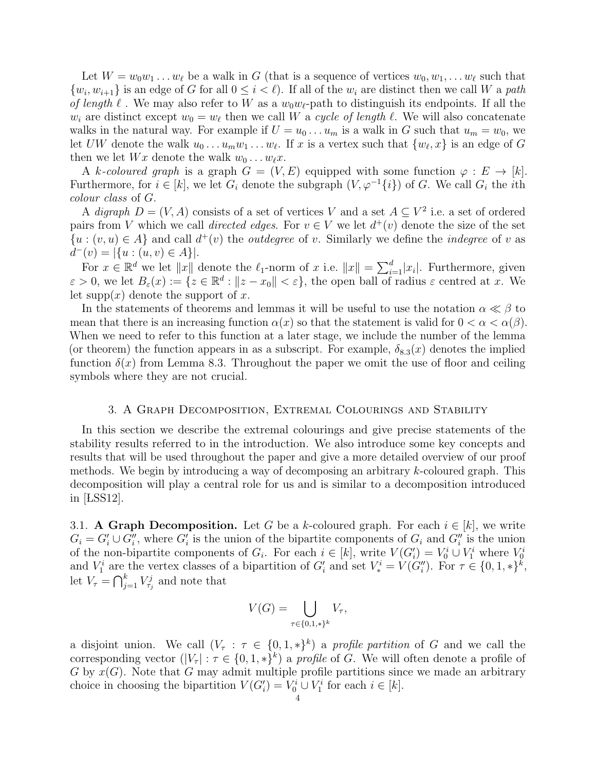Let $W = w_0w_1 \dots w_\ell$ be a walk in $G$ (that is a sequence of vertices $w_0, w_1, \dots w_\ell$ such that $\{w_i, w_{i+1}\}$ is an edge of $G$ for all $0 \le i < \ell$). If all of the $w_i$ are distinct then we call $W$ a *path of length* $\ell$ . We may also refer to $W$ as a $w_0w_\ell$-path to distinguish its endpoints. If all the $w_i$ are distinct except $w_0 = w_\ell$ then we call $W$ a *cycle of length* $\ell$. We will also concatenate walks in the natural way. For example if $U = u_0 \dots u_m$ is a walk in $G$ such that $u_m = w_0$, we let $UW$ denote the walk $u_0 \dots u_m w_1 \dots w_\ell$. If $x$ is a vertex such that $\{w_\ell, x\}$ is an edge of $G$ then we let $Wx$ denote the walk $w_0 \dots w_\ell x$.

A *$k$-coloured graph* is a graph $G = (V, E)$ equipped with some function $\varphi : E \to [k]$. Furthermore, for $i \in [k]$, we let $G_i$ denote the subgraph $(V, \varphi^{-1}\{i\})$ of $G$. We call $G_i$ the $i$th *colour class* of $G$.

A *digraph* $D = (V, A)$ consists of a set of vertices $V$ and a set $A \subseteq V^2$ i.e. a set of ordered pairs from $V$ which we call *directed edges*. For $v \in V$ we let $d^+(v)$ denote the size of the set $\{u : (v, u) \in A\}$ and call $d^+(v)$ the *outdegree* of $v$. Similarly we define the *indegree* of $v$ as $d^-(v) = |\{u : (u, v) \in A\}|$.

For $x \in \mathbb{R}^d$ we let $\|x\|$ denote the $\ell_1$-norm of $x$ i.e. $\|x\| = \sum_{i=1}^d |x_i|$. Furthermore, given $\varepsilon > 0$, we let $B_\varepsilon(x) := \{z \in \mathbb{R}^d : \|z - x_0\| < \varepsilon\}$, the open ball of radius $\varepsilon$ centred at $x$. We let $\mathrm{supp}(x)$ denote the support of $x$.

In the statements of theorems and lemmas it will be useful to use the notation $\alpha \ll \beta$ to mean that there is an increasing function $\alpha(x)$ so that the statement is valid for $0 < \alpha < \alpha(\beta)$. When we need to refer to this function at a later stage, we include the number of the lemma (or theorem) the function appears in as a subscript. For example, $\delta_{8.3}(x)$ denotes the implied function $\delta(x)$ from Lemma 8.3. Throughout the paper we omit the use of floor and ceiling symbols where they are not crucial.

## 3. A Graph Decomposition, Extremal Colourings and Stability

In this section we describe the extremal colourings and give precise statements of the stability results referred to in the introduction. We also introduce some key concepts and results that will be used throughout the paper and give a more detailed overview of our proof methods. We begin by introducing a way of decomposing an arbitrary $k$-coloured graph. This decomposition will play a central role for us and is similar to a decomposition introduced in [ŁSS12].

3.1. **A Graph Decomposition.** Let $G$ be a $k$-coloured graph. For each $i \in [k]$, we write $G_i = G_i' \cup G_i''$, where $G_i'$ is the union of the bipartite components of $G_i$ and $G_i''$ is the union of the non-bipartite components of $G_i$. For each $i \in [k]$, write $V(G_i') = V_0^i \cup V_1^i$ where $V_0^i$ and $V_1^i$ are the vertex classes of a bipartition of $G_i'$ and set $V_*^i = V(G_i'')$. For $\tau \in \{0, 1, *\}^k$, let $V_\tau = \bigcap_{j=1}^k V_{\tau_j}^j$ and note that

$$V(G) = \bigcup_{\tau \in \{0,1,*\}^k} V_\tau,$$

a disjoint union. We call $(V_\tau : \tau \in \{0, 1, *\}^k)$ a *profile partition* of $G$ and we call the corresponding vector $(|V_\tau| : \tau \in \{0, 1, *\}^k)$ a *profile* of $G$. We will often denote a profile of $G$ by $x(G)$. Note that $G$ may admit multiple profile partitions since we made an arbitrary choice in choosing the bipartition $V(G_i') = V_0^i \cup V_1^i$ for each $i \in [k]$.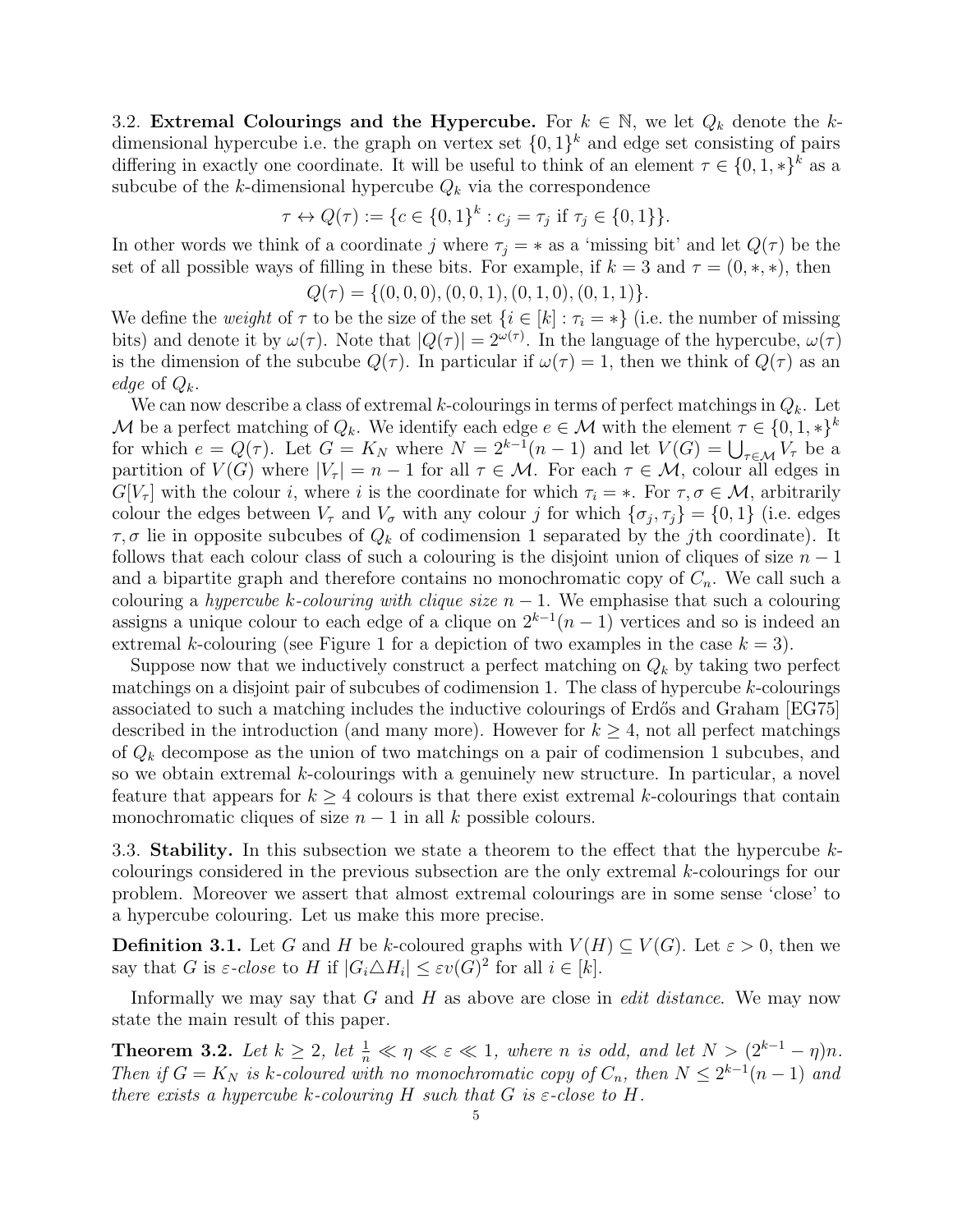3.2. **Extremal Colourings and the Hypercube.** For $k \in \mathbb{N}$, we let $Q_k$ denote the $k$-dimensional hypercube i.e. the graph on vertex set $\{0,1\}^k$ and edge set consisting of pairs differing in exactly one coordinate. It will be useful to think of an element $\tau \in \{0,1,*\}^k$ as a subcube of the $k$-dimensional hypercube $Q_k$ via the correspondence

$$\tau \leftrightarrow Q(\tau) := \{c \in \{0,1\}^k : c_j = \tau_j \text{ if } \tau_j \in \{0,1\}\}.$$

In other words we think of a coordinate $j$ where $\tau_j = *$ as a 'missing bit' and let $Q(\tau)$ be the set of all possible ways of filling in these bits. For example, if $k = 3$ and $\tau = (0,*,*)$, then

$$Q(\tau) = \{(0,0,0),(0,0,1),(0,1,0),(0,1,1)\}.$$

We define the *weight* of $\tau$ to be the size of the set $\{i \in [k] : \tau_i = *\}$ (i.e. the number of missing bits) and denote it by $\omega(\tau)$. Note that $|Q(\tau)| = 2^{\omega(\tau)}$. In the language of the hypercube, $\omega(\tau)$ is the dimension of the subcube $Q(\tau)$. In particular if $\omega(\tau) = 1$, then we think of $Q(\tau)$ as an *edge* of $Q_k$.

We can now describe a class of extremal $k$-colourings in terms of perfect matchings in $Q_k$. Let $\mathcal{M}$ be a perfect matching of $Q_k$. We identify each edge $e \in \mathcal{M}$ with the element $\tau \in \{0,1,*\}^k$ for which $e = Q(\tau)$. Let $G = K_N$ where $N = 2^{k-1}(n-1)$ and let $V(G) = \bigcup_{\tau \in \mathcal{M}} V_\tau$ be a partition of $V(G)$ where $|V_\tau| = n-1$ for all $\tau \in \mathcal{M}$. For each $\tau \in \mathcal{M}$, colour all edges in $G[V_\tau]$ with the colour $i$, where $i$ is the coordinate for which $\tau_i = *$. For $\tau, \sigma \in \mathcal{M}$, arbitrarily colour the edges between $V_\tau$ and $V_\sigma$ with any colour $j$ for which $\{\sigma_j, \tau_j\} = \{0,1\}$ (i.e. edges $\tau, \sigma$ lie in opposite subcubes of $Q_k$ of codimension 1 separated by the $j$th coordinate). It follows that each colour class of such a colouring is the disjoint union of cliques of size $n-1$ and a bipartite graph and therefore contains no monochromatic copy of $C_n$. We call such a colouring a *hypercube $k$-colouring with clique size $n-1$*. We emphasise that such a colouring assigns a unique colour to each edge of a clique on $2^{k-1}(n-1)$ vertices and so is indeed an extremal $k$-colouring (see Figure 1 for a depiction of two examples in the case $k = 3$).

Suppose now that we inductively construct a perfect matching on $Q_k$ by taking two perfect matchings on a disjoint pair of subcubes of codimension 1. The class of hypercube $k$-colourings associated to such a matching includes the inductive colourings of Erdős and Graham [EG75] described in the introduction (and many more). However for $k \geq 4$, not all perfect matchings of $Q_k$ decompose as the union of two matchings on a pair of codimension 1 subcubes, and so we obtain extremal $k$-colourings with a genuinely new structure. In particular, a novel feature that appears for $k \geq 4$ colours is that there exist extremal $k$-colourings that contain monochromatic cliques of size $n-1$ in all $k$ possible colours.

3.3. **Stability.** In this subsection we state a theorem to the effect that the hypercube $k$-colourings considered in the previous subsection are the only extremal $k$-colourings for our problem. Moreover we assert that almost extremal colourings are in some sense 'close' to a hypercube colouring. Let us make this more precise.

**Definition 3.1.** Let $G$ and $H$ be $k$-coloured graphs with $V(H) \subseteq V(G)$. Let $\varepsilon > 0$, then we say that $G$ is *$\varepsilon$-close* to $H$ if $|G_i \triangle H_i| \leq \varepsilon v(G)^2$ for all $i \in [k]$.

Informally we may say that $G$ and $H$ as above are close in *edit distance*. We may now state the main result of this paper.

**Theorem 3.2.** *Let $k \geq 2$, let $\frac{1}{n} \ll \eta \ll \varepsilon \ll 1$, where $n$ is odd, and let $N > (2^{k-1} - \eta)n$. Then if $G = K_N$ is $k$-coloured with no monochromatic copy of $C_n$, then $N \leq 2^{k-1}(n-1)$ and there exists a hypercube $k$-colouring $H$ such that $G$ is $\varepsilon$-close to $H$.*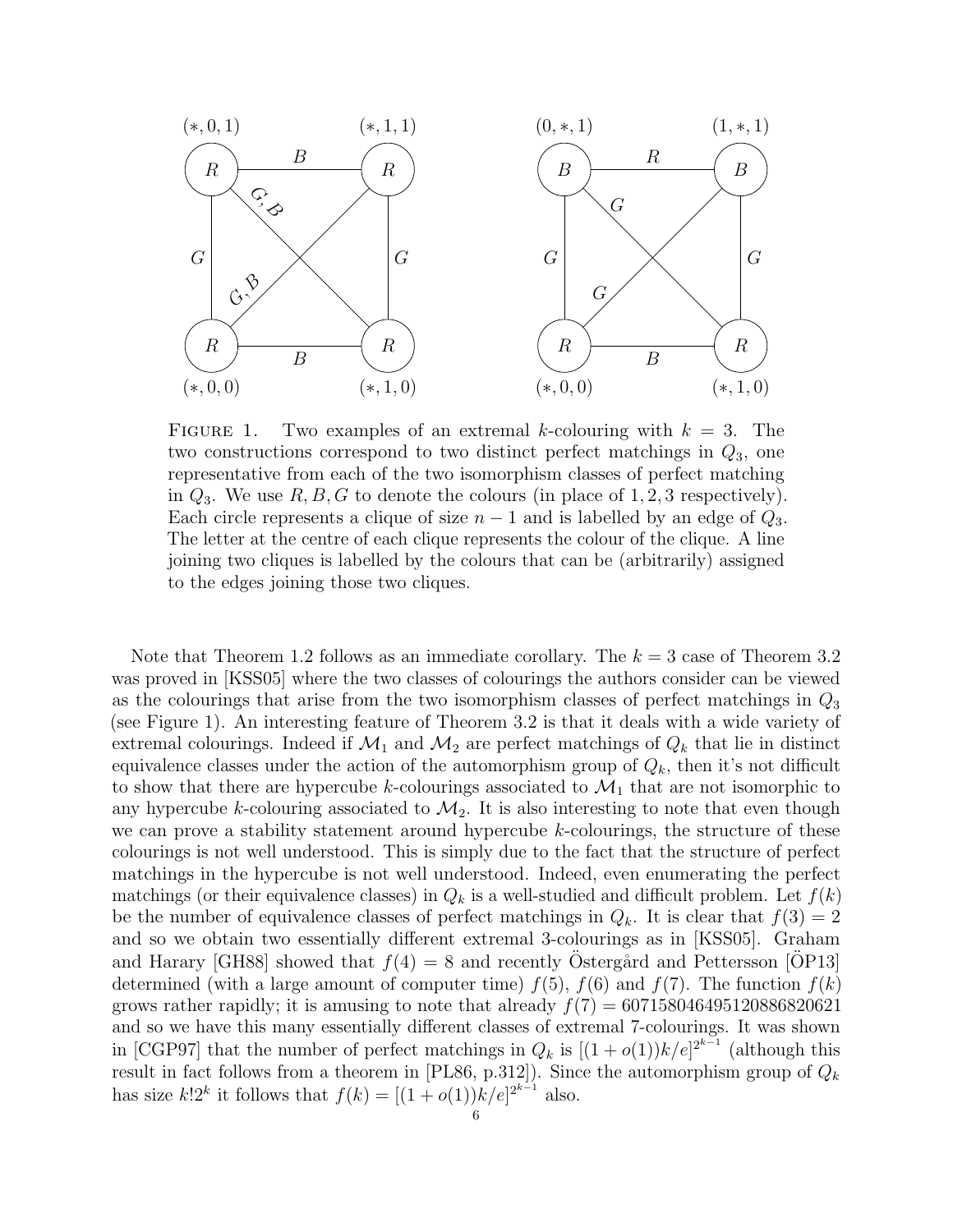FIGURE 1. Two examples of an extremal $k$-colouring with $k = 3$. The two constructions correspond to two distinct perfect matchings in $Q_3$, one representative from each of the two isomorphism classes of perfect matching in $Q_3$. We use $R, B, G$ to denote the colours (in place of $1, 2, 3$ respectively). Each circle represents a clique of size $n - 1$ and is labelled by an edge of $Q_3$. The letter at the centre of each clique represents the colour of the clique. A line joining two cliques is labelled by the colours that can be (arbitrarily) assigned to the edges joining those two cliques.

Note that Theorem 1.2 follows as an immediate corollary. The $k = 3$ case of Theorem 3.2 was proved in [KSS05] where the two classes of colourings the authors consider can be viewed as the colourings that arise from the two isomorphism classes of perfect matchings in $Q_3$ (see Figure 1). An interesting feature of Theorem 3.2 is that it deals with a wide variety of extremal colourings. Indeed if $\mathcal{M}_1$ and $\mathcal{M}_2$ are perfect matchings of $Q_k$ that lie in distinct equivalence classes under the action of the automorphism group of $Q_k$, then it's not difficult to show that there are hypercube $k$-colourings associated to $\mathcal{M}_1$ that are not isomorphic to any hypercube $k$-colouring associated to $\mathcal{M}_2$. It is also interesting to note that even though we can prove a stability statement around hypercube $k$-colourings, the structure of these colourings is not well understood. This is simply due to the fact that the structure of perfect matchings in the hypercube is not well understood. Indeed, even enumerating the perfect matchings (or their equivalence classes) in $Q_k$ is a well-studied and difficult problem. Let $f(k)$ be the number of equivalence classes of perfect matchings in $Q_k$. It is clear that $f(3) = 2$ and so we obtain two essentially different extremal 3-colourings as in [KSS05]. Graham and Harary [GH88] showed that $f(4) = 8$ and recently Östergård and Pettersson [ÖP13] determined (with a large amount of computer time) $f(5)$, $f(6)$ and $f(7)$. The function $f(k)$ grows rather rapidly; it is amusing to note that already $f(7) = 60715804649512088 6820621$ and so we have this many essentially different classes of extremal 7-colourings. It was shown in [CGP97] that the number of perfect matchings in $Q_k$ is $[(1 + o(1))k/e]^{2^{k-1}}$ (although this result in fact follows from a theorem in [PL86, p.312]). Since the automorphism group of $Q_k$ has size $k!2^k$ it follows that $f(k) = [(1 + o(1))k/e]^{2^{k-1}}$ also.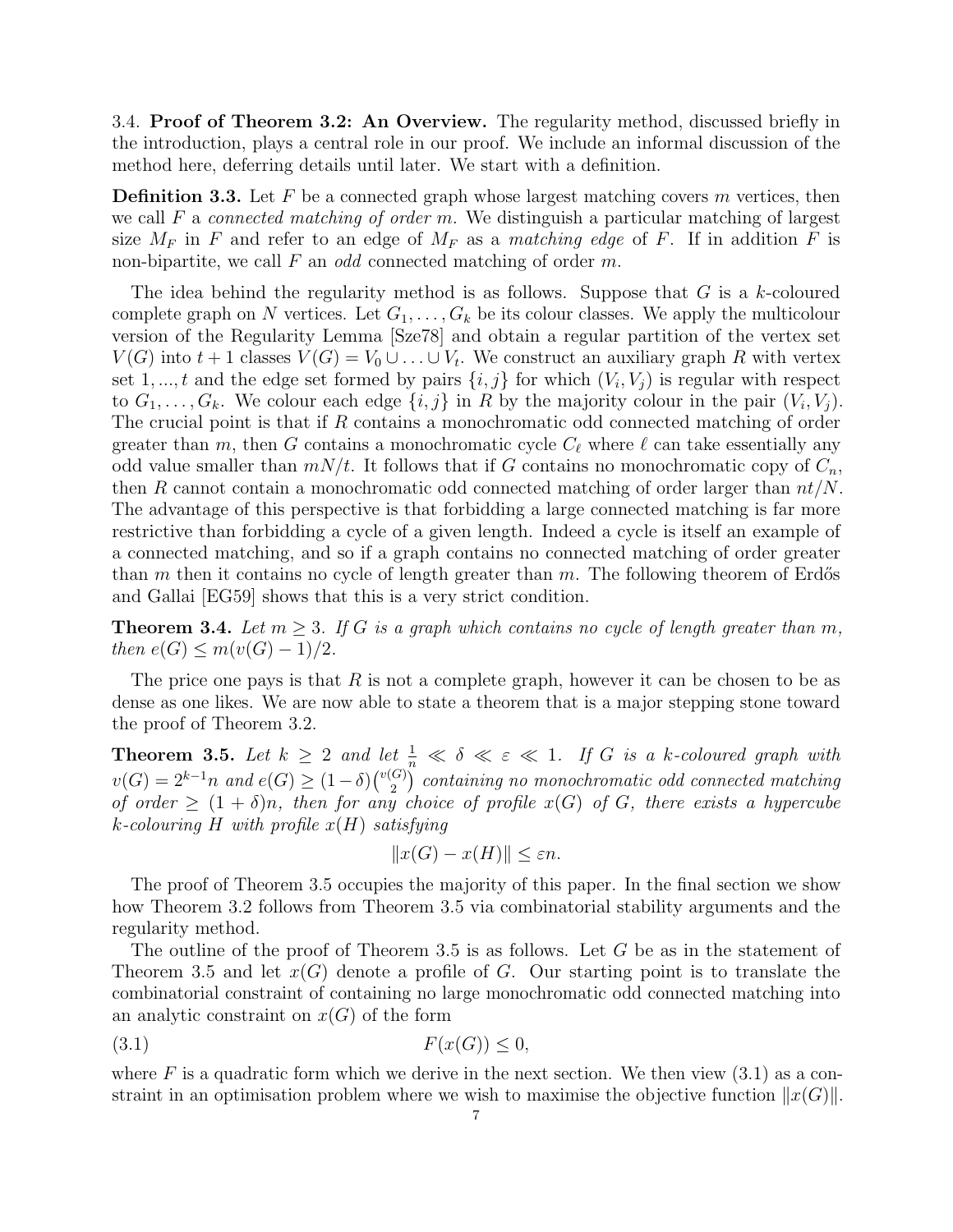### 3.4. Proof of Theorem 3.2: An Overview.

The regularity method, discussed briefly in the introduction, plays a central role in our proof. We include an informal discussion of the method here, deferring details until later. We start with a definition.

**Definition 3.3.** Let $F$ be a connected graph whose largest matching covers $m$ vertices, then we call $F$ a *connected matching of order* $m$. We distinguish a particular matching of largest size $M_F$ in $F$ and refer to an edge of $M_F$ as a *matching edge* of $F$. If in addition $F$ is non-bipartite, we call $F$ an *odd* connected matching of order $m$.

The idea behind the regularity method is as follows. Suppose that $G$ is a $k$-coloured complete graph on $N$ vertices. Let $G_1, \ldots, G_k$ be its colour classes. We apply the multicolour version of the Regularity Lemma [Sze78] and obtain a regular partition of the vertex set $V(G)$ into $t+1$ classes $V(G) = V_0 \cup \ldots \cup V_t$. We construct an auxiliary graph $R$ with vertex set $1, ..., t$ and the edge set formed by pairs $\{i, j\}$ for which $(V_i, V_j)$ is regular with respect to $G_1, \ldots, G_k$. We colour each edge $\{i, j\}$ in $R$ by the majority colour in the pair $(V_i, V_j)$. The crucial point is that if $R$ contains a monochromatic odd connected matching of order greater than $m$, then $G$ contains a monochromatic cycle $C_\ell$ where $\ell$ can take essentially any odd value smaller than $mN/t$. It follows that if $G$ contains no monochromatic copy of $C_n$, then $R$ cannot contain a monochromatic odd connected matching of order larger than $nt/N$. The advantage of this perspective is that forbidding a large connected matching is far more restrictive than forbidding a cycle of a given length. Indeed a cycle is itself an example of a connected matching, and so if a graph contains no connected matching of order greater than $m$ then it contains no cycle of length greater than $m$. The following theorem of Erdős and Gallai [EG59] shows that this is a very strict condition.

**Theorem 3.4.** *Let $m \geq 3$. If $G$ is a graph which contains no cycle of length greater than $m$, then $e(G) \leq m(v(G) - 1)/2$.*

The price one pays is that $R$ is not a complete graph, however it can be chosen to be as dense as one likes. We are now able to state a theorem that is a major stepping stone toward the proof of Theorem 3.2.

**Theorem 3.5.** *Let $k \geq 2$ and let $\frac{1}{n} \ll \delta \ll \varepsilon \ll 1$. If $G$ is a $k$-coloured graph with $v(G) = 2^{k-1}n$ and $e(G) \geq (1-\delta)\binom{v(G)}{2}$ containing no monochromatic odd connected matching of order $\geq (1+\delta)n$, then for any choice of profile $x(G)$ of $G$, there exists a hypercube $k$-colouring $H$ with profile $x(H)$ satisfying*

$$\|x(G) - x(H)\| \leq \varepsilon n.$$

The proof of Theorem 3.5 occupies the majority of this paper. In the final section we show how Theorem 3.2 follows from Theorem 3.5 via combinatorial stability arguments and the regularity method.

The outline of the proof of Theorem 3.5 is as follows. Let $G$ be as in the statement of Theorem 3.5 and let $x(G)$ denote a profile of $G$. Our starting point is to translate the combinatorial constraint of containing no large monochromatic odd connected matching into an analytic constraint on $x(G)$ of the form

$$F(x(G)) \leq 0, \tag{3.1}$$

where $F$ is a quadratic form which we derive in the next section. We then view (3.1) as a constraint in an optimisation problem where we wish to maximise the objective function $\|x(G)\|$.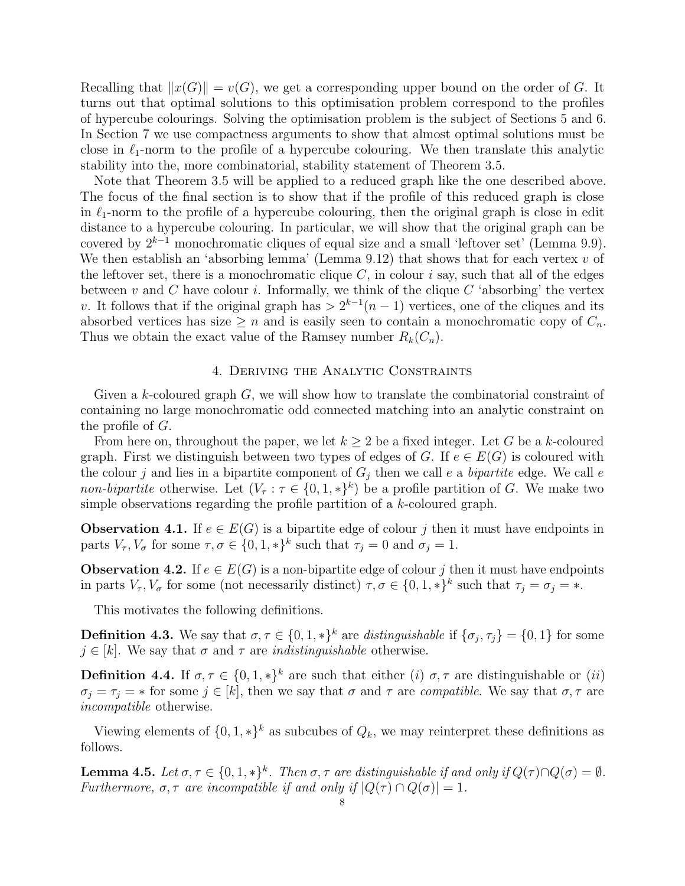Recalling that $\|x(G)\| = v(G)$, we get a corresponding upper bound on the order of $G$. It turns out that optimal solutions to this optimisation problem correspond to the profiles of hypercube colourings. Solving the optimisation problem is the subject of Sections 5 and 6. In Section 7 we use compactness arguments to show that almost optimal solutions must be close in $\ell_1$-norm to the profile of a hypercube colouring. We then translate this analytic stability into the, more combinatorial, stability statement of Theorem 3.5.

Note that Theorem 3.5 will be applied to a reduced graph like the one described above. The focus of the final section is to show that if the profile of this reduced graph is close in $\ell_1$-norm to the profile of a hypercube colouring, then the original graph is close in edit distance to a hypercube colouring. In particular, we will show that the original graph can be covered by $2^{k-1}$ monochromatic cliques of equal size and a small 'leftover set' (Lemma 9.9). We then establish an 'absorbing lemma' (Lemma 9.12) that shows that for each vertex $v$ of the leftover set, there is a monochromatic clique $C$, in colour $i$ say, such that all of the edges between $v$ and $C$ have colour $i$. Informally, we think of the clique $C$ 'absorbing' the vertex $v$. It follows that if the original graph has $> 2^{k-1}(n-1)$ vertices, one of the cliques and its absorbed vertices has size $\geq n$ and is easily seen to contain a monochromatic copy of $C_n$. Thus we obtain the exact value of the Ramsey number $R_k(C_n)$.

## 4. Deriving the Analytic Constraints

Given a $k$-coloured graph $G$, we will show how to translate the combinatorial constraint of containing no large monochromatic odd connected matching into an analytic constraint on the profile of $G$.

From here on, throughout the paper, we let $k \geq 2$ be a fixed integer. Let $G$ be a $k$-coloured graph. First we distinguish between two types of edges of $G$. If $e \in E(G)$ is coloured with the colour $j$ and lies in a bipartite component of $G_j$ then we call $e$ a *bipartite* edge. We call $e$ *non-bipartite* otherwise. Let $(V_\tau : \tau \in \{0,1,*\}^k)$ be a profile partition of $G$. We make two simple observations regarding the profile partition of a $k$-coloured graph.

**Observation 4.1.** If $e \in E(G)$ is a bipartite edge of colour $j$ then it must have endpoints in parts $V_\tau, V_\sigma$ for some $\tau, \sigma \in \{0,1,*\}^k$ such that $\tau_j = 0$ and $\sigma_j = 1$.

**Observation 4.2.** If $e \in E(G)$ is a non-bipartite edge of colour $j$ then it must have endpoints in parts $V_\tau, V_\sigma$ for some (not necessarily distinct) $\tau, \sigma \in \{0,1,*\}^k$ such that $\tau_j = \sigma_j = *$.

This motivates the following definitions.

**Definition 4.3.** We say that $\sigma, \tau \in \{0,1,*\}^k$ are *distinguishable* if $\{\sigma_j, \tau_j\} = \{0,1\}$ for some $j \in [k]$. We say that $\sigma$ and $\tau$ are *indistinguishable* otherwise.

**Definition 4.4.** If $\sigma, \tau \in \{0,1,*\}^k$ are such that either $(i)$ $\sigma, \tau$ are distinguishable or $(ii)$ $\sigma_j = \tau_j = *$ for some $j \in [k]$, then we say that $\sigma$ and $\tau$ are *compatible*. We say that $\sigma, \tau$ are *incompatible* otherwise.

Viewing elements of $\{0,1,*\}^k$ as subcubes of $Q_k$, we may reinterpret these definitions as follows.

**Lemma 4.5.** *Let $\sigma, \tau \in \{0,1,*\}^k$. Then $\sigma, \tau$ are distinguishable if and only if $Q(\tau) \cap Q(\sigma) = \emptyset$. Furthermore, $\sigma, \tau$ are incompatible if and only if $|Q(\tau) \cap Q(\sigma)| = 1$.*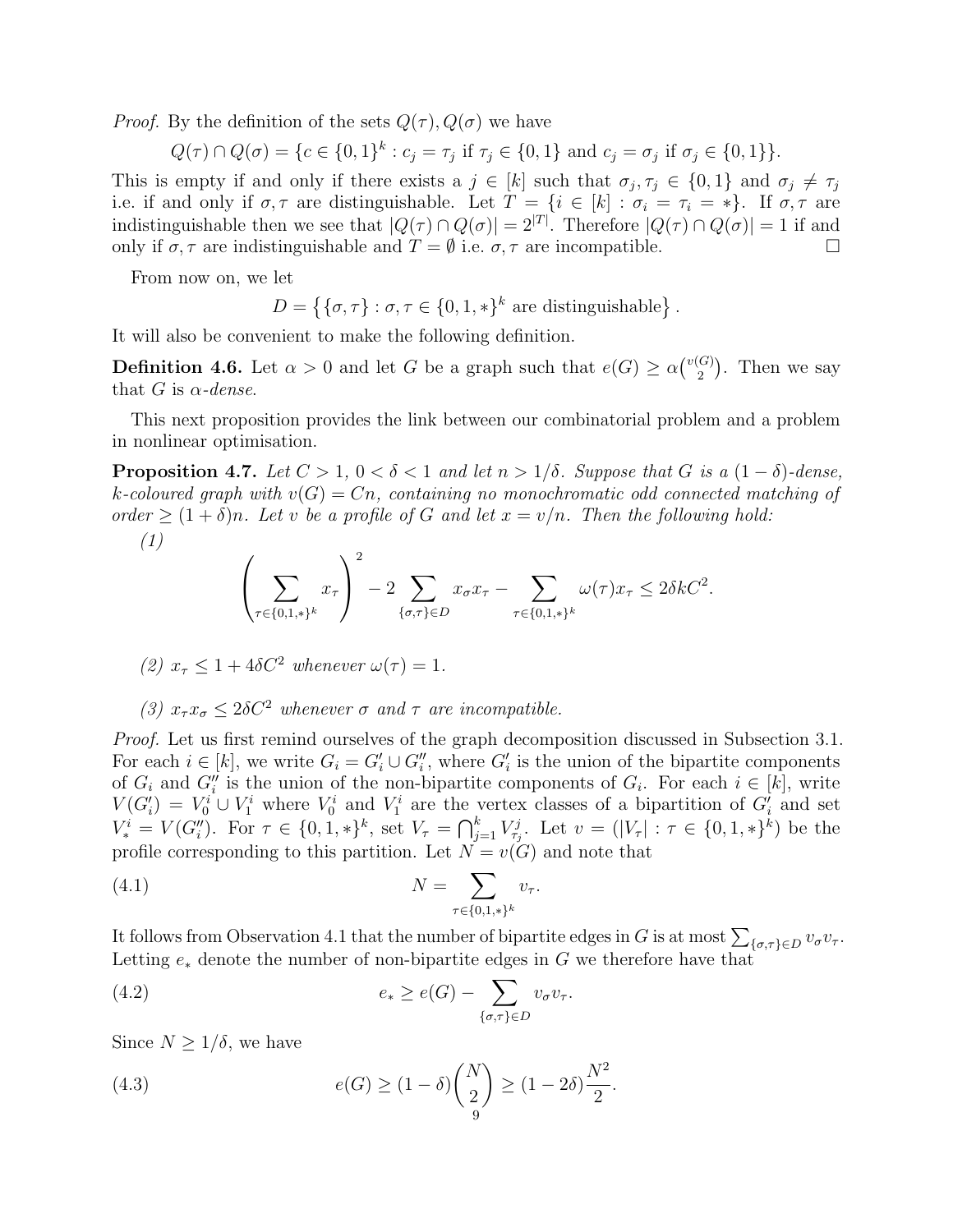*Proof.* By the definition of the sets $Q(\tau), Q(\sigma)$ we have

$$Q(\tau) \cap Q(\sigma) = \{c \in \{0,1\}^k : c_j = \tau_j \text{ if } \tau_j \in \{0,1\} \text{ and } c_j = \sigma_j \text{ if } \sigma_j \in \{0,1\}\}.$$

This is empty if and only if there exists a $j \in [k]$ such that $\sigma_j, \tau_j \in \{0,1\}$ and $\sigma_j \neq \tau_j$ i.e. if and only if $\sigma, \tau$ are distinguishable. Let $T = \{i \in [k] : \sigma_i = \tau_i = *\}$. If $\sigma, \tau$ are indistinguishable then we see that $|Q(\tau) \cap Q(\sigma)| = 2^{|T|}$. Therefore $|Q(\tau) \cap Q(\sigma)| = 1$ if and only if $\sigma, \tau$ are indistinguishable and $T = \emptyset$ i.e. $\sigma, \tau$ are incompatible. $\square$

From now on, we let

$$D = \big\{\{\sigma, \tau\} : \sigma, \tau \in \{0,1,*\}^k \text{ are distinguishable}\big\}.$$

It will also be convenient to make the following definition.

**Definition 4.6.** Let $\alpha > 0$ and let $G$ be a graph such that $e(G) \geq \alpha\binom{v(G)}{2}$. Then we say that $G$ is *$\alpha$-dense*.

This next proposition provides the link between our combinatorial problem and a problem in nonlinear optimisation.

**Proposition 4.7.** *Let $C > 1$, $0 < \delta < 1$ and let $n > 1/\delta$. Suppose that $G$ is a $(1-\delta)$-dense, $k$-coloured graph with $v(G) = Cn$, containing no monochromatic odd connected matching of order $\geq (1+\delta)n$. Let $v$ be a profile of $G$ and let $x = v/n$. Then the following hold:*

*(1)*

$$\left(\sum_{\tau \in \{0,1,*\}^k} x_\tau\right)^2 - 2\sum_{\{\sigma,\tau\} \in D} x_\sigma x_\tau - \sum_{\tau \in \{0,1,*\}^k} \omega(\tau) x_\tau \leq 2\delta k C^2.$$

*(2) $x_\tau \leq 1 + 4\delta C^2$ whenever $\omega(\tau) = 1$.*

*(3) $x_\tau x_\sigma \leq 2\delta C^2$ whenever $\sigma$ and $\tau$ are incompatible.*

*Proof.* Let us first remind ourselves of the graph decomposition discussed in Subsection 3.1. For each $i \in [k]$, we write $G_i = G_i' \cup G_i''$, where $G_i'$ is the union of the bipartite components of $G_i$ and $G_i''$ is the union of the non-bipartite components of $G_i$. For each $i \in [k]$, write $V(G_i') = V_0^i \cup V_1^i$ where $V_0^i$ and $V_1^i$ are the vertex classes of a bipartition of $G_i'$ and set $V_*^i = V(G_i'')$. For $\tau \in \{0,1,*\}^k$, set $V_\tau = \bigcap_{j=1}^k V_{\tau_j}^j$. Let $v = (|V_\tau| : \tau \in \{0,1,*\}^k)$ be the profile corresponding to this partition. Let $N = v(G)$ and note that

$$N = \sum_{\tau \in \{0,1,*\}^k} v_\tau. \tag{4.1}$$

It follows from Observation 4.1 that the number of bipartite edges in $G$ is at most $\sum_{\{\sigma,\tau\} \in D} v_\sigma v_\tau$. Letting $e_*$ denote the number of non-bipartite edges in $G$ we therefore have that

$$e_* \geq e(G) - \sum_{\{\sigma,\tau\} \in D} v_\sigma v_\tau. \tag{4.2}$$

Since $N \geq 1/\delta$, we have

$$e(G) \geq (1-\delta)\binom{N}{2} \geq (1-2\delta)\frac{N^2}{2}. \tag{4.3}$$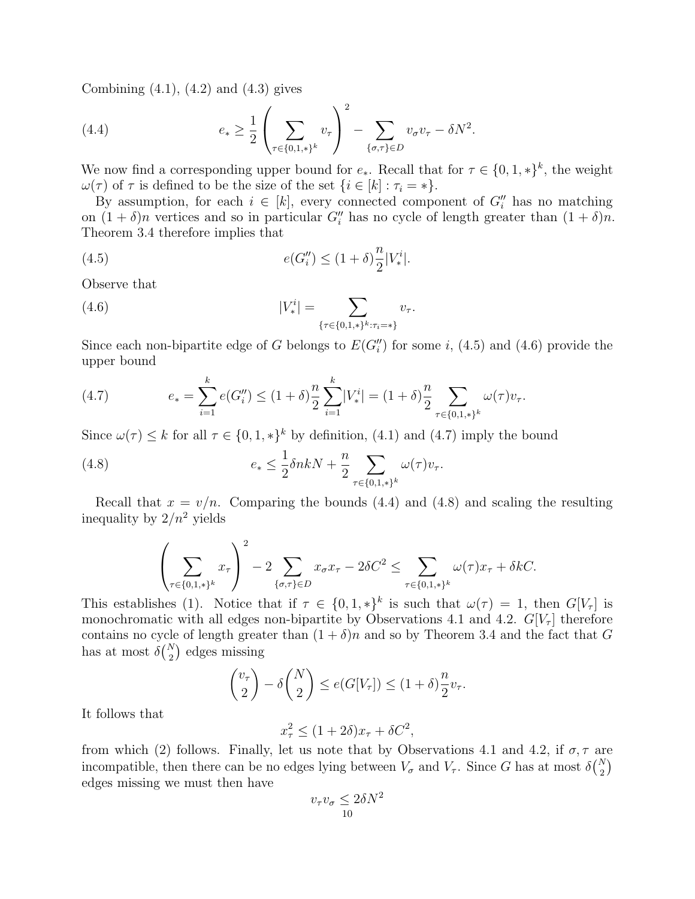Combining (4.1), (4.2) and (4.3) gives

$$e_* \geq \frac{1}{2}\left(\sum_{\tau\in\{0,1,*\}^k} v_\tau\right)^2 - \sum_{\{\sigma,\tau\}\in D} v_\sigma v_\tau - \delta N^2. \tag{4.4}$$

We now find a corresponding upper bound for $e_*$. Recall that for $\tau \in \{0,1,*\}^k$, the weight $\omega(\tau)$ of $\tau$ is defined to be the size of the set $\{i \in [k] : \tau_i = *\}$.

By assumption, for each $i \in [k]$, every connected component of $G_i''$ has no matching on $(1+\delta)n$ vertices and so in particular $G_i''$ has no cycle of length greater than $(1+\delta)n$. Theorem 3.4 therefore implies that

$$e(G_i'') \leq (1+\delta)\frac{n}{2}|V_*^i|. \tag{4.5}$$

Observe that

$$|V_*^i| = \sum_{\{\tau\in\{0,1,*\}^k:\tau_i=*\}} v_\tau. \tag{4.6}$$

Since each non-bipartite edge of $G$ belongs to $E(G_i'')$ for some $i$, (4.5) and (4.6) provide the upper bound

$$e_* = \sum_{i=1}^k e(G_i'') \leq (1+\delta)\frac{n}{2}\sum_{i=1}^k |V_*^i| = (1+\delta)\frac{n}{2}\sum_{\tau\in\{0,1,*\}^k}\omega(\tau)v_\tau. \tag{4.7}$$

Since $\omega(\tau) \leq k$ for all $\tau \in \{0,1,*\}^k$ by definition, (4.1) and (4.7) imply the bound

$$e_* \leq \frac{1}{2}\delta nkN + \frac{n}{2}\sum_{\tau\in\{0,1,*\}^k}\omega(\tau)v_\tau. \tag{4.8}$$

Recall that $x = v/n$. Comparing the bounds (4.4) and (4.8) and scaling the resulting inequality by $2/n^2$ yields

$$\left(\sum_{\tau\in\{0,1,*\}^k} x_\tau\right)^2 - 2\sum_{\{\sigma,\tau\}\in D} x_\sigma x_\tau - 2\delta C^2 \leq \sum_{\tau\in\{0,1,*\}^k}\omega(\tau)x_\tau + \delta kC.$$

This establishes (1). Notice that if $\tau \in \{0,1,*\}^k$ is such that $\omega(\tau) = 1$, then $G[V_\tau]$ is monochromatic with all edges non-bipartite by Observations 4.1 and 4.2. $G[V_\tau]$ therefore contains no cycle of length greater than $(1+\delta)n$ and so by Theorem 3.4 and the fact that $G$ has at most $\delta\binom{N}{2}$ edges missing

$$\binom{v_\tau}{2} - \delta\binom{N}{2} \leq e(G[V_\tau]) \leq (1+\delta)\frac{n}{2}v_\tau.$$

It follows that

$$x_\tau^2 \leq (1+2\delta)x_\tau + \delta C^2,$$

from which (2) follows. Finally, let us note that by Observations 4.1 and 4.2, if $\sigma, \tau$ are incompatible, then there can be no edges lying between $V_\sigma$ and $V_\tau$. Since $G$ has at most $\delta\binom{N}{2}$ edges missing we must then have

$$v_\tau v_\sigma \leq 2\delta N^2$$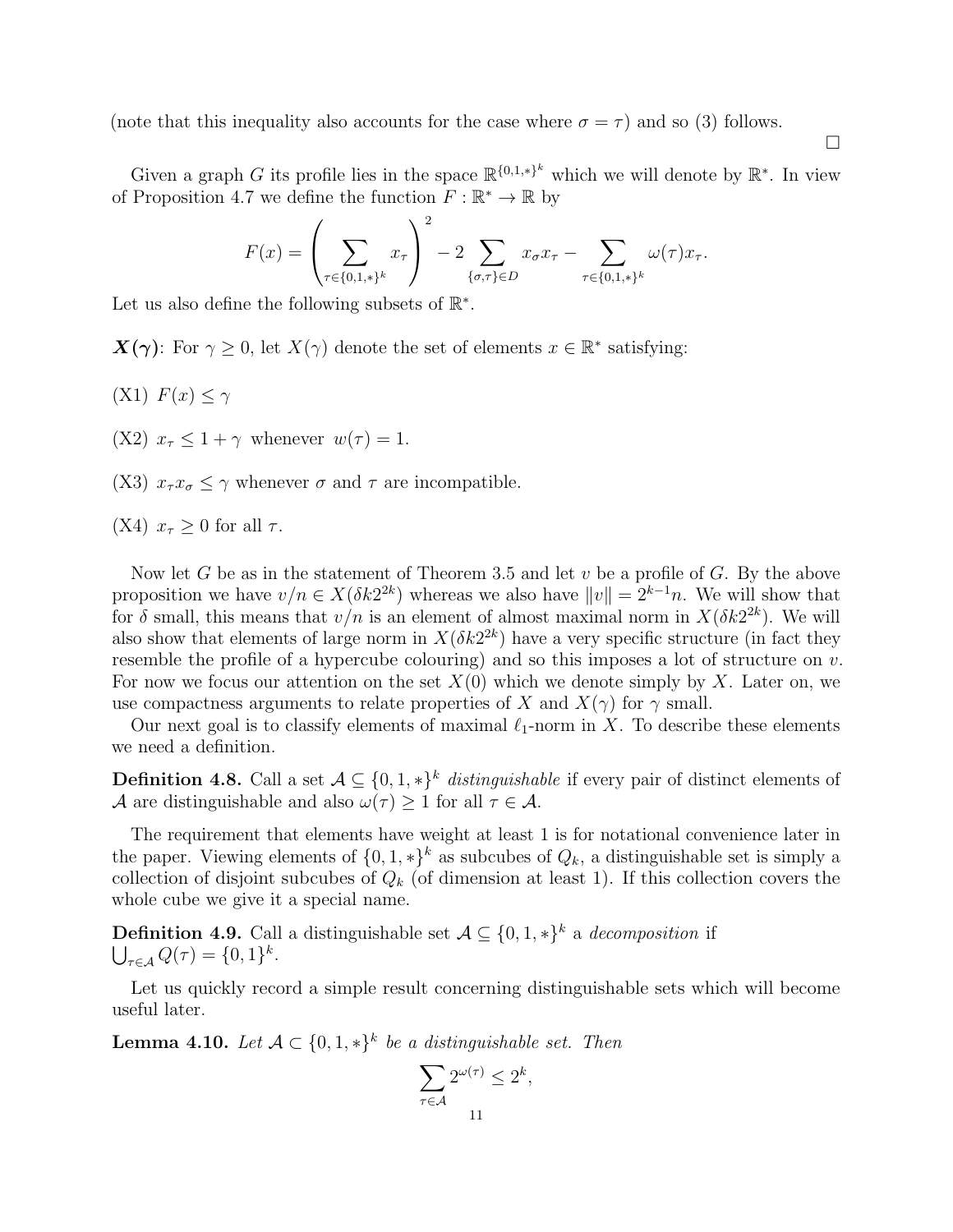(note that this inequality also accounts for the case where $\sigma = \tau$) and so (3) follows.

□

Given a graph $G$ its profile lies in the space $\mathbb{R}^{\{0,1,*\}^k}$ which we will denote by $\mathbb{R}^*$. In view of Proposition 4.7 we define the function $F : \mathbb{R}^* \to \mathbb{R}$ by

$$F(x) = \left( \sum_{\tau \in \{0,1,*\}^k} x_\tau \right)^2 - 2 \sum_{\{\sigma,\tau\} \in D} x_\sigma x_\tau - \sum_{\tau \in \{0,1,*\}^k} \omega(\tau) x_\tau.$$

Let us also define the following subsets of $\mathbb{R}^*$.

***X(γ)***: For $\gamma \geq 0$, let $X(\gamma)$ denote the set of elements $x \in \mathbb{R}^*$ satisfying:

(X1) $F(x) \leq \gamma$

(X2) $x_\tau \leq 1 + \gamma$ whenever $w(\tau) = 1$.

(X3) $x_\tau x_\sigma \leq \gamma$ whenever $\sigma$ and $\tau$ are incompatible.

(X4) $x_\tau \geq 0$ for all $\tau$.

Now let $G$ be as in the statement of Theorem 3.5 and let $v$ be a profile of $G$. By the above proposition we have $v/n \in X(\delta k 2^{2k})$ whereas we also have $\|v\| = 2^{k-1}n$. We will show that for $\delta$ small, this means that $v/n$ is an element of almost maximal norm in $X(\delta k 2^{2k})$. We will also show that elements of large norm in $X(\delta k 2^{2k})$ have a very specific structure (in fact they resemble the profile of a hypercube colouring) and so this imposes a lot of structure on $v$. For now we focus our attention on the set $X(0)$ which we denote simply by $X$. Later on, we use compactness arguments to relate properties of $X$ and $X(\gamma)$ for $\gamma$ small.

Our next goal is to classify elements of maximal $\ell_1$-norm in $X$. To describe these elements we need a definition.

**Definition 4.8.** Call a set $\mathcal{A} \subseteq \{0, 1, *\}^k$ *distinguishable* if every pair of distinct elements of $\mathcal{A}$ are distinguishable and also $\omega(\tau) \geq 1$ for all $\tau \in \mathcal{A}$.

The requirement that elements have weight at least 1 is for notational convenience later in the paper. Viewing elements of $\{0, 1, *\}^k$ as subcubes of $Q_k$, a distinguishable set is simply a collection of disjoint subcubes of $Q_k$ (of dimension at least 1). If this collection covers the whole cube we give it a special name.

**Definition 4.9.** Call a distinguishable set $\mathcal{A} \subseteq \{0, 1, *\}^k$ a *decomposition* if $\bigcup_{\tau \in \mathcal{A}} Q(\tau) = \{0, 1\}^k$.

Let us quickly record a simple result concerning distinguishable sets which will become useful later.

**Lemma 4.10.** *Let $\mathcal{A} \subset \{0, 1, *\}^k$ be a distinguishable set. Then*

$$\sum_{\tau \in \mathcal{A}} 2^{\omega(\tau)} \leq 2^k,$$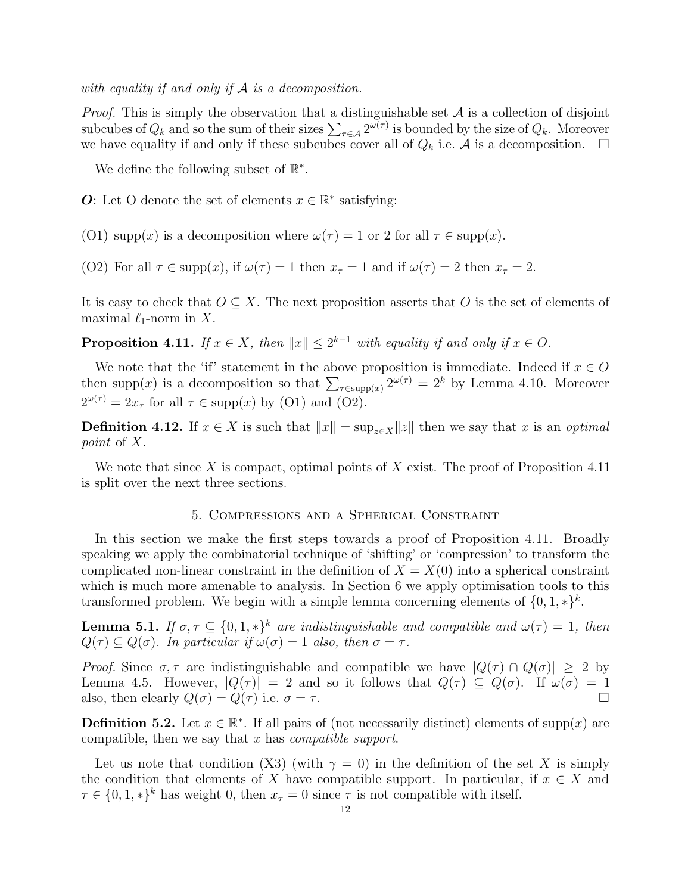*with equality if and only if $\mathcal{A}$ is a decomposition.*

*Proof.* This is simply the observation that a distinguishable set $\mathcal{A}$ is a collection of disjoint subcubes of $Q_k$ and so the sum of their sizes $\sum_{\tau\in\mathcal{A}} 2^{\omega(\tau)}$ is bounded by the size of $Q_k$. Moreover we have equality if and only if these subcubes cover all of $Q_k$ i.e. $\mathcal{A}$ is a decomposition. $\square$

We define the following subset of $\mathbb{R}^*$.

***O***: Let O denote the set of elements $x \in \mathbb{R}^*$ satisfying:

(O1) $\mathrm{supp}(x)$ is a decomposition where $\omega(\tau) = 1$ or $2$ for all $\tau \in \mathrm{supp}(x)$.

(O2) For all $\tau \in \mathrm{supp}(x)$, if $\omega(\tau) = 1$ then $x_\tau = 1$ and if $\omega(\tau) = 2$ then $x_\tau = 2$.

It is easy to check that $O \subseteq X$. The next proposition asserts that $O$ is the set of elements of maximal $\ell_1$-norm in $X$.

**Proposition 4.11.** *If $x \in X$, then $\|x\| \le 2^{k-1}$ with equality if and only if $x \in O$.*

We note that the 'if' statement in the above proposition is immediate. Indeed if $x \in O$ then $\mathrm{supp}(x)$ is a decomposition so that $\sum_{\tau\in\mathrm{supp}(x)} 2^{\omega(\tau)} = 2^k$ by Lemma 4.10. Moreover $2^{\omega(\tau)} = 2x_\tau$ for all $\tau \in \mathrm{supp}(x)$ by (O1) and (O2).

**Definition 4.12.** If $x \in X$ is such that $\|x\| = \sup_{z\in X}\|z\|$ then we say that $x$ is an *optimal point* of $X$.

We note that since $X$ is compact, optimal points of $X$ exist. The proof of Proposition 4.11 is split over the next three sections.

## 5. Compressions and a Spherical Constraint

In this section we make the first steps towards a proof of Proposition 4.11. Broadly speaking we apply the combinatorial technique of 'shifting' or 'compression' to transform the complicated non-linear constraint in the definition of $X = X(0)$ into a spherical constraint which is much more amenable to analysis. In Section 6 we apply optimisation tools to this transformed problem. We begin with a simple lemma concerning elements of $\{0, 1, *\}^k$.

**Lemma 5.1.** *If $\sigma, \tau \subseteq \{0, 1, *\}^k$ are indistinguishable and compatible and $\omega(\tau) = 1$, then $Q(\tau) \subseteq Q(\sigma)$. In particular if $\omega(\sigma) = 1$ also, then $\sigma = \tau$.*

*Proof.* Since $\sigma, \tau$ are indistinguishable and compatible we have $|Q(\tau) \cap Q(\sigma)| \ge 2$ by Lemma 4.5. However, $|Q(\tau)| = 2$ and so it follows that $Q(\tau) \subseteq Q(\sigma)$. If $\omega(\sigma) = 1$ also, then clearly $Q(\sigma) = Q(\tau)$ i.e. $\sigma = \tau$. $\square$

**Definition 5.2.** Let $x \in \mathbb{R}^*$. If all pairs of (not necessarily distinct) elements of $\mathrm{supp}(x)$ are compatible, then we say that $x$ has *compatible support*.

Let us note that condition (X3) (with $\gamma = 0$) in the definition of the set $X$ is simply the condition that elements of $X$ have compatible support. In particular, if $x \in X$ and $\tau \in \{0, 1, *\}^k$ has weight 0, then $x_\tau = 0$ since $\tau$ is not compatible with itself.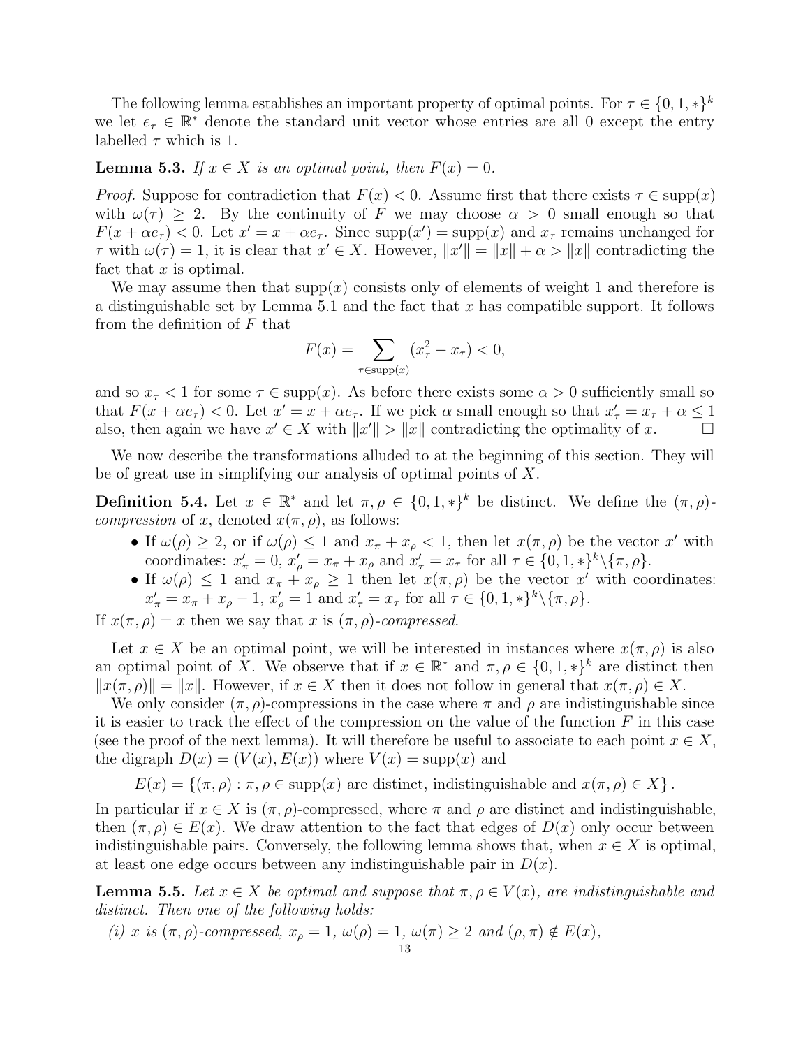The following lemma establishes an important property of optimal points. For $\tau \in \{0,1,*\}^k$ we let $e_\tau \in \mathbb{R}^*$ denote the standard unit vector whose entries are all 0 except the entry labelled $\tau$ which is 1.

**Lemma 5.3.** *If $x \in X$ is an optimal point, then $F(x) = 0$.*

*Proof.* Suppose for contradiction that $F(x) < 0$. Assume first that there exists $\tau \in \operatorname{supp}(x)$ with $\omega(\tau) \geq 2$. By the continuity of $F$ we may choose $\alpha > 0$ small enough so that $F(x + \alpha e_\tau) < 0$. Let $x' = x + \alpha e_\tau$. Since $\operatorname{supp}(x') = \operatorname{supp}(x)$ and $x_\tau$ remains unchanged for $\tau$ with $\omega(\tau) = 1$, it is clear that $x' \in X$. However, $\|x'\| = \|x\| + \alpha > \|x\|$ contradicting the fact that $x$ is optimal.

We may assume then that $\operatorname{supp}(x)$ consists only of elements of weight 1 and therefore is a distinguishable set by Lemma 5.1 and the fact that $x$ has compatible support. It follows from the definition of $F$ that

$$F(x) = \sum_{\tau \in \operatorname{supp}(x)} (x_\tau^2 - x_\tau) < 0,$$

and so $x_\tau < 1$ for some $\tau \in \operatorname{supp}(x)$. As before there exists some $\alpha > 0$ sufficiently small so that $F(x + \alpha e_\tau) < 0$. Let $x' = x + \alpha e_\tau$. If we pick $\alpha$ small enough so that $x'_\tau = x_\tau + \alpha \leq 1$ also, then again we have $x' \in X$ with $\|x'\| > \|x\|$ contradicting the optimality of $x$. $\square$

We now describe the transformations alluded to at the beginning of this section. They will be of great use in simplifying our analysis of optimal points of $X$.

**Definition 5.4.** Let $x \in \mathbb{R}^*$ and let $\pi, \rho \in \{0,1,*\}^k$ be distinct. We define the $(\pi,\rho)$-*compression* of $x$, denoted $x(\pi,\rho)$, as follows:

- If $\omega(\rho) \geq 2$, or if $\omega(\rho) \leq 1$ and $x_\pi + x_\rho < 1$, then let $x(\pi,\rho)$ be the vector $x'$ with coordinates: $x'_\pi = 0$, $x'_\rho = x_\pi + x_\rho$ and $x'_\tau = x_\tau$ for all $\tau \in \{0,1,*\}^k \backslash \{\pi,\rho\}$.
- If $\omega(\rho) \leq 1$ and $x_\pi + x_\rho \geq 1$ then let $x(\pi,\rho)$ be the vector $x'$ with coordinates: $x'_\pi = x_\pi + x_\rho - 1$, $x'_\rho = 1$ and $x'_\tau = x_\tau$ for all $\tau \in \{0,1,*\}^k \backslash \{\pi,\rho\}$.

If $x(\pi,\rho) = x$ then we say that $x$ is $(\pi,\rho)$-*compressed*.

Let $x \in X$ be an optimal point, we will be interested in instances where $x(\pi,\rho)$ is also an optimal point of $X$. We observe that if $x \in \mathbb{R}^*$ and $\pi, \rho \in \{0,1,*\}^k$ are distinct then $\|x(\pi,\rho)\| = \|x\|$. However, if $x \in X$ then it does not follow in general that $x(\pi,\rho) \in X$.

We only consider $(\pi,\rho)$-compressions in the case where $\pi$ and $\rho$ are indistinguishable since it is easier to track the effect of the compression on the value of the function $F$ in this case (see the proof of the next lemma). It will therefore be useful to associate to each point $x \in X$, the digraph $D(x) = (V(x), E(x))$ where $V(x) = \operatorname{supp}(x)$ and

$$E(x) = \{(\pi,\rho) : \pi, \rho \in \operatorname{supp}(x) \text{ are distinct, indistinguishable and } x(\pi,\rho) \in X\}.$$

In particular if $x \in X$ is $(\pi,\rho)$-compressed, where $\pi$ and $\rho$ are distinct and indistinguishable, then $(\pi,\rho) \in E(x)$. We draw attention to the fact that edges of $D(x)$ only occur between indistinguishable pairs. Conversely, the following lemma shows that, when $x \in X$ is optimal, at least one edge occurs between any indistinguishable pair in $D(x)$.

**Lemma 5.5.** *Let $x \in X$ be optimal and suppose that $\pi, \rho \in V(x)$, are indistinguishable and distinct. Then one of the following holds:*

*(i) $x$ is $(\pi,\rho)$-compressed, $x_\rho = 1$, $\omega(\rho) = 1$, $\omega(\pi) \geq 2$ and $(\rho,\pi) \notin E(x)$,*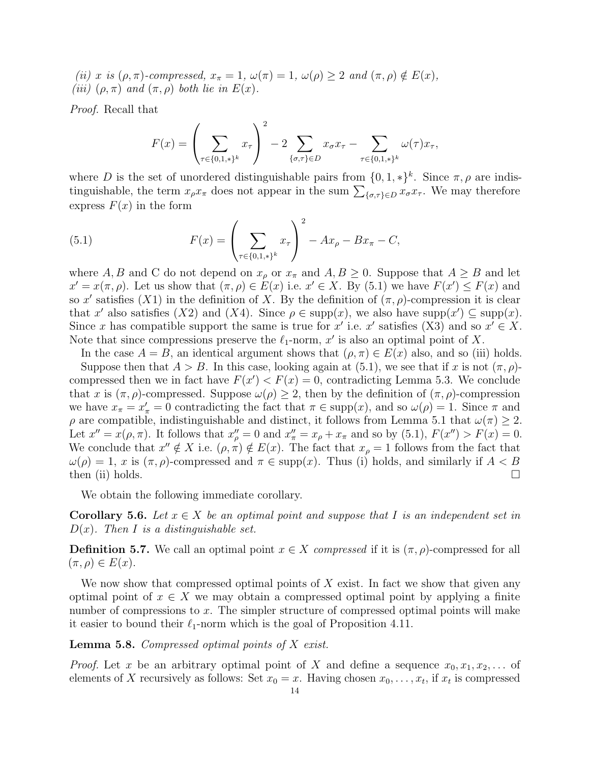*(ii) $x$ is $(\rho,\pi)$-compressed, $x_\pi = 1$, $\omega(\pi) = 1$, $\omega(\rho) \geq 2$ and $(\pi, \rho) \notin E(x)$,*
*(iii) $(\rho,\pi)$ and $(\pi,\rho)$ both lie in $E(x)$.*

*Proof.* Recall that

$$F(x) = \left( \sum_{\tau \in \{0,1,*\}^k} x_\tau \right)^2 - 2 \sum_{\{\sigma,\tau\} \in D} x_\sigma x_\tau - \sum_{\tau \in \{0,1,*\}^k} \omega(\tau) x_\tau,$$

where $D$ is the set of unordered distinguishable pairs from $\{0,1,*\}^k$. Since $\pi, \rho$ are indistinguishable, the term $x_\rho x_\pi$ does not appear in the sum $\sum_{\{\sigma,\tau\}\in D} x_\sigma x_\tau$. We may therefore express $F(x)$ in the form

$$F(x) = \left( \sum_{\tau \in \{0,1,*\}^k} x_\tau \right)^2 - Ax_\rho - Bx_\pi - C, \tag{5.1}$$

where $A, B$ and C do not depend on $x_\rho$ or $x_\pi$ and $A, B \geq 0$. Suppose that $A \geq B$ and let $x' = x(\pi, \rho)$. Let us show that $(\pi, \rho) \in E(x)$ i.e. $x' \in X$. By (5.1) we have $F(x') \leq F(x)$ and so $x'$ satisfies $(X1)$ in the definition of $X$. By the definition of $(\pi,\rho)$-compression it is clear that $x'$ also satisfies $(X2)$ and $(X4)$. Since $\rho \in \mathrm{supp}(x)$, we also have $\mathrm{supp}(x') \subseteq \mathrm{supp}(x)$. Since $x$ has compatible support the same is true for $x'$ i.e. $x'$ satisfies (X3) and so $x' \in X$. Note that since compressions preserve the $\ell_1$-norm, $x'$ is also an optimal point of $X$.

In the case $A = B$, an identical argument shows that $(\rho, \pi) \in E(x)$ also, and so (iii) holds.

Suppose then that $A > B$. In this case, looking again at (5.1), we see that if $x$ is not $(\pi,\rho)$-compressed then we in fact have $F(x') < F(x) = 0$, contradicting Lemma 5.3. We conclude that $x$ is $(\pi, \rho)$-compressed. Suppose $\omega(\rho) \geq 2$, then by the definition of $(\pi,\rho)$-compression we have $x_\pi = x'_\pi = 0$ contradicting the fact that $\pi \in \mathrm{supp}(x)$, and so $\omega(\rho) = 1$. Since $\pi$ and $\rho$ are compatible, indistinguishable and distinct, it follows from Lemma 5.1 that $\omega(\pi) \geq 2$. Let $x'' = x(\rho, \pi)$. It follows that $x''_\rho = 0$ and $x''_\pi = x_\rho + x_\pi$ and so by (5.1), $F(x'') > F(x) = 0$. We conclude that $x'' \notin X$ i.e. $(\rho, \pi) \notin E(x)$. The fact that $x_\rho = 1$ follows from the fact that $\omega(\rho) = 1$, $x$ is $(\pi, \rho)$-compressed and $\pi \in \mathrm{supp}(x)$. Thus (i) holds, and similarly if $A < B$ then (ii) holds. $\square$

We obtain the following immediate corollary.

**Corollary 5.6.** *Let $x \in X$ be an optimal point and suppose that $I$ is an independent set in $D(x)$. Then $I$ is a distinguishable set.*

**Definition 5.7.** We call an optimal point $x \in X$ *compressed* if it is $(\pi, \rho)$-compressed for all $(\pi, \rho) \in E(x)$.

We now show that compressed optimal points of $X$ exist. In fact we show that given any optimal point of $x \in X$ we may obtain a compressed optimal point by applying a finite number of compressions to $x$. The simpler structure of compressed optimal points will make it easier to bound their $\ell_1$-norm which is the goal of Proposition 4.11.

**Lemma 5.8.** *Compressed optimal points of $X$ exist.*

*Proof.* Let $x$ be an arbitrary optimal point of $X$ and define a sequence $x_0, x_1, x_2, \ldots$ of elements of $X$ recursively as follows: Set $x_0 = x$. Having chosen $x_0, \ldots, x_t$, if $x_t$ is compressed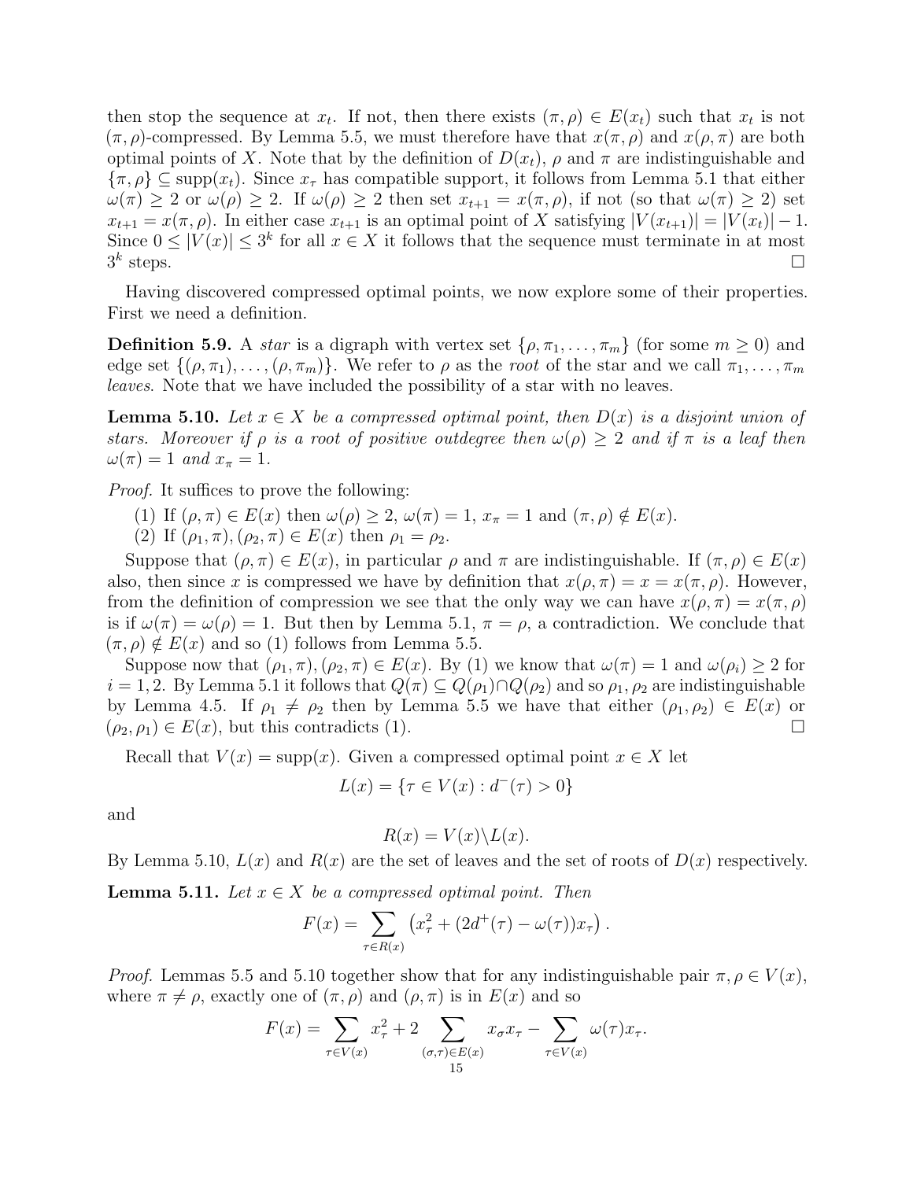then stop the sequence at $x_t$. If not, then there exists $(\pi, \rho) \in E(x_t)$ such that $x_t$ is not $(\pi, \rho)$-compressed. By Lemma 5.5, we must therefore have that $x(\pi, \rho)$ and $x(\rho, \pi)$ are both optimal points of $X$. Note that by the definition of $D(x_t)$, $\rho$ and $\pi$ are indistinguishable and $\{\pi, \rho\} \subseteq \text{supp}(x_t)$. Since $x_\tau$ has compatible support, it follows from Lemma 5.1 that either $\omega(\pi) \geq 2$ or $\omega(\rho) \geq 2$. If $\omega(\rho) \geq 2$ then set $x_{t+1} = x(\pi, \rho)$, if not (so that $\omega(\pi) \geq 2$) set $x_{t+1} = x(\pi, \rho)$. In either case $x_{t+1}$ is an optimal point of $X$ satisfying $|V(x_{t+1})| = |V(x_t)| - 1$. Since $0 \leq |V(x)| \leq 3^k$ for all $x \in X$ it follows that the sequence must terminate in at most $3^k$ steps. □

Having discovered compressed optimal points, we now explore some of their properties. First we need a definition.

**Definition 5.9.** A *star* is a digraph with vertex set $\{\rho, \pi_1, \dots, \pi_m\}$ (for some $m \geq 0$) and edge set $\{(\rho, \pi_1), \dots, (\rho, \pi_m)\}$. We refer to $\rho$ as the *root* of the star and we call $\pi_1, \dots, \pi_m$ *leaves*. Note that we have included the possibility of a star with no leaves.

**Lemma 5.10.** *Let $x \in X$ be a compressed optimal point, then $D(x)$ is a disjoint union of stars. Moreover if $\rho$ is a root of positive outdegree then $\omega(\rho) \geq 2$ and if $\pi$ is a leaf then $\omega(\pi) = 1$ and $x_\pi = 1$.*

*Proof.* It suffices to prove the following:

(1) If $(\rho, \pi) \in E(x)$ then $\omega(\rho) \geq 2$, $\omega(\pi) = 1$, $x_\pi = 1$ and $(\pi, \rho) \notin E(x)$.
(2) If $(\rho_1, \pi), (\rho_2, \pi) \in E(x)$ then $\rho_1 = \rho_2$.

Suppose that $(\rho, \pi) \in E(x)$, in particular $\rho$ and $\pi$ are indistinguishable. If $(\pi, \rho) \in E(x)$ also, then since $x$ is compressed we have by definition that $x(\rho, \pi) = x = x(\pi, \rho)$. However, from the definition of compression we see that the only way we can have $x(\rho, \pi) = x(\pi, \rho)$ is if $\omega(\pi) = \omega(\rho) = 1$. But then by Lemma 5.1, $\pi = \rho$, a contradiction. We conclude that $(\pi, \rho) \notin E(x)$ and so (1) follows from Lemma 5.5.

Suppose now that $(\rho_1, \pi), (\rho_2, \pi) \in E(x)$. By (1) we know that $\omega(\pi) = 1$ and $\omega(\rho_i) \geq 2$ for $i = 1, 2$. By Lemma 5.1 it follows that $Q(\pi) \subseteq Q(\rho_1) \cap Q(\rho_2)$ and so $\rho_1, \rho_2$ are indistinguishable by Lemma 4.5. If $\rho_1 \neq \rho_2$ then by Lemma 5.5 we have that either $(\rho_1, \rho_2) \in E(x)$ or $(\rho_2, \rho_1) \in E(x)$, but this contradicts (1). □

Recall that $V(x) = \text{supp}(x)$. Given a compressed optimal point $x \in X$ let

$$L(x) = \{\tau \in V(x) : d^-(\tau) > 0\}$$

and

$$R(x) = V(x) \backslash L(x).$$

By Lemma 5.10, $L(x)$ and $R(x)$ are the set of leaves and the set of roots of $D(x)$ respectively.

**Lemma 5.11.** *Let $x \in X$ be a compressed optimal point. Then*

$$F(x) = \sum_{\tau \in R(x)} \left( x_\tau^2 + (2d^+(\tau) - \omega(\tau))x_\tau \right).$$

*Proof.* Lemmas 5.5 and 5.10 together show that for any indistinguishable pair $\pi, \rho \in V(x)$, where $\pi \neq \rho$, exactly one of $(\pi, \rho)$ and $(\rho, \pi)$ is in $E(x)$ and so

$$F(x) = \sum_{\tau \in V(x)} x_\tau^2 + 2 \sum_{(\sigma,\tau) \in E(x)} x_\sigma x_\tau - \sum_{\tau \in V(x)} \omega(\tau) x_\tau.$$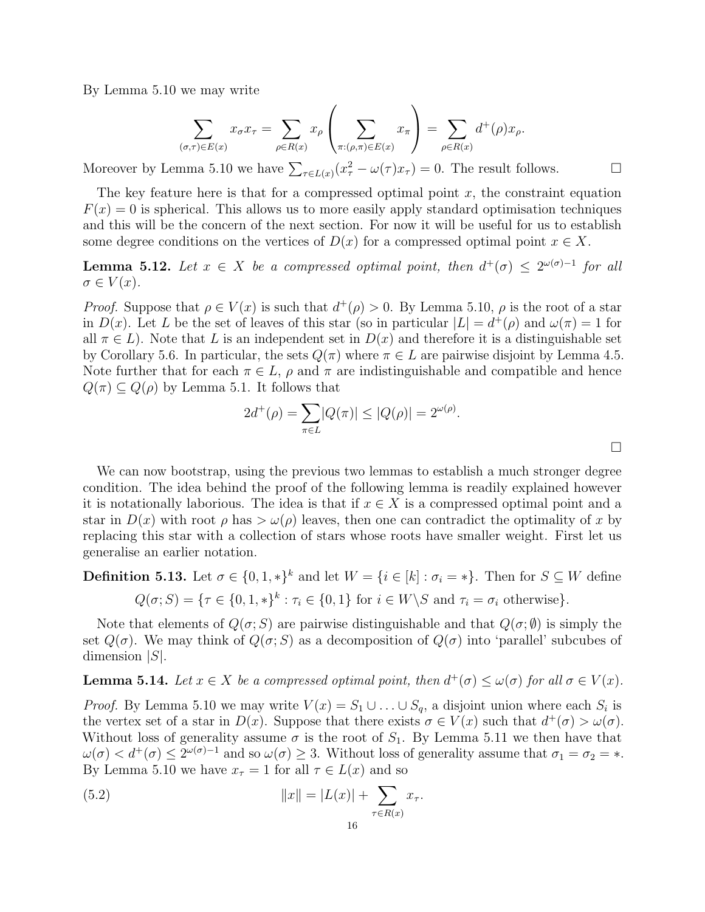By Lemma 5.10 we may write

$$\sum_{(\sigma,\tau)\in E(x)} x_\sigma x_\tau = \sum_{\rho\in R(x)} x_\rho \left( \sum_{\pi:(\rho,\pi)\in E(x)} x_\pi \right) = \sum_{\rho\in R(x)} d^+(\rho) x_\rho.$$

Moreover by Lemma 5.10 we have $\sum_{\tau\in L(x)}(x_\tau^2 - \omega(\tau)x_\tau) = 0$. The result follows. □

The key feature here is that for a compressed optimal point $x$, the constraint equation $F(x) = 0$ is spherical. This allows us to more easily apply standard optimisation techniques and this will be the concern of the next section. For now it will be useful for us to establish some degree conditions on the vertices of $D(x)$ for a compressed optimal point $x \in X$.

**Lemma 5.12.** *Let $x \in X$ be a compressed optimal point, then $d^+(\sigma) \le 2^{\omega(\sigma)-1}$ for all $\sigma \in V(x)$.*

*Proof.* Suppose that $\rho \in V(x)$ is such that $d^+(\rho) > 0$. By Lemma 5.10, $\rho$ is the root of a star in $D(x)$. Let $L$ be the set of leaves of this star (so in particular $|L| = d^+(\rho)$ and $\omega(\pi) = 1$ for all $\pi \in L$). Note that $L$ is an independent set in $D(x)$ and therefore it is a distinguishable set by Corollary 5.6. In particular, the sets $Q(\pi)$ where $\pi \in L$ are pairwise disjoint by Lemma 4.5. Note further that for each $\pi \in L$, $\rho$ and $\pi$ are indistinguishable and compatible and hence $Q(\pi) \subseteq Q(\rho)$ by Lemma 5.1. It follows that

$$2d^+(\rho) = \sum_{\pi\in L} |Q(\pi)| \le |Q(\rho)| = 2^{\omega(\rho)}.$$

□

We can now bootstrap, using the previous two lemmas to establish a much stronger degree condition. The idea behind the proof of the following lemma is readily explained however it is notationally laborious. The idea is that if $x \in X$ is a compressed optimal point and a star in $D(x)$ with root $\rho$ has $> \omega(\rho)$ leaves, then one can contradict the optimality of $x$ by replacing this star with a collection of stars whose roots have smaller weight. First let us generalise an earlier notation.

**Definition 5.13.** Let $\sigma \in \{0, 1, *\}^k$ and let $W = \{i \in [k] : \sigma_i = *\}$. Then for $S \subseteq W$ define

$$Q(\sigma; S) = \{\tau \in \{0, 1, *\}^k : \tau_i \in \{0, 1\} \text{ for } i \in W\backslash S \text{ and } \tau_i = \sigma_i \text{ otherwise}\}.$$

Note that elements of $Q(\sigma; S)$ are pairwise distinguishable and that $Q(\sigma; \emptyset)$ is simply the set $Q(\sigma)$. We may think of $Q(\sigma; S)$ as a decomposition of $Q(\sigma)$ into 'parallel' subcubes of dimension $|S|$.

**Lemma 5.14.** *Let $x \in X$ be a compressed optimal point, then $d^+(\sigma) \le \omega(\sigma)$ for all $\sigma \in V(x)$.*

*Proof.* By Lemma 5.10 we may write $V(x) = S_1 \cup \ldots \cup S_q$, a disjoint union where each $S_i$ is the vertex set of a star in $D(x)$. Suppose that there exists $\sigma \in V(x)$ such that $d^+(\sigma) > \omega(\sigma)$. Without loss of generality assume $\sigma$ is the root of $S_1$. By Lemma 5.11 we then have that $\omega(\sigma) < d^+(\sigma) \le 2^{\omega(\sigma)-1}$ and so $\omega(\sigma) \ge 3$. Without loss of generality assume that $\sigma_1 = \sigma_2 = *$. By Lemma 5.10 we have $x_\tau = 1$ for all $\tau \in L(x)$ and so

$$\|x\| = |L(x)| + \sum_{\tau\in R(x)} x_\tau. \tag{5.2}$$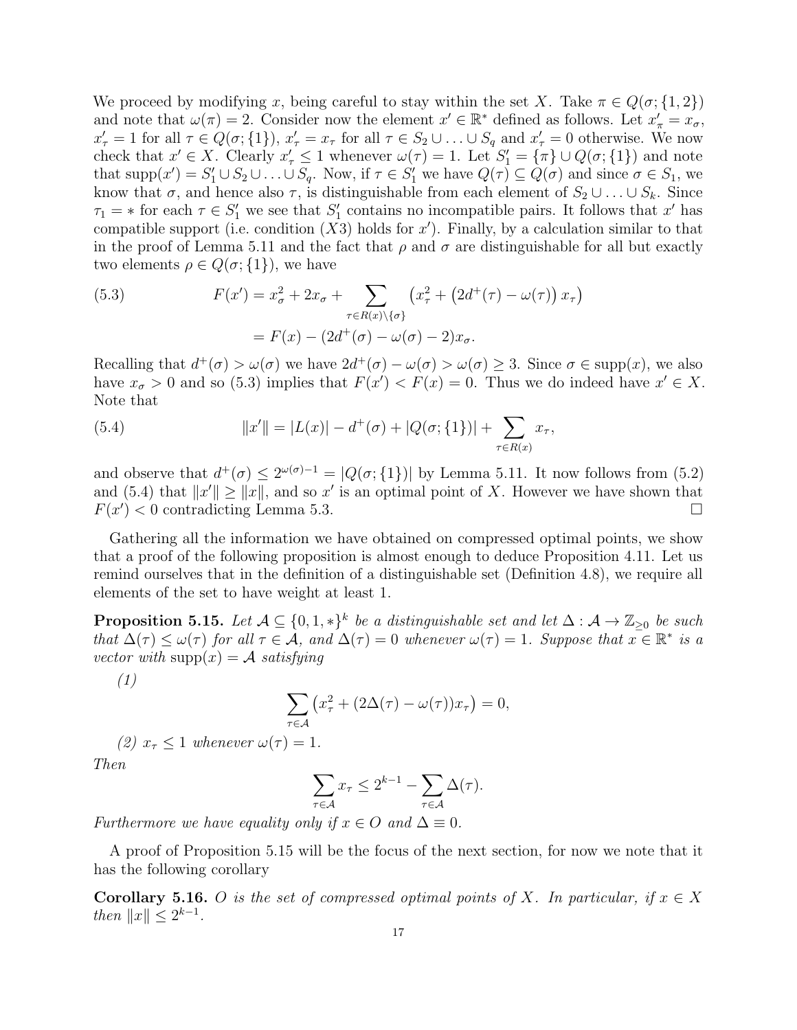We proceed by modifying $x$, being careful to stay within the set $X$. Take $\pi \in Q(\sigma; \{1,2\})$ and note that $\omega(\pi) = 2$. Consider now the element $x' \in \mathbb{R}^*$ defined as follows. Let $x'_\pi = x_\sigma$, $x'_\tau = 1$ for all $\tau \in Q(\sigma; \{1\})$, $x'_\tau = x_\tau$ for all $\tau \in S_2 \cup \ldots \cup S_q$ and $x'_\tau = 0$ otherwise. We now check that $x' \in X$. Clearly $x'_\tau \leq 1$ whenever $\omega(\tau) = 1$. Let $S'_1 = \{\pi\} \cup Q(\sigma; \{1\})$ and note that $\mathrm{supp}(x') = S'_1 \cup S_2 \cup \ldots \cup S_q$. Now, if $\tau \in S'_1$ we have $Q(\tau) \subseteq Q(\sigma)$ and since $\sigma \in S_1$, we know that $\sigma$, and hence also $\tau$, is distinguishable from each element of $S_2 \cup \ldots \cup S_k$. Since $\tau_1 = *$ for each $\tau \in S'_1$ we see that $S'_1$ contains no incompatible pairs. It follows that $x'$ has compatible support (i.e. condition $(X3)$ holds for $x'$). Finally, by a calculation similar to that in the proof of Lemma 5.11 and the fact that $\rho$ and $\sigma$ are distinguishable for all but exactly two elements $\rho \in Q(\sigma; \{1\})$, we have

$$
\begin{aligned}
F(x') &= x_\sigma^2 + 2x_\sigma + \sum_{\tau \in R(x) \setminus \{\sigma\}} \left( x_\tau^2 + \left(2d^+(\tau) - \omega(\tau)\right) x_\tau \right) \\
&= F(x) - (2d^+(\sigma) - \omega(\sigma) - 2)x_\sigma.
\end{aligned}
\tag{5.3}
$$

Recalling that $d^+(\sigma) > \omega(\sigma)$ we have $2d^+(\sigma) - \omega(\sigma) > \omega(\sigma) \geq 3$. Since $\sigma \in \mathrm{supp}(x)$, we also have $x_\sigma > 0$ and so (5.3) implies that $F(x') < F(x) = 0$. Thus we do indeed have $x' \in X$. Note that

$$
\|x'\| = |L(x)| - d^+(\sigma) + |Q(\sigma; \{1\})| + \sum_{\tau \in R(x)} x_\tau, \tag{5.4}
$$

and observe that $d^+(\sigma) \leq 2^{\omega(\sigma)-1} = |Q(\sigma; \{1\})|$ by Lemma 5.11. It now follows from (5.2) and (5.4) that $\|x'\| \geq \|x\|$, and so $x'$ is an optimal point of $X$. However we have shown that $F(x') < 0$ contradicting Lemma 5.3. $\square$

Gathering all the information we have obtained on compressed optimal points, we show that a proof of the following proposition is almost enough to deduce Proposition 4.11. Let us remind ourselves that in the definition of a distinguishable set (Definition 4.8), we require all elements of the set to have weight at least 1.

**Proposition 5.15.** *Let $\mathcal{A} \subseteq \{0, 1, *\}^k$ be a distinguishable set and let $\Delta : \mathcal{A} \to \mathbb{Z}_{\geq 0}$ be such that $\Delta(\tau) \leq \omega(\tau)$ for all $\tau \in \mathcal{A}$, and $\Delta(\tau) = 0$ whenever $\omega(\tau) = 1$. Suppose that $x \in \mathbb{R}^*$ is a vector with $\mathrm{supp}(x) = \mathcal{A}$ satisfying*

*(1)*
$$
\sum_{\tau \in \mathcal{A}} \left( x_\tau^2 + (2\Delta(\tau) - \omega(\tau)) x_\tau \right) = 0,
$$

*(2) $x_\tau \leq 1$ whenever $\omega(\tau) = 1$.*

*Then*
$$
\sum_{\tau \in \mathcal{A}} x_\tau \leq 2^{k-1} - \sum_{\tau \in \mathcal{A}} \Delta(\tau).
$$
*Furthermore we have equality only if $x \in O$ and $\Delta \equiv 0$.*

A proof of Proposition 5.15 will be the focus of the next section, for now we note that it has the following corollary

**Corollary 5.16.** *$O$ is the set of compressed optimal points of $X$. In particular, if $x \in X$ then $\|x\| \leq 2^{k-1}$.*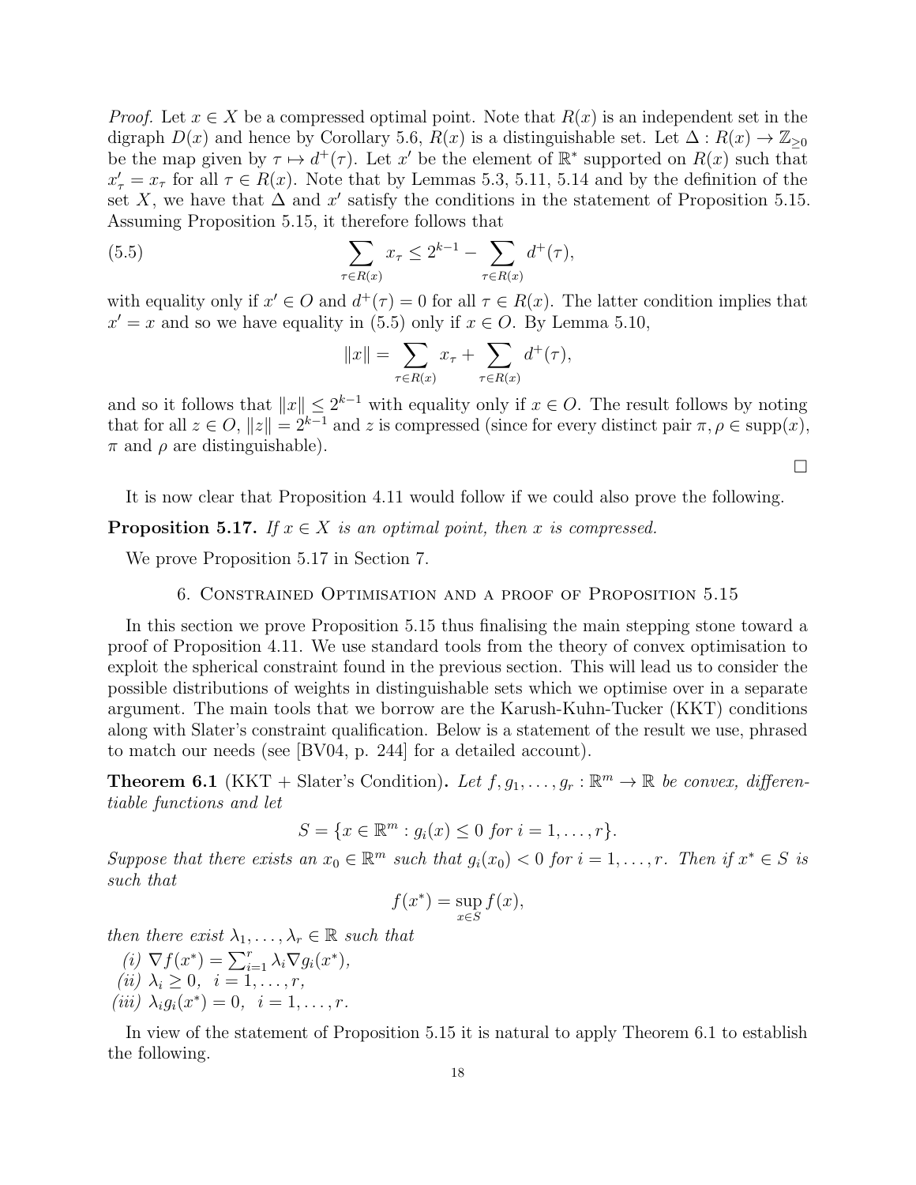*Proof.* Let $x \in X$ be a compressed optimal point. Note that $R(x)$ is an independent set in the digraph $D(x)$ and hence by Corollary 5.6, $R(x)$ is a distinguishable set. Let $\Delta : R(x) \to \mathbb{Z}_{\geq 0}$ be the map given by $\tau \mapsto d^+(\tau)$. Let $x'$ be the element of $\mathbb{R}^*$ supported on $R(x)$ such that $x'_\tau = x_\tau$ for all $\tau \in R(x)$. Note that by Lemmas 5.3, 5.11, 5.14 and by the definition of the set $X$, we have that $\Delta$ and $x'$ satisfy the conditions in the statement of Proposition 5.15. Assuming Proposition 5.15, it therefore follows that

$$\sum_{\tau \in R(x)} x_\tau \leq 2^{k-1} - \sum_{\tau \in R(x)} d^+(\tau), \tag{5.5}$$

with equality only if $x' \in O$ and $d^+(\tau) = 0$ for all $\tau \in R(x)$. The latter condition implies that $x' = x$ and so we have equality in (5.5) only if $x \in O$. By Lemma 5.10,

$$\|x\| = \sum_{\tau \in R(x)} x_\tau + \sum_{\tau \in R(x)} d^+(\tau),$$

and so it follows that $\|x\| \leq 2^{k-1}$ with equality only if $x \in O$. The result follows by noting that for all $z \in O$, $\|z\| = 2^{k-1}$ and $z$ is compressed (since for every distinct pair $\pi, \rho \in \operatorname{supp}(x)$, $\pi$ and $\rho$ are distinguishable).

□

It is now clear that Proposition 4.11 would follow if we could also prove the following.

**Proposition 5.17.** *If $x \in X$ is an optimal point, then $x$ is compressed.*

We prove Proposition 5.17 in Section 7.

## 6. Constrained Optimisation and a proof of Proposition 5.15

In this section we prove Proposition 5.15 thus finalising the main stepping stone toward a proof of Proposition 4.11. We use standard tools from the theory of convex optimisation to exploit the spherical constraint found in the previous section. This will lead us to consider the possible distributions of weights in distinguishable sets which we optimise over in a separate argument. The main tools that we borrow are the Karush-Kuhn-Tucker (KKT) conditions along with Slater's constraint qualification. Below is a statement of the result we use, phrased to match our needs (see [BV04, p. 244] for a detailed account).

**Theorem 6.1** (KKT + Slater's Condition)**.** *Let $f, g_1, \ldots, g_r : \mathbb{R}^m \to \mathbb{R}$ be convex, differentiable functions and let*

$$S = \{x \in \mathbb{R}^m : g_i(x) \leq 0 \text{ for } i = 1, \ldots, r\}.$$

*Suppose that there exists an $x_0 \in \mathbb{R}^m$ such that $g_i(x_0) < 0$ for $i = 1, \ldots, r$. Then if $x^* \in S$ is such that*

$$f(x^*) = \sup_{x \in S} f(x),$$

*then there exist $\lambda_1, \ldots, \lambda_r \in \mathbb{R}$ such that*

*(i)* $\nabla f(x^*) = \sum_{i=1}^r \lambda_i \nabla g_i(x^*)$,
*(ii)* $\lambda_i \geq 0, \quad i = 1, \ldots, r$,
*(iii)* $\lambda_i g_i(x^*) = 0, \quad i = 1, \ldots, r$.

In view of the statement of Proposition 5.15 it is natural to apply Theorem 6.1 to establish the following.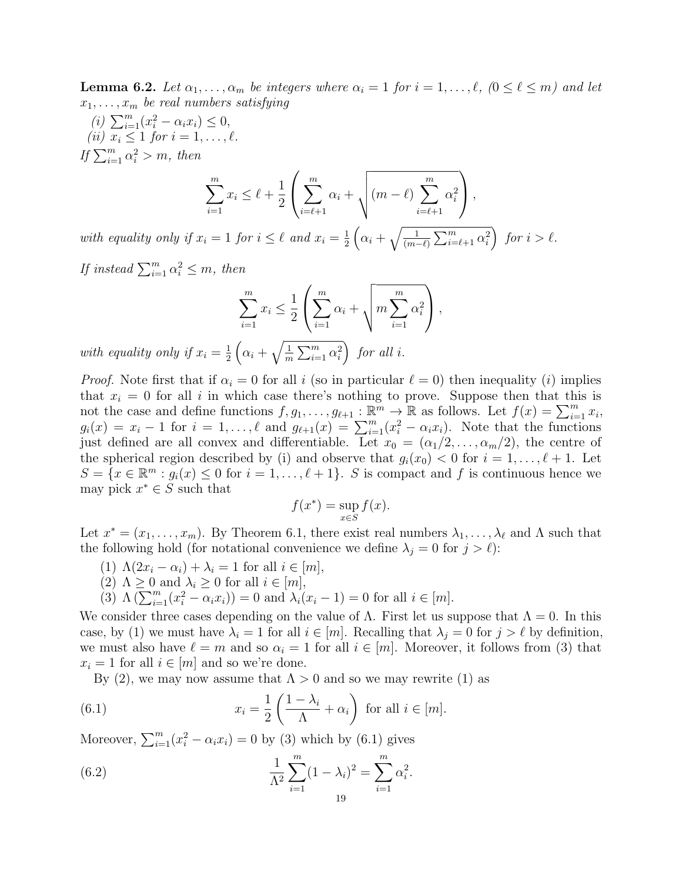**Lemma 6.2.** *Let $\alpha_1, \ldots, \alpha_m$ be integers where $\alpha_i = 1$ for $i = 1, \ldots, \ell$, $(0 \le \ell \le m)$ and let $x_1, \ldots, x_m$ be real numbers satisfying*

*(i) $\sum_{i=1}^m (x_i^2 - \alpha_i x_i) \le 0$,*

*(ii) $x_i \le 1$ for $i = 1, \ldots, \ell$.*

*If $\sum_{i=1}^m \alpha_i^2 > m$, then*

$$\sum_{i=1}^m x_i \le \ell + \frac{1}{2}\left(\sum_{i=\ell+1}^m \alpha_i + \sqrt{(m-\ell)\sum_{i=\ell+1}^m \alpha_i^2}\right),$$

*with equality only if $x_i = 1$ for $i \le \ell$ and $x_i = \frac{1}{2}\left(\alpha_i + \sqrt{\frac{1}{(m-\ell)}\sum_{i=\ell+1}^m \alpha_i^2}\right)$ for $i > \ell$.*

*If instead $\sum_{i=1}^m \alpha_i^2 \le m$, then*

$$\sum_{i=1}^m x_i \le \frac{1}{2}\left(\sum_{i=1}^m \alpha_i + \sqrt{m\sum_{i=1}^m \alpha_i^2}\right),$$

*with equality only if $x_i = \frac{1}{2}\left(\alpha_i + \sqrt{\frac{1}{m}\sum_{i=1}^m \alpha_i^2}\right)$ for all $i$.*

*Proof.* Note first that if $\alpha_i = 0$ for all $i$ (so in particular $\ell = 0$) then inequality $(i)$ implies that $x_i = 0$ for all $i$ in which case there's nothing to prove. Suppose then that this is not the case and define functions $f, g_1, \ldots, g_{\ell+1} : \mathbb{R}^m \to \mathbb{R}$ as follows. Let $f(x) = \sum_{i=1}^m x_i$, $g_i(x) = x_i - 1$ for $i = 1, \ldots, \ell$ and $g_{\ell+1}(x) = \sum_{i=1}^m (x_i^2 - \alpha_i x_i)$. Note that the functions just defined are all convex and differentiable. Let $x_0 = (\alpha_1/2, \ldots, \alpha_m/2)$, the centre of the spherical region described by (i) and observe that $g_i(x_0) < 0$ for $i = 1, \ldots, \ell + 1$. Let $S = \{x \in \mathbb{R}^m : g_i(x) \le 0 \text{ for } i = 1, \ldots, \ell + 1\}$. $S$ is compact and $f$ is continuous hence we may pick $x^* \in S$ such that

$$f(x^*) = \sup_{x \in S} f(x).$$

Let $x^* = (x_1, \ldots, x_m)$. By Theorem 6.1, there exist real numbers $\lambda_1, \ldots, \lambda_\ell$ and $\Lambda$ such that the following hold (for notational convenience we define $\lambda_j = 0$ for $j > \ell$):

(1) $\Lambda(2x_i - \alpha_i) + \lambda_i = 1$ for all $i \in [m]$,

(2) $\Lambda \ge 0$ and $\lambda_i \ge 0$ for all $i \in [m]$,

(3) $\Lambda\left(\sum_{i=1}^m (x_i^2 - \alpha_i x_i)\right) = 0$ and $\lambda_i(x_i - 1) = 0$ for all $i \in [m]$.

We consider three cases depending on the value of $\Lambda$. First let us suppose that $\Lambda = 0$. In this case, by (1) we must have $\lambda_i = 1$ for all $i \in [m]$. Recalling that $\lambda_j = 0$ for $j > \ell$ by definition, we must also have $\ell = m$ and so $\alpha_i = 1$ for all $i \in [m]$. Moreover, it follows from (3) that $x_i = 1$ for all $i \in [m]$ and so we're done.

By (2), we may now assume that $\Lambda > 0$ and so we may rewrite (1) as

$$x_i = \frac{1}{2}\left(\frac{1 - \lambda_i}{\Lambda} + \alpha_i\right) \text{ for all } i \in [m]. \tag{6.1}$$

Moreover, $\sum_{i=1}^m (x_i^2 - \alpha_i x_i) = 0$ by (3) which by (6.1) gives

$$\frac{1}{\Lambda^2}\sum_{i=1}^m (1 - \lambda_i)^2 = \sum_{i=1}^m \alpha_i^2. \tag{6.2}$$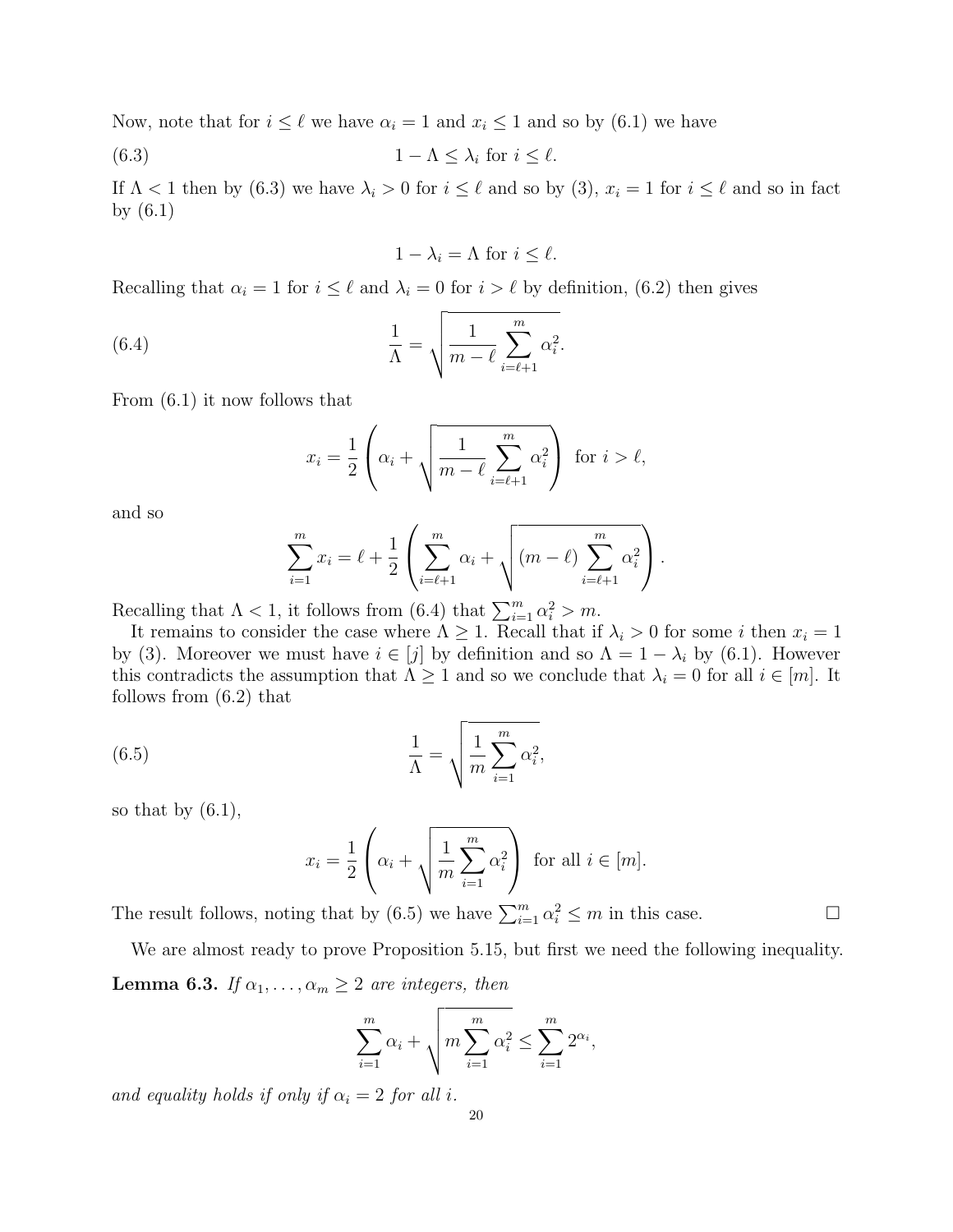Now, note that for $i \leq \ell$ we have $\alpha_i = 1$ and $x_i \leq 1$ and so by (6.1) we have

$$1 - \Lambda \leq \lambda_i \text{ for } i \leq \ell. \tag{6.3}$$

If $\Lambda < 1$ then by (6.3) we have $\lambda_i > 0$ for $i \leq \ell$ and so by (3), $x_i = 1$ for $i \leq \ell$ and so in fact by (6.1)

$$1 - \lambda_i = \Lambda \text{ for } i \leq \ell.$$

Recalling that $\alpha_i = 1$ for $i \leq \ell$ and $\lambda_i = 0$ for $i > \ell$ by definition, (6.2) then gives

$$\frac{1}{\Lambda} = \sqrt{\frac{1}{m-\ell}\sum_{i=\ell+1}^{m} \alpha_i^2}. \tag{6.4}$$

From (6.1) it now follows that

$$x_i = \frac{1}{2}\left(\alpha_i + \sqrt{\frac{1}{m-\ell}\sum_{i=\ell+1}^{m} \alpha_i^2}\right) \text{ for } i > \ell,$$

and so

$$\sum_{i=1}^{m} x_i = \ell + \frac{1}{2}\left(\sum_{i=\ell+1}^{m} \alpha_i + \sqrt{(m-\ell)\sum_{i=\ell+1}^{m} \alpha_i^2}\right).$$

Recalling that $\Lambda < 1$, it follows from (6.4) that $\sum_{i=1}^{m} \alpha_i^2 > m$.

It remains to consider the case where $\Lambda \geq 1$. Recall that if $\lambda_i > 0$ for some $i$ then $x_i = 1$ by (3). Moreover we must have $i \in [j]$ by definition and so $\Lambda = 1 - \lambda_i$ by (6.1). However this contradicts the assumption that $\Lambda \geq 1$ and so we conclude that $\lambda_i = 0$ for all $i \in [m]$. It follows from (6.2) that

$$\frac{1}{\Lambda} = \sqrt{\frac{1}{m}\sum_{i=1}^{m} \alpha_i^2}, \tag{6.5}$$

so that by (6.1),

$$x_i = \frac{1}{2}\left(\alpha_i + \sqrt{\frac{1}{m}\sum_{i=1}^{m} \alpha_i^2}\right) \text{ for all } i \in [m].$$

The result follows, noting that by (6.5) we have $\sum_{i=1}^{m} \alpha_i^2 \leq m$ in this case. $\square$

We are almost ready to prove Proposition 5.15, but first we need the following inequality.

**Lemma 6.3.** *If $\alpha_1, \ldots, \alpha_m \geq 2$ are integers, then*

$$\sum_{i=1}^{m} \alpha_i + \sqrt{m\sum_{i=1}^{m} \alpha_i^2} \leq \sum_{i=1}^{m} 2^{\alpha_i},$$

*and equality holds if only if $\alpha_i = 2$ for all $i$.*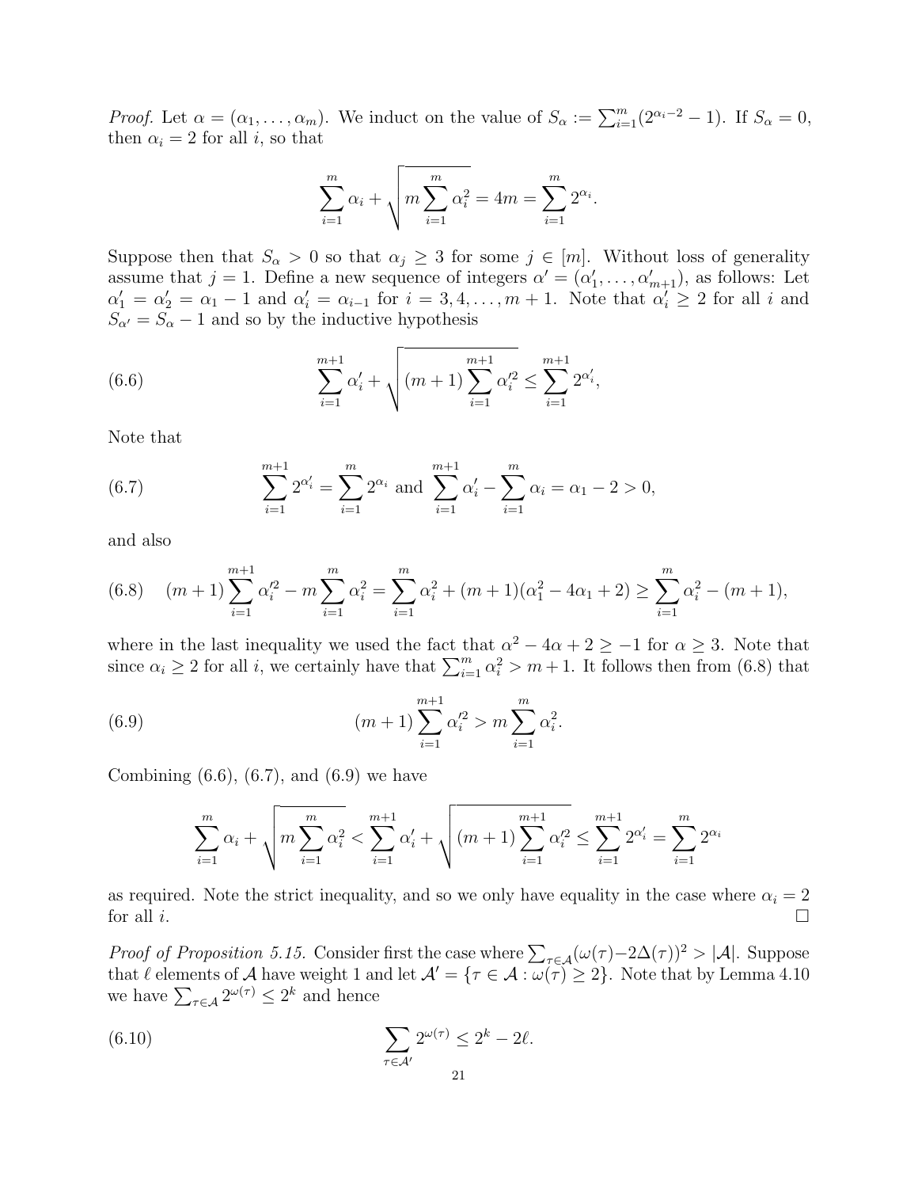*Proof.* Let $\alpha = (\alpha_1, \ldots, \alpha_m)$. We induct on the value of $S_\alpha := \sum_{i=1}^m (2^{\alpha_i - 2} - 1)$. If $S_\alpha = 0$, then $\alpha_i = 2$ for all $i$, so that

$$\sum_{i=1}^m \alpha_i + \sqrt{m \sum_{i=1}^m \alpha_i^2} = 4m = \sum_{i=1}^m 2^{\alpha_i}.$$

Suppose then that $S_\alpha > 0$ so that $\alpha_j \geq 3$ for some $j \in [m]$. Without loss of generality assume that $j = 1$. Define a new sequence of integers $\alpha' = (\alpha'_1, \ldots, \alpha'_{m+1})$, as follows: Let $\alpha'_1 = \alpha'_2 = \alpha_1 - 1$ and $\alpha'_i = \alpha_{i-1}$ for $i = 3, 4, \ldots, m+1$. Note that $\alpha'_i \geq 2$ for all $i$ and $S_{\alpha'} = S_\alpha - 1$ and so by the inductive hypothesis

$$\sum_{i=1}^{m+1} \alpha'_i + \sqrt{(m+1) \sum_{i=1}^{m+1} \alpha_i'^2} \leq \sum_{i=1}^{m+1} 2^{\alpha'_i}, \tag{6.6}$$

Note that

$$\sum_{i=1}^{m+1} 2^{\alpha'_i} = \sum_{i=1}^m 2^{\alpha_i} \text{ and } \sum_{i=1}^{m+1} \alpha'_i - \sum_{i=1}^m \alpha_i = \alpha_1 - 2 > 0, \tag{6.7}$$

and also

$$(m+1) \sum_{i=1}^{m+1} \alpha_i'^2 - m \sum_{i=1}^m \alpha_i^2 = \sum_{i=1}^m \alpha_i^2 + (m+1)(\alpha_1^2 - 4\alpha_1 + 2) \geq \sum_{i=1}^m \alpha_i^2 - (m+1), \tag{6.8}$$

where in the last inequality we used the fact that $\alpha^2 - 4\alpha + 2 \geq -1$ for $\alpha \geq 3$. Note that since $\alpha_i \geq 2$ for all $i$, we certainly have that $\sum_{i=1}^m \alpha_i^2 > m+1$. It follows then from (6.8) that

$$(m+1) \sum_{i=1}^{m+1} \alpha_i'^2 > m \sum_{i=1}^m \alpha_i^2. \tag{6.9}$$

Combining (6.6), (6.7), and (6.9) we have

$$\sum_{i=1}^m \alpha_i + \sqrt{m \sum_{i=1}^m \alpha_i^2} < \sum_{i=1}^{m+1} \alpha'_i + \sqrt{(m+1) \sum_{i=1}^{m+1} \alpha_i'^2} \leq \sum_{i=1}^{m+1} 2^{\alpha'_i} = \sum_{i=1}^m 2^{\alpha_i}$$

as required. Note the strict inequality, and so we only have equality in the case where $\alpha_i = 2$ for all $i$. □

*Proof of Proposition 5.15.* Consider first the case where $\sum_{\tau \in \mathcal{A}} (\omega(\tau) - 2\Delta(\tau))^2 > |\mathcal{A}|$. Suppose that $\ell$ elements of $\mathcal{A}$ have weight 1 and let $\mathcal{A}' = \{\tau \in \mathcal{A} : \omega(\tau) \geq 2\}$. Note that by Lemma 4.10 we have $\sum_{\tau \in \mathcal{A}} 2^{\omega(\tau)} \leq 2^k$ and hence

$$\sum_{\tau \in \mathcal{A}'} 2^{\omega(\tau)} \leq 2^k - 2\ell. \tag{6.10}$$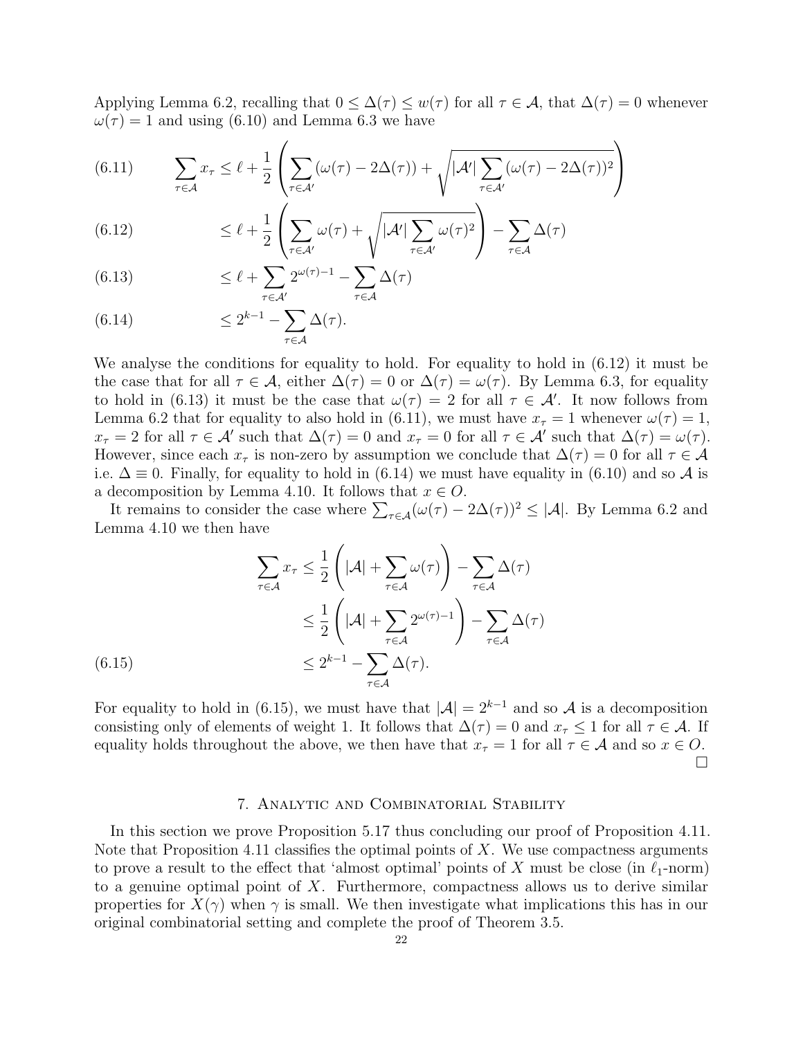Applying Lemma 6.2, recalling that $0 \le \Delta(\tau) \le w(\tau)$ for all $\tau \in \mathcal{A}$, that $\Delta(\tau) = 0$ whenever $\omega(\tau) = 1$ and using (6.10) and Lemma 6.3 we have

$$\sum_{\tau \in \mathcal{A}} x_\tau \le \ell + \frac{1}{2}\left(\sum_{\tau \in \mathcal{A}'} (\omega(\tau) - 2\Delta(\tau)) + \sqrt{|\mathcal{A}'| \sum_{\tau \in \mathcal{A}'} (\omega(\tau) - 2\Delta(\tau))^2}\right) \tag{6.11}$$

$$\le \ell + \frac{1}{2}\left(\sum_{\tau \in \mathcal{A}'} \omega(\tau) + \sqrt{|\mathcal{A}'| \sum_{\tau \in \mathcal{A}'} \omega(\tau)^2}\right) - \sum_{\tau \in \mathcal{A}} \Delta(\tau) \tag{6.12}$$

$$\le \ell + \sum_{\tau \in \mathcal{A}'} 2^{\omega(\tau)-1} - \sum_{\tau \in \mathcal{A}} \Delta(\tau) \tag{6.13}$$

$$\le 2^{k-1} - \sum_{\tau \in \mathcal{A}} \Delta(\tau). \tag{6.14}$$

We analyse the conditions for equality to hold. For equality to hold in (6.12) it must be the case that for all $\tau \in \mathcal{A}$, either $\Delta(\tau) = 0$ or $\Delta(\tau) = \omega(\tau)$. By Lemma 6.3, for equality to hold in (6.13) it must be the case that $\omega(\tau) = 2$ for all $\tau \in \mathcal{A}'$. It now follows from Lemma 6.2 that for equality to also hold in (6.11), we must have $x_\tau = 1$ whenever $\omega(\tau) = 1$, $x_\tau = 2$ for all $\tau \in \mathcal{A}'$ such that $\Delta(\tau) = 0$ and $x_\tau = 0$ for all $\tau \in \mathcal{A}'$ such that $\Delta(\tau) = \omega(\tau)$. However, since each $x_\tau$ is non-zero by assumption we conclude that $\Delta(\tau) = 0$ for all $\tau \in \mathcal{A}$ i.e. $\Delta \equiv 0$. Finally, for equality to hold in (6.14) we must have equality in (6.10) and so $\mathcal{A}$ is a decomposition by Lemma 4.10. It follows that $x \in O$.

It remains to consider the case where $\sum_{\tau \in \mathcal{A}} (\omega(\tau) - 2\Delta(\tau))^2 \le |\mathcal{A}|$. By Lemma 6.2 and Lemma 4.10 we then have

$$\begin{aligned}
\sum_{\tau \in \mathcal{A}} x_\tau &\le \frac{1}{2}\left(|\mathcal{A}| + \sum_{\tau \in \mathcal{A}} \omega(\tau)\right) - \sum_{\tau \in \mathcal{A}} \Delta(\tau) \\
&\le \frac{1}{2}\left(|\mathcal{A}| + \sum_{\tau \in \mathcal{A}} 2^{\omega(\tau)-1}\right) - \sum_{\tau \in \mathcal{A}} \Delta(\tau) \\
&\le 2^{k-1} - \sum_{\tau \in \mathcal{A}} \Delta(\tau). 
\end{aligned} \tag{6.15}$$

For equality to hold in (6.15), we must have that $|\mathcal{A}| = 2^{k-1}$ and so $\mathcal{A}$ is a decomposition consisting only of elements of weight 1. It follows that $\Delta(\tau) = 0$ and $x_\tau \le 1$ for all $\tau \in \mathcal{A}$. If equality holds throughout the above, we then have that $x_\tau = 1$ for all $\tau \in \mathcal{A}$ and so $x \in O$. □

## 7. Analytic and Combinatorial Stability

In this section we prove Proposition 5.17 thus concluding our proof of Proposition 4.11. Note that Proposition 4.11 classifies the optimal points of $X$. We use compactness arguments to prove a result to the effect that 'almost optimal' points of $X$ must be close (in $\ell_1$-norm) to a genuine optimal point of $X$. Furthermore, compactness allows us to derive similar properties for $X(\gamma)$ when $\gamma$ is small. We then investigate what implications this has in our original combinatorial setting and complete the proof of Theorem 3.5.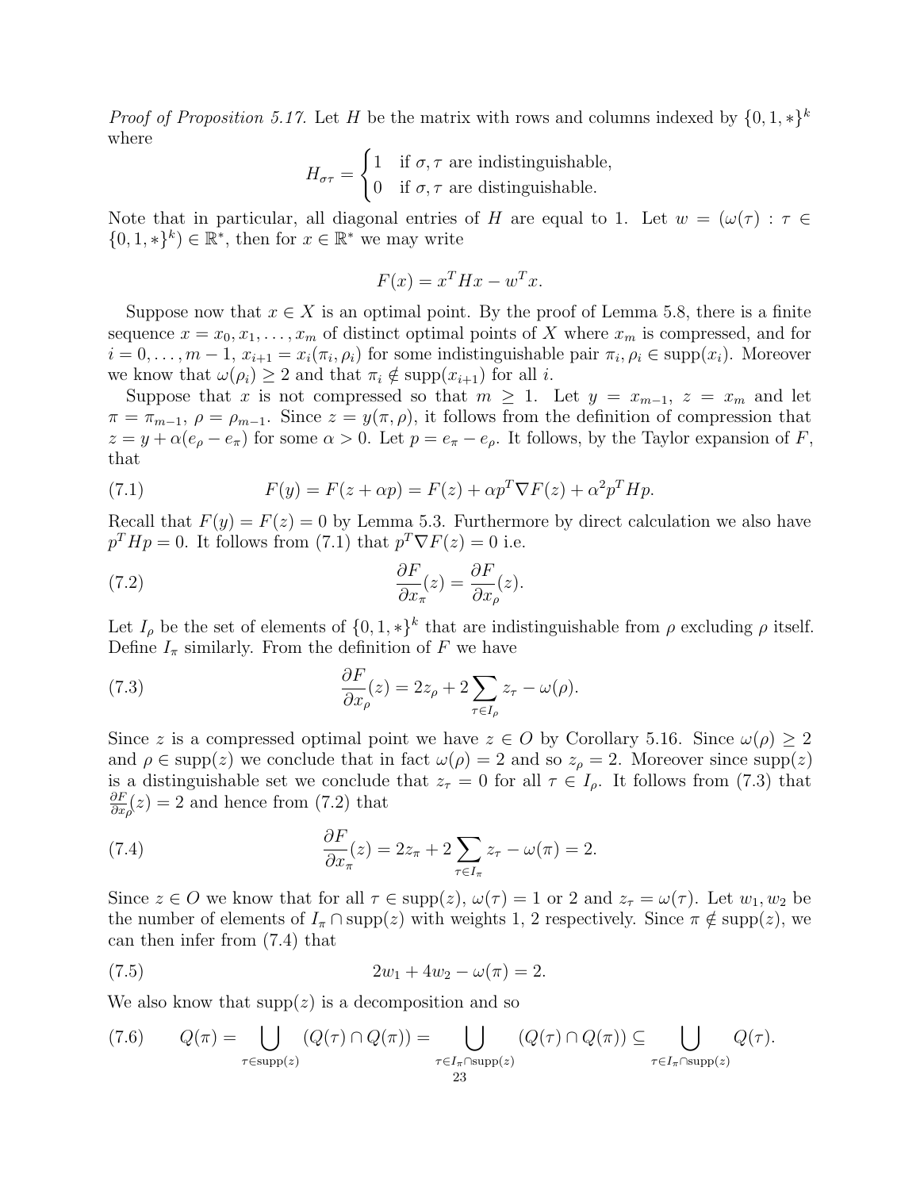*Proof of Proposition 5.17.* Let $H$ be the matrix with rows and columns indexed by $\{0, 1, *\}^k$ where

$$H_{\sigma\tau} = \begin{cases} 1 & \text{if } \sigma, \tau \text{ are indistinguishable,} \\ 0 & \text{if } \sigma, \tau \text{ are distinguishable.} \end{cases}$$

Note that in particular, all diagonal entries of $H$ are equal to 1. Let $w = (\omega(\tau) : \tau \in \{0, 1, *\}^k) \in \mathbb{R}^*$, then for $x \in \mathbb{R}^*$ we may write

$$F(x) = x^T H x - w^T x.$$

Suppose now that $x \in X$ is an optimal point. By the proof of Lemma 5.8, there is a finite sequence $x = x_0, x_1, \ldots, x_m$ of distinct optimal points of $X$ where $x_m$ is compressed, and for $i = 0, \ldots, m-1$, $x_{i+1} = x_i(\pi_i, \rho_i)$ for some indistinguishable pair $\pi_i, \rho_i \in \text{supp}(x_i)$. Moreover we know that $\omega(\rho_i) \geq 2$ and that $\pi_i \notin \text{supp}(x_{i+1})$ for all $i$.

Suppose that $x$ is not compressed so that $m \geq 1$. Let $y = x_{m-1}$, $z = x_m$ and let $\pi = \pi_{m-1}$, $\rho = \rho_{m-1}$. Since $z = y(\pi, \rho)$, it follows from the definition of compression that $z = y + \alpha(e_\rho - e_\pi)$ for some $\alpha > 0$. Let $p = e_\pi - e_\rho$. It follows, by the Taylor expansion of $F$, that

$$F(y) = F(z + \alpha p) = F(z) + \alpha p^T \nabla F(z) + \alpha^2 p^T H p. \tag{7.1}$$

Recall that $F(y) = F(z) = 0$ by Lemma 5.3. Furthermore by direct calculation we also have $p^T H p = 0$. It follows from (7.1) that $p^T \nabla F(z) = 0$ i.e.

$$\frac{\partial F}{\partial x_\pi}(z) = \frac{\partial F}{\partial x_\rho}(z). \tag{7.2}$$

Let $I_\rho$ be the set of elements of $\{0, 1, *\}^k$ that are indistinguishable from $\rho$ excluding $\rho$ itself. Define $I_\pi$ similarly. From the definition of $F$ we have

$$\frac{\partial F}{\partial x_\rho}(z) = 2z_\rho + 2\sum_{\tau \in I_\rho} z_\tau - \omega(\rho). \tag{7.3}$$

Since $z$ is a compressed optimal point we have $z \in O$ by Corollary 5.16. Since $\omega(\rho) \geq 2$ and $\rho \in \text{supp}(z)$ we conclude that in fact $\omega(\rho) = 2$ and so $z_\rho = 2$. Moreover since $\text{supp}(z)$ is a distinguishable set we conclude that $z_\tau = 0$ for all $\tau \in I_\rho$. It follows from (7.3) that $\frac{\partial F}{\partial x_\rho}(z) = 2$ and hence from (7.2) that

$$\frac{\partial F}{\partial x_\pi}(z) = 2z_\pi + 2\sum_{\tau \in I_\pi} z_\tau - \omega(\pi) = 2. \tag{7.4}$$

Since $z \in O$ we know that for all $\tau \in \text{supp}(z)$, $\omega(\tau) = 1$ or $2$ and $z_\tau = \omega(\tau)$. Let $w_1, w_2$ be the number of elements of $I_\pi \cap \text{supp}(z)$ with weights 1, 2 respectively. Since $\pi \notin \text{supp}(z)$, we can then infer from (7.4) that

$$2w_1 + 4w_2 - \omega(\pi) = 2. \tag{7.5}$$

We also know that $\text{supp}(z)$ is a decomposition and so

$$Q(\pi) = \bigcup_{\tau \in \text{supp}(z)} (Q(\tau) \cap Q(\pi)) = \bigcup_{\tau \in I_\pi \cap \text{supp}(z)} (Q(\tau) \cap Q(\pi)) \subseteq \bigcup_{\tau \in I_\pi \cap \text{supp}(z)} Q(\tau). \tag{7.6}$$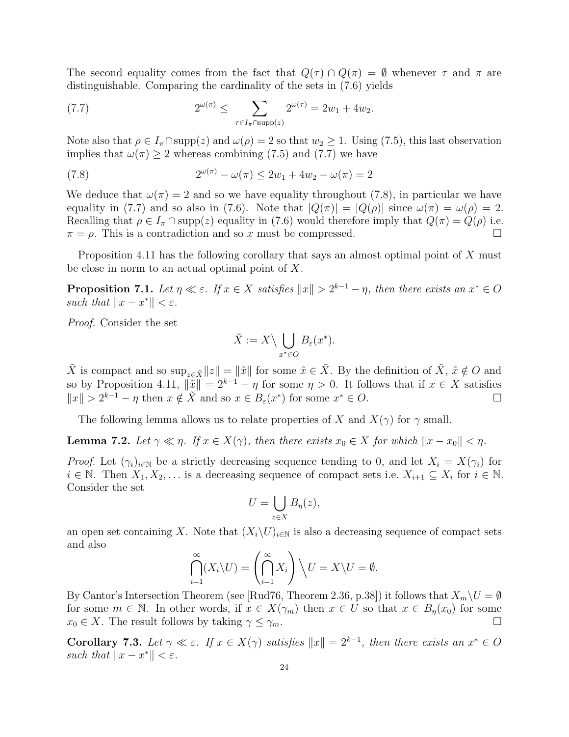The second equality comes from the fact that $Q(\tau) \cap Q(\pi) = \emptyset$ whenever $\tau$ and $\pi$ are distinguishable. Comparing the cardinality of the sets in (7.6) yields

$$2^{\omega(\pi)} \leq \sum_{\tau \in I_\pi \cap \operatorname{supp}(z)} 2^{\omega(\tau)} = 2w_1 + 4w_2. \tag{7.7}$$

Note also that $\rho \in I_\pi \cap \operatorname{supp}(z)$ and $\omega(\rho) = 2$ so that $w_2 \geq 1$. Using (7.5), this last observation implies that $\omega(\pi) \geq 2$ whereas combining (7.5) and (7.7) we have

$$2^{\omega(\pi)} - \omega(\pi) \leq 2w_1 + 4w_2 - \omega(\pi) = 2 \tag{7.8}$$

We deduce that $\omega(\pi) = 2$ and so we have equality throughout (7.8), in particular we have equality in (7.7) and so also in (7.6). Note that $|Q(\pi)| = |Q(\rho)|$ since $\omega(\pi) = \omega(\rho) = 2$. Recalling that $\rho \in I_\pi \cap \operatorname{supp}(z)$ equality in (7.6) would therefore imply that $Q(\pi) = Q(\rho)$ i.e. $\pi = \rho$. This is a contradiction and so $x$ must be compressed. □

Proposition 4.11 has the following corollary that says an almost optimal point of $X$ must be close in norm to an actual optimal point of $X$.

**Proposition 7.1.** *Let $\eta \ll \varepsilon$. If $x \in X$ satisfies $\|x\| > 2^{k-1} - \eta$, then there exists an $x^* \in O$ such that $\|x - x^*\| < \varepsilon$.*

*Proof.* Consider the set

$$\tilde{X} := X \setminus \bigcup_{x^* \in O} B_\varepsilon(x^*).$$

$\tilde{X}$ is compact and so $\sup_{z \in \tilde{X}} \|z\| = \|\tilde{x}\|$ for some $\tilde{x} \in \tilde{X}$. By the definition of $\tilde{X}$, $\tilde{x} \notin O$ and so by Proposition 4.11, $\|\tilde{x}\| = 2^{k-1} - \eta$ for some $\eta > 0$. It follows that if $x \in X$ satisfies $\|x\| > 2^{k-1} - \eta$ then $x \notin \tilde{X}$ and so $x \in B_\varepsilon(x^*)$ for some $x^* \in O$. □

The following lemma allows us to relate properties of $X$ and $X(\gamma)$ for $\gamma$ small.

**Lemma 7.2.** *Let $\gamma \ll \eta$. If $x \in X(\gamma)$, then there exists $x_0 \in X$ for which $\|x - x_0\| < \eta$.*

*Proof.* Let $(\gamma_i)_{i \in \mathbb{N}}$ be a strictly decreasing sequence tending to 0, and let $X_i = X(\gamma_i)$ for $i \in \mathbb{N}$. Then $X_1, X_2, \dots$ is a decreasing sequence of compact sets i.e. $X_{i+1} \subseteq X_i$ for $i \in \mathbb{N}$. Consider the set

$$U = \bigcup_{z \in X} B_\eta(z),$$

an open set containing $X$. Note that $(X_i \setminus U)_{i \in \mathbb{N}}$ is also a decreasing sequence of compact sets and also

$$\bigcap_{i=1}^{\infty} (X_i \setminus U) = \left( \bigcap_{i=1}^{\infty} X_i \right) \setminus U = X \setminus U = \emptyset.$$

By Cantor's Intersection Theorem (see [Rud76, Theorem 2.36, p.38]) it follows that $X_m \setminus U = \emptyset$ for some $m \in \mathbb{N}$. In other words, if $x \in X(\gamma_m)$ then $x \in U$ so that $x \in B_\eta(x_0)$ for some $x_0 \in X$. The result follows by taking $\gamma \leq \gamma_m$. □

**Corollary 7.3.** *Let $\gamma \ll \varepsilon$. If $x \in X(\gamma)$ satisfies $\|x\| = 2^{k-1}$, then there exists an $x^* \in O$ such that $\|x - x^*\| < \varepsilon$.*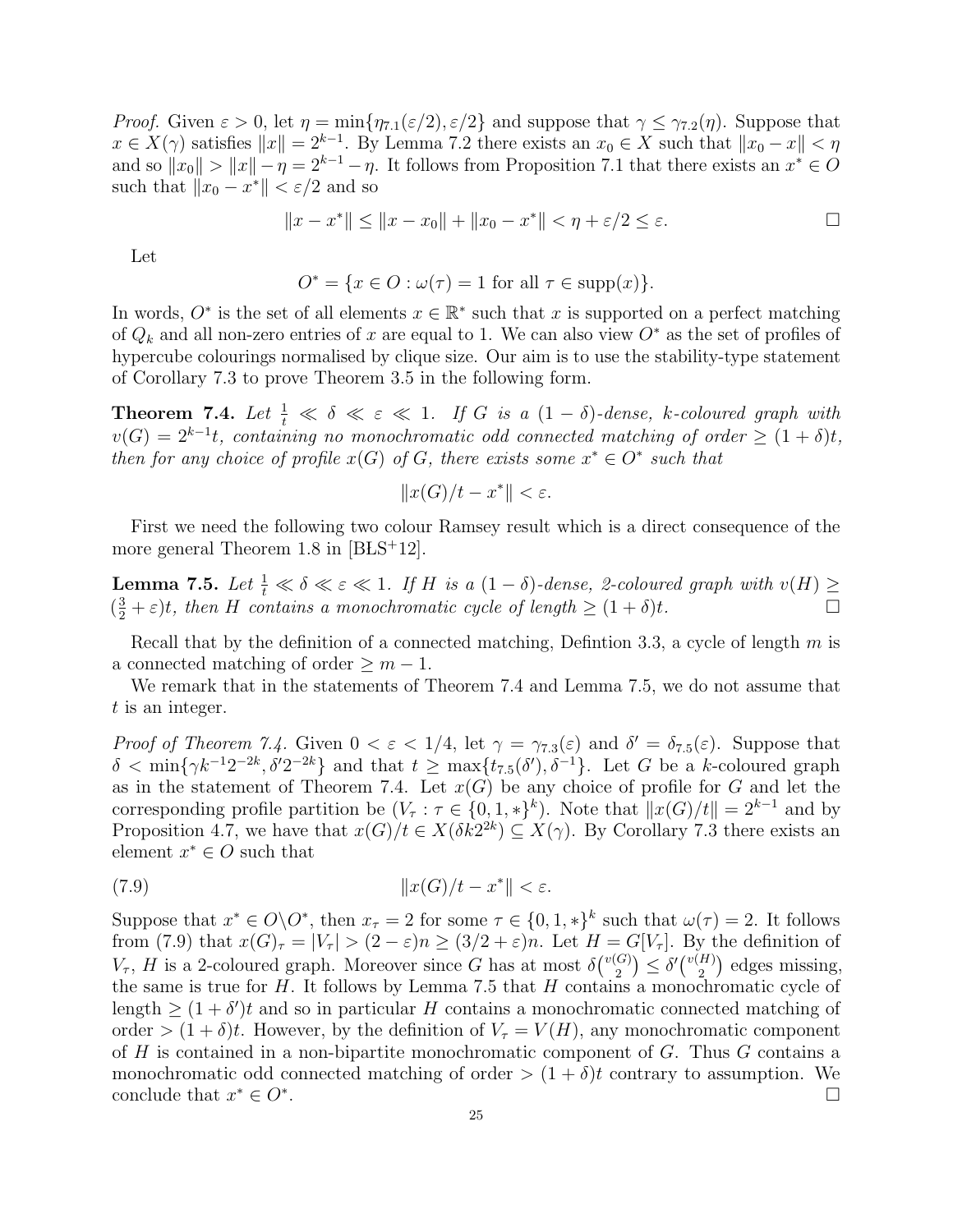*Proof.* Given $\varepsilon > 0$, let $\eta = \min\{\eta_{7.1}(\varepsilon/2), \varepsilon/2\}$ and suppose that $\gamma \leq \gamma_{7.2}(\eta)$. Suppose that $x \in X(\gamma)$ satisfies $\|x\| = 2^{k-1}$. By Lemma 7.2 there exists an $x_0 \in X$ such that $\|x_0 - x\| < \eta$ and so $\|x_0\| > \|x\| - \eta = 2^{k-1} - \eta$. It follows from Proposition 7.1 that there exists an $x^* \in O$ such that $\|x_0 - x^*\| < \varepsilon/2$ and so

$$\|x - x^*\| \leq \|x - x_0\| + \|x_0 - x^*\| < \eta + \varepsilon/2 \leq \varepsilon. \qquad \square$$

Let

$$O^* = \{x \in O : \omega(\tau) = 1 \text{ for all } \tau \in \text{supp}(x)\}.$$

In words, $O^*$ is the set of all elements $x \in \mathbb{R}^*$ such that $x$ is supported on a perfect matching of $Q_k$ and all non-zero entries of $x$ are equal to 1. We can also view $O^*$ as the set of profiles of hypercube colourings normalised by clique size. Our aim is to use the stability-type statement of Corollary 7.3 to prove Theorem 3.5 in the following form.

**Theorem 7.4.** *Let $\frac{1}{t} \ll \delta \ll \varepsilon \ll 1$. If $G$ is a $(1-\delta)$-dense, $k$-coloured graph with $v(G) = 2^{k-1}t$, containing no monochromatic odd connected matching of order $\geq (1+\delta)t$, then for any choice of profile $x(G)$ of $G$, there exists some $x^* \in O^*$ such that*

$$\|x(G)/t - x^*\| < \varepsilon.$$

First we need the following two colour Ramsey result which is a direct consequence of the more general Theorem 1.8 in [BŁS+12].

**Lemma 7.5.** *Let $\frac{1}{t} \ll \delta \ll \varepsilon \ll 1$. If $H$ is a $(1-\delta)$-dense, 2-coloured graph with $v(H) \geq (\frac{3}{2} + \varepsilon)t$, then $H$ contains a monochromatic cycle of length $\geq (1+\delta)t$.* $\square$

Recall that by the definition of a connected matching, Defintion 3.3, a cycle of length $m$ is a connected matching of order $\geq m - 1$.

We remark that in the statements of Theorem 7.4 and Lemma 7.5, we do not assume that $t$ is an integer.

*Proof of Theorem 7.4.* Given $0 < \varepsilon < 1/4$, let $\gamma = \gamma_{7.3}(\varepsilon)$ and $\delta' = \delta_{7.5}(\varepsilon)$. Suppose that $\delta < \min\{\gamma k^{-1} 2^{-2k}, \delta' 2^{-2k}\}$ and that $t \geq \max\{t_{7.5}(\delta'), \delta^{-1}\}$. Let $G$ be a $k$-coloured graph as in the statement of Theorem 7.4. Let $x(G)$ be any choice of profile for $G$ and let the corresponding profile partition be $(V_\tau : \tau \in \{0,1,*\}^k)$. Note that $\|x(G)/t\| = 2^{k-1}$ and by Proposition 4.7, we have that $x(G)/t \in X(\delta k 2^{2k}) \subseteq X(\gamma)$. By Corollary 7.3 there exists an element $x^* \in O$ such that

$$\|x(G)/t - x^*\| < \varepsilon. \tag{7.9}$$

Suppose that $x^* \in O \backslash O^*$, then $x_\tau = 2$ for some $\tau \in \{0,1,*\}^k$ such that $\omega(\tau) = 2$. It follows from (7.9) that $x(G)_\tau = |V_\tau| > (2-\varepsilon)n \geq (3/2+\varepsilon)n$. Let $H = G[V_\tau]$. By the definition of $V_\tau$, $H$ is a 2-coloured graph. Moreover since $G$ has at most $\delta\binom{v(G)}{2} \leq \delta'\binom{v(H)}{2}$ edges missing, the same is true for $H$. It follows by Lemma 7.5 that $H$ contains a monochromatic cycle of length $\geq (1+\delta')t$ and so in particular $H$ contains a monochromatic connected matching of order $> (1+\delta)t$. However, by the definition of $V_\tau = V(H)$, any monochromatic component of $H$ is contained in a non-bipartite monochromatic component of $G$. Thus $G$ contains a monochromatic odd connected matching of order $> (1+\delta)t$ contrary to assumption. We conclude that $x^* \in O^*$. $\square$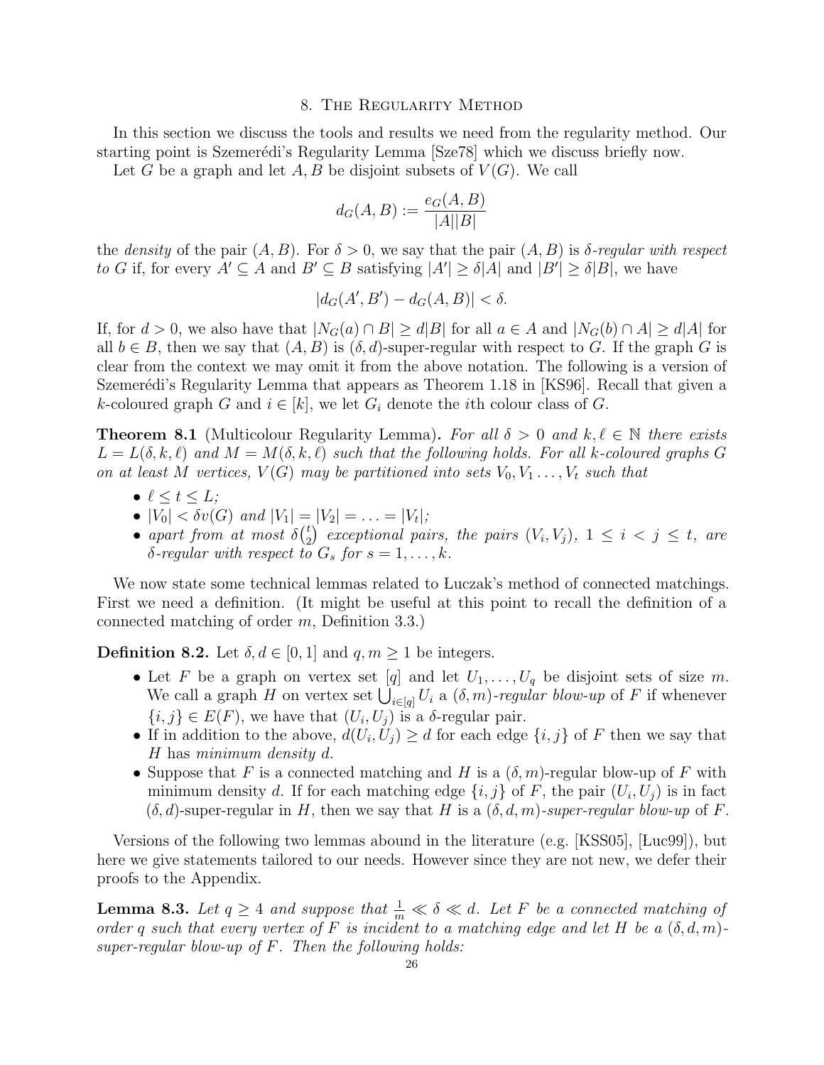## 8. The Regularity Method

In this section we discuss the tools and results we need from the regularity method. Our starting point is Szemerédi's Regularity Lemma [Sze78] which we discuss briefly now.

Let $G$ be a graph and let $A, B$ be disjoint subsets of $V(G)$. We call

$$d_G(A,B) := \frac{e_G(A,B)}{|A||B|}$$

the *density* of the pair $(A, B)$. For $\delta > 0$, we say that the pair $(A, B)$ is *$\delta$-regular with respect to $G$* if, for every $A' \subseteq A$ and $B' \subseteq B$ satisfying $|A'| \geq \delta|A|$ and $|B'| \geq \delta|B|$, we have

$$|d_G(A', B') - d_G(A, B)| < \delta.$$

If, for $d > 0$, we also have that $|N_G(a) \cap B| \geq d|B|$ for all $a \in A$ and $|N_G(b) \cap A| \geq d|A|$ for all $b \in B$, then we say that $(A, B)$ is $(\delta, d)$-super-regular with respect to $G$. If the graph $G$ is clear from the context we may omit it from the above notation. The following is a version of Szemerédi's Regularity Lemma that appears as Theorem 1.18 in [KS96]. Recall that given a $k$-coloured graph $G$ and $i \in [k]$, we let $G_i$ denote the $i$th colour class of $G$.

**Theorem 8.1** (Multicolour Regularity Lemma). *For all $\delta > 0$ and $k, \ell \in \mathbb{N}$ there exists $L = L(\delta, k, \ell)$ and $M = M(\delta, k, \ell)$ such that the following holds. For all $k$-coloured graphs $G$ on at least $M$ vertices, $V(G)$ may be partitioned into sets $V_0, V_1 \ldots, V_t$ such that*

- *$\ell \leq t \leq L$;*
- *$|V_0| < \delta v(G)$ and $|V_1| = |V_2| = \ldots = |V_t|$;*
- *apart from at most $\delta\binom{t}{2}$ exceptional pairs, the pairs $(V_i, V_j)$, $1 \leq i < j \leq t$, are $\delta$-regular with respect to $G_s$ for $s = 1, \ldots, k$.*

We now state some technical lemmas related to Łuczak's method of connected matchings. First we need a definition. (It might be useful at this point to recall the definition of a connected matching of order $m$, Definition 3.3.)

**Definition 8.2.** Let $\delta, d \in [0, 1]$ and $q, m \geq 1$ be integers.

- Let $F$ be a graph on vertex set $[q]$ and let $U_1, \ldots, U_q$ be disjoint sets of size $m$. We call a graph $H$ on vertex set $\bigcup_{i \in [q]} U_i$ a *$(\delta, m)$-regular blow-up* of $F$ if whenever $\{i, j\} \in E(F)$, we have that $(U_i, U_j)$ is a $\delta$-regular pair.
- If in addition to the above, $d(U_i, U_j) \geq d$ for each edge $\{i, j\}$ of $F$ then we say that $H$ has *minimum density* $d$.
- Suppose that $F$ is a connected matching and $H$ is a $(\delta, m)$-regular blow-up of $F$ with minimum density $d$. If for each matching edge $\{i, j\}$ of $F$, the pair $(U_i, U_j)$ is in fact $(\delta, d)$-super-regular in $H$, then we say that $H$ is a *$(\delta, d, m)$-super-regular blow-up* of $F$.

Versions of the following two lemmas abound in the literature (e.g. [KSS05], [Łuc99]), but here we give statements tailored to our needs. However since they are not new, we defer their proofs to the Appendix.

**Lemma 8.3.** *Let $q \geq 4$ and suppose that $\frac{1}{m} \ll \delta \ll d$. Let $F$ be a connected matching of order $q$ such that every vertex of $F$ is incident to a matching edge and let $H$ be a $(\delta, d, m)$-super-regular blow-up of $F$. Then the following holds:*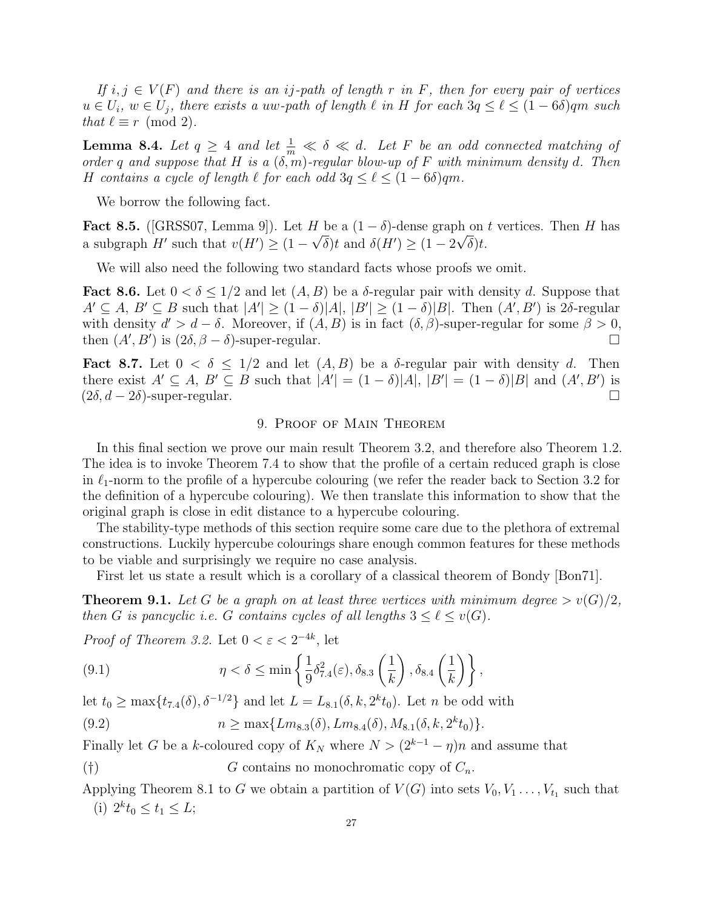*If $i, j \in V(F)$ and there is an $ij$-path of length $r$ in $F$, then for every pair of vertices $u \in U_i$, $w \in U_j$, there exists a $uw$-path of length $\ell$ in $H$ for each $3q \leq \ell \leq (1-6\delta)qm$ such that $\ell \equiv r \pmod 2$.*

**Lemma 8.4.** *Let $q \geq 4$ and let $\frac{1}{m} \ll \delta \ll d$. Let $F$ be an odd connected matching of order $q$ and suppose that $H$ is a $(\delta, m)$-regular blow-up of $F$ with minimum density $d$. Then $H$ contains a cycle of length $\ell$ for each odd $3q \leq \ell \leq (1-6\delta)qm$.*

We borrow the following fact.

**Fact 8.5.** ([GRSS07, Lemma 9]). Let $H$ be a $(1-\delta)$-dense graph on $t$ vertices. Then $H$ has a subgraph $H'$ such that $v(H') \geq (1-\sqrt{\delta})t$ and $\delta(H') \geq (1-2\sqrt{\delta})t$.

We will also need the following two standard facts whose proofs we omit.

**Fact 8.6.** Let $0 < \delta \leq 1/2$ and let $(A, B)$ be a $\delta$-regular pair with density $d$. Suppose that $A' \subseteq A$, $B' \subseteq B$ such that $|A'| \geq (1-\delta)|A|$, $|B'| \geq (1-\delta)|B|$. Then $(A', B')$ is $2\delta$-regular with density $d' > d - \delta$. Moreover, if $(A, B)$ is in fact $(\delta, \beta)$-super-regular for some $\beta > 0$, then $(A', B')$ is $(2\delta, \beta - \delta)$-super-regular. □

**Fact 8.7.** Let $0 < \delta \leq 1/2$ and let $(A, B)$ be a $\delta$-regular pair with density $d$. Then there exist $A' \subseteq A$, $B' \subseteq B$ such that $|A'| = (1-\delta)|A|$, $|B'| = (1-\delta)|B|$ and $(A', B')$ is $(2\delta, d-2\delta)$-super-regular. □

## 9. Proof of Main Theorem

In this final section we prove our main result Theorem 3.2, and therefore also Theorem 1.2. The idea is to invoke Theorem 7.4 to show that the profile of a certain reduced graph is close in $\ell_1$-norm to the profile of a hypercube colouring (we refer the reader back to Section 3.2 for the definition of a hypercube colouring). We then translate this information to show that the original graph is close in edit distance to a hypercube colouring.

The stability-type methods of this section require some care due to the plethora of extremal constructions. Luckily hypercube colourings share enough common features for these methods to be viable and surprisingly we require no case analysis.

First let us state a result which is a corollary of a classical theorem of Bondy [Bon71].

**Theorem 9.1.** *Let $G$ be a graph on at least three vertices with minimum degree $> v(G)/2$, then $G$ is pancyclic i.e. $G$ contains cycles of all lengths $3 \leq \ell \leq v(G)$.*

*Proof of Theorem 3.2.* Let $0 < \varepsilon < 2^{-4k}$, let

$$\eta < \delta \leq \min\left\{\frac{1}{9}\delta_{7.4}^2(\varepsilon), \delta_{8.3}\left(\frac{1}{k}\right), \delta_{8.4}\left(\frac{1}{k}\right)\right\}, \tag{9.1}$$

let $t_0 \geq \max\{t_{7.4}(\delta), \delta^{-1/2}\}$ and let $L = L_{8.1}(\delta, k, 2^k t_0)$. Let $n$ be odd with

$$n \geq \max\{Lm_{8.3}(\delta), Lm_{8.4}(\delta), M_{8.1}(\delta, k, 2^k t_0)\}. \tag{9.2}$$

Finally let $G$ be a $k$-coloured copy of $K_N$ where $N > (2^{k-1} - \eta)n$ and assume that

$$G \text{ contains no monochromatic copy of } C_n. \tag{†}$$

Applying Theorem 8.1 to $G$ we obtain a partition of $V(G)$ into sets $V_0, V_1 \ldots, V_{t_1}$ such that

(i) $2^k t_0 \leq t_1 \leq L$;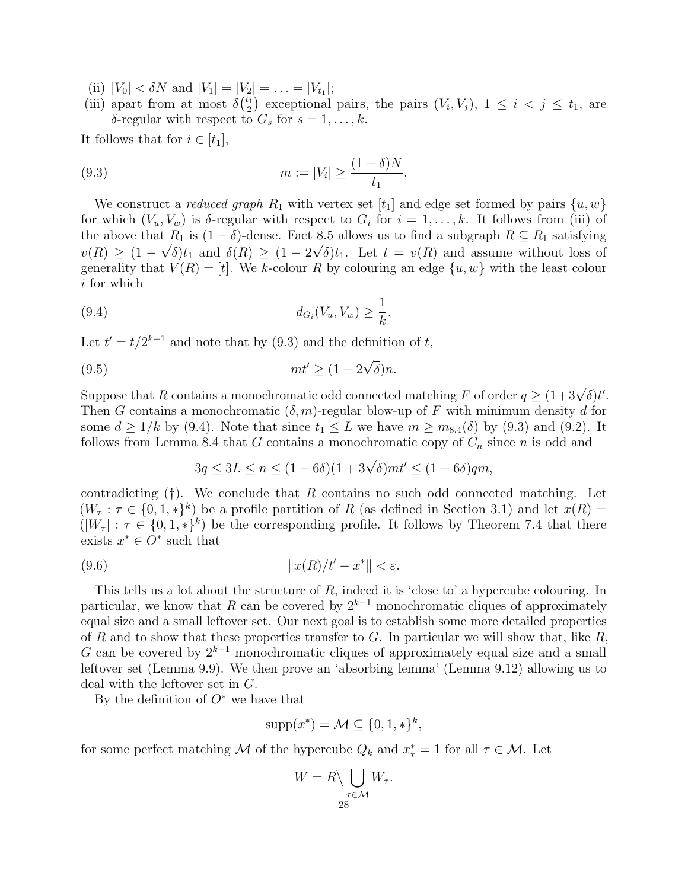(ii) $|V_0| < \delta N$ and $|V_1| = |V_2| = \ldots = |V_{t_1}|$;

(iii) apart from at most $\delta\binom{t_1}{2}$ exceptional pairs, the pairs $(V_i, V_j)$, $1 \le i < j \le t_1$, are $\delta$-regular with respect to $G_s$ for $s = 1, \ldots, k$.

It follows that for $i \in [t_1]$,

$$m := |V_i| \ge \frac{(1-\delta)N}{t_1}. \tag{9.3}$$

We construct a *reduced graph* $R_1$ with vertex set $[t_1]$ and edge set formed by pairs $\{u, w\}$ for which $(V_u, V_w)$ is $\delta$-regular with respect to $G_i$ for $i = 1, \ldots, k$. It follows from (iii) of the above that $R_1$ is $(1-\delta)$-dense. Fact 8.5 allows us to find a subgraph $R \subseteq R_1$ satisfying $v(R) \ge (1 - \sqrt{\delta})t_1$ and $\delta(R) \ge (1 - 2\sqrt{\delta})t_1$. Let $t = v(R)$ and assume without loss of generality that $V(R) = [t]$. We $k$-colour $R$ by colouring an edge $\{u, w\}$ with the least colour $i$ for which

$$d_{G_i}(V_u, V_w) \ge \frac{1}{k}. \tag{9.4}$$

Let $t' = t/2^{k-1}$ and note that by (9.3) and the definition of $t$,

$$mt' \ge (1 - 2\sqrt{\delta})n. \tag{9.5}$$

Suppose that $R$ contains a monochromatic odd connected matching $F$ of order $q \ge (1+3\sqrt{\delta})t'$. Then $G$ contains a monochromatic $(\delta, m)$-regular blow-up of $F$ with minimum density $d$ for some $d \ge 1/k$ by (9.4). Note that since $t_1 \le L$ we have $m \ge m_{8.4}(\delta)$ by (9.3) and (9.2). It follows from Lemma 8.4 that $G$ contains a monochromatic copy of $C_n$ since $n$ is odd and

$$3q \le 3L \le n \le (1 - 6\delta)(1 + 3\sqrt{\delta})mt' \le (1 - 6\delta)qm,$$

contradicting (†). We conclude that $R$ contains no such odd connected matching. Let $(W_\tau : \tau \in \{0, 1, *\}^k)$ be a profile partition of $R$ (as defined in Section 3.1) and let $x(R) = (|W_\tau| : \tau \in \{0, 1, *\}^k)$ be the corresponding profile. It follows by Theorem 7.4 that there exists $x^* \in O^*$ such that

$$\|x(R)/t' - x^*\| < \varepsilon. \tag{9.6}$$

This tells us a lot about the structure of $R$, indeed it is 'close to' a hypercube colouring. In particular, we know that $R$ can be covered by $2^{k-1}$ monochromatic cliques of approximately equal size and a small leftover set. Our next goal is to establish some more detailed properties of $R$ and to show that these properties transfer to $G$. In particular we will show that, like $R$, $G$ can be covered by $2^{k-1}$ monochromatic cliques of approximately equal size and a small leftover set (Lemma 9.9). We then prove an 'absorbing lemma' (Lemma 9.12) allowing us to deal with the leftover set in $G$.

By the definition of $O^*$ we have that

$$\mathrm{supp}(x^*) = \mathcal{M} \subseteq \{0, 1, *\}^k,$$

for some perfect matching $\mathcal{M}$ of the hypercube $Q_k$ and $x^*_\tau = 1$ for all $\tau \in \mathcal{M}$. Let

$$W = R \setminus \bigcup_{\tau \in \mathcal{M}} W_\tau.$$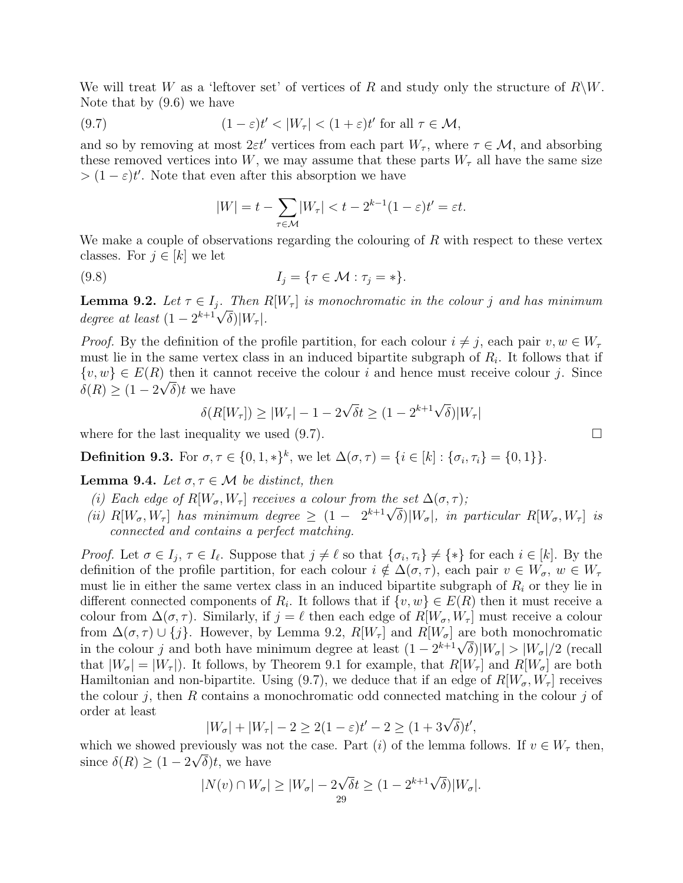We will treat $W$ as a 'leftover set' of vertices of $R$ and study only the structure of $R\backslash W$. Note that by (9.6) we have

$$(1-\varepsilon)t' < |W_\tau| < (1+\varepsilon)t' \text{ for all } \tau \in \mathcal{M}, \tag{9.7}$$

and so by removing at most $2\varepsilon t'$ vertices from each part $W_\tau$, where $\tau \in \mathcal{M}$, and absorbing these removed vertices into $W$, we may assume that these parts $W_\tau$ all have the same size $> (1-\varepsilon)t'$. Note that even after this absorption we have

$$|W| = t - \sum_{\tau \in \mathcal{M}} |W_\tau| < t - 2^{k-1}(1-\varepsilon)t' = \varepsilon t.$$

We make a couple of observations regarding the colouring of $R$ with respect to these vertex classes. For $j \in [k]$ we let

$$I_j = \{\tau \in \mathcal{M} : \tau_j = *\}. \tag{9.8}$$

**Lemma 9.2.** *Let $\tau \in I_j$. Then $R[W_\tau]$ is monochromatic in the colour $j$ and has minimum degree at least $(1 - 2^{k+1}\sqrt{\delta})|W_\tau|$.*

*Proof.* By the definition of the profile partition, for each colour $i \neq j$, each pair $v, w \in W_\tau$ must lie in the same vertex class in an induced bipartite subgraph of $R_i$. It follows that if $\{v, w\} \in E(R)$ then it cannot receive the colour $i$ and hence must receive colour $j$. Since $\delta(R) \geq (1 - 2\sqrt{\delta})t$ we have

$$\delta(R[W_\tau]) \geq |W_\tau| - 1 - 2\sqrt{\delta}t \geq (1 - 2^{k+1}\sqrt{\delta})|W_\tau|$$

where for the last inequality we used (9.7). □

**Definition 9.3.** For $\sigma, \tau \in \{0, 1, *\}^k$, we let $\Delta(\sigma, \tau) = \{i \in [k] : \{\sigma_i, \tau_i\} = \{0, 1\}\}$.

**Lemma 9.4.** *Let $\sigma, \tau \in \mathcal{M}$ be distinct, then*

- *(i) Each edge of $R[W_\sigma, W_\tau]$ receives a colour from the set $\Delta(\sigma, \tau)$;*
- *(ii) $R[W_\sigma, W_\tau]$ has minimum degree $\geq (1 - 2^{k+1}\sqrt{\delta})|W_\sigma|$, in particular $R[W_\sigma, W_\tau]$ is connected and contains a perfect matching.*

*Proof.* Let $\sigma \in I_j$, $\tau \in I_\ell$. Suppose that $j \neq \ell$ so that $\{\sigma_i, \tau_i\} \neq \{*\}$ for each $i \in [k]$. By the definition of the profile partition, for each colour $i \notin \Delta(\sigma, \tau)$, each pair $v \in W_\sigma$, $w \in W_\tau$ must lie in either the same vertex class in an induced bipartite subgraph of $R_i$ or they lie in different connected components of $R_i$. It follows that if $\{v, w\} \in E(R)$ then it must receive a colour from $\Delta(\sigma, \tau)$. Similarly, if $j = \ell$ then each edge of $R[W_\sigma, W_\tau]$ must receive a colour from $\Delta(\sigma, \tau) \cup \{j\}$. However, by Lemma 9.2, $R[W_\tau]$ and $R[W_\sigma]$ are both monochromatic in the colour $j$ and both have minimum degree at least $(1 - 2^{k+1}\sqrt{\delta})|W_\sigma| > |W_\sigma|/2$ (recall that $|W_\sigma| = |W_\tau|$). It follows, by Theorem 9.1 for example, that $R[W_\tau]$ and $R[W_\sigma]$ are both Hamiltonian and non-bipartite. Using (9.7), we deduce that if an edge of $R[W_\sigma, W_\tau]$ receives the colour $j$, then $R$ contains a monochromatic odd connected matching in the colour $j$ of order at least

$$|W_\sigma| + |W_\tau| - 2 \geq 2(1-\varepsilon)t' - 2 \geq (1 + 3\sqrt{\delta})t',$$

which we showed previously was not the case. Part $(i)$ of the lemma follows. If $v \in W_\tau$ then, since $\delta(R) \geq (1 - 2\sqrt{\delta})t$, we have

$$|N(v) \cap W_\sigma| \geq |W_\sigma| - 2\sqrt{\delta}t \geq (1 - 2^{k+1}\sqrt{\delta})|W_\sigma|.$$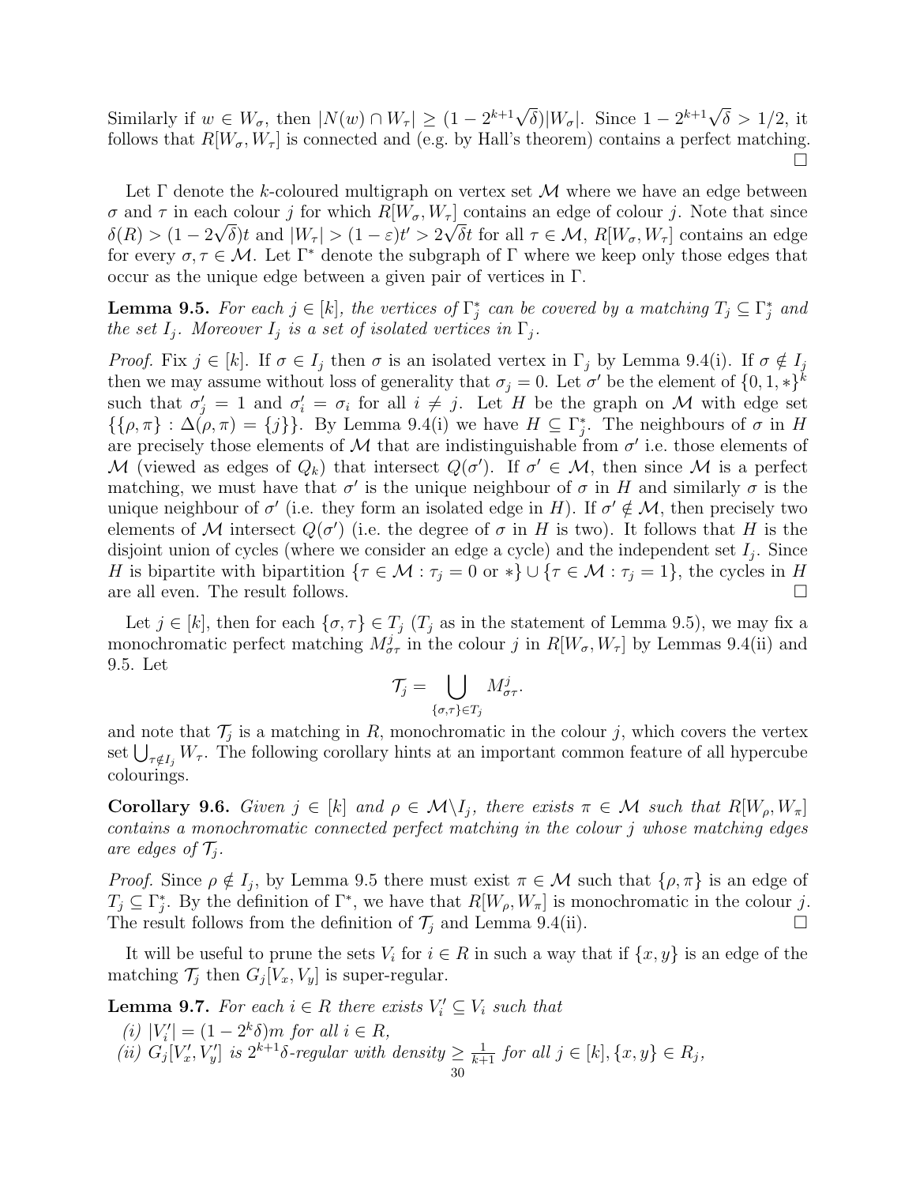Similarly if $w \in W_\sigma$, then $|N(w) \cap W_\tau| \geq (1 - 2^{k+1}\sqrt{\delta})|W_\sigma|$. Since $1 - 2^{k+1}\sqrt{\delta} > 1/2$, it follows that $R[W_\sigma, W_\tau]$ is connected and (e.g. by Hall's theorem) contains a perfect matching. □

Let $\Gamma$ denote the $k$-coloured multigraph on vertex set $\mathcal{M}$ where we have an edge between $\sigma$ and $\tau$ in each colour $j$ for which $R[W_\sigma, W_\tau]$ contains an edge of colour $j$. Note that since $\delta(R) > (1 - 2\sqrt{\delta})t$ and $|W_\tau| > (1-\varepsilon)t' > 2\sqrt{\delta}t$ for all $\tau \in \mathcal{M}$, $R[W_\sigma, W_\tau]$ contains an edge for every $\sigma, \tau \in \mathcal{M}$. Let $\Gamma^*$ denote the subgraph of $\Gamma$ where we keep only those edges that occur as the unique edge between a given pair of vertices in $\Gamma$.

**Lemma 9.5.** *For each $j \in [k]$, the vertices of $\Gamma^*_j$ can be covered by a matching $T_j \subseteq \Gamma^*_j$ and the set $I_j$. Moreover $I_j$ is a set of isolated vertices in $\Gamma_j$.*

*Proof.* Fix $j \in [k]$. If $\sigma \in I_j$ then $\sigma$ is an isolated vertex in $\Gamma_j$ by Lemma 9.4(i). If $\sigma \notin I_j$ then we may assume without loss of generality that $\sigma_j = 0$. Let $\sigma'$ be the element of $\{0, 1, *\}^k$ such that $\sigma'_j = 1$ and $\sigma'_i = \sigma_i$ for all $i \neq j$. Let $H$ be the graph on $\mathcal{M}$ with edge set $\{\{\rho, \pi\} : \Delta(\rho, \pi) = \{j\}\}$. By Lemma 9.4(i) we have $H \subseteq \Gamma^*_j$. The neighbours of $\sigma$ in $H$ are precisely those elements of $\mathcal{M}$ that are indistinguishable from $\sigma'$ i.e. those elements of $\mathcal{M}$ (viewed as edges of $Q_k$) that intersect $Q(\sigma')$. If $\sigma' \in \mathcal{M}$, then since $\mathcal{M}$ is a perfect matching, we must have that $\sigma'$ is the unique neighbour of $\sigma$ in $H$ and similarly $\sigma$ is the unique neighbour of $\sigma'$ (i.e. they form an isolated edge in $H$). If $\sigma' \notin \mathcal{M}$, then precisely two elements of $\mathcal{M}$ intersect $Q(\sigma')$ (i.e. the degree of $\sigma$ in $H$ is two). It follows that $H$ is the disjoint union of cycles (where we consider an edge a cycle) and the independent set $I_j$. Since $H$ is bipartite with bipartition $\{\tau \in \mathcal{M} : \tau_j = 0 \text{ or } *\} \cup \{\tau \in \mathcal{M} : \tau_j = 1\}$, the cycles in $H$ are all even. The result follows. □

Let $j \in [k]$, then for each $\{\sigma, \tau\} \in T_j$ ($T_j$ as in the statement of Lemma 9.5), we may fix a monochromatic perfect matching $M^j_{\sigma\tau}$ in the colour $j$ in $R[W_\sigma, W_\tau]$ by Lemmas 9.4(ii) and 9.5. Let

$$\mathcal{T}_j = \bigcup_{\{\sigma,\tau\} \in T_j} M^j_{\sigma\tau}.$$

and note that $\mathcal{T}_j$ is a matching in $R$, monochromatic in the colour $j$, which covers the vertex set $\bigcup_{\tau \notin I_j} W_\tau$. The following corollary hints at an important common feature of all hypercube colourings.

**Corollary 9.6.** *Given $j \in [k]$ and $\rho \in \mathcal{M} \backslash I_j$, there exists $\pi \in \mathcal{M}$ such that $R[W_\rho, W_\pi]$ contains a monochromatic connected perfect matching in the colour $j$ whose matching edges are edges of $\mathcal{T}_j$.*

*Proof.* Since $\rho \notin I_j$, by Lemma 9.5 there must exist $\pi \in \mathcal{M}$ such that $\{\rho, \pi\}$ is an edge of $T_j \subseteq \Gamma^*_j$. By the definition of $\Gamma^*$, we have that $R[W_\rho, W_\pi]$ is monochromatic in the colour $j$. The result follows from the definition of $\mathcal{T}_j$ and Lemma 9.4(ii). □

It will be useful to prune the sets $V_i$ for $i \in R$ in such a way that if $\{x, y\}$ is an edge of the matching $\mathcal{T}_j$ then $G_j[V_x, V_y]$ is super-regular.

**Lemma 9.7.** *For each $i \in R$ there exists $V'_i \subseteq V_i$ such that*

*(i) $|V'_i| = (1 - 2^k\delta)m$ for all $i \in R$,*
*(ii) $G_j[V'_x, V'_y]$ is $2^{k+1}\delta$-regular with density $\geq \frac{1}{k+1}$ for all $j \in [k], \{x, y\} \in R_j$,*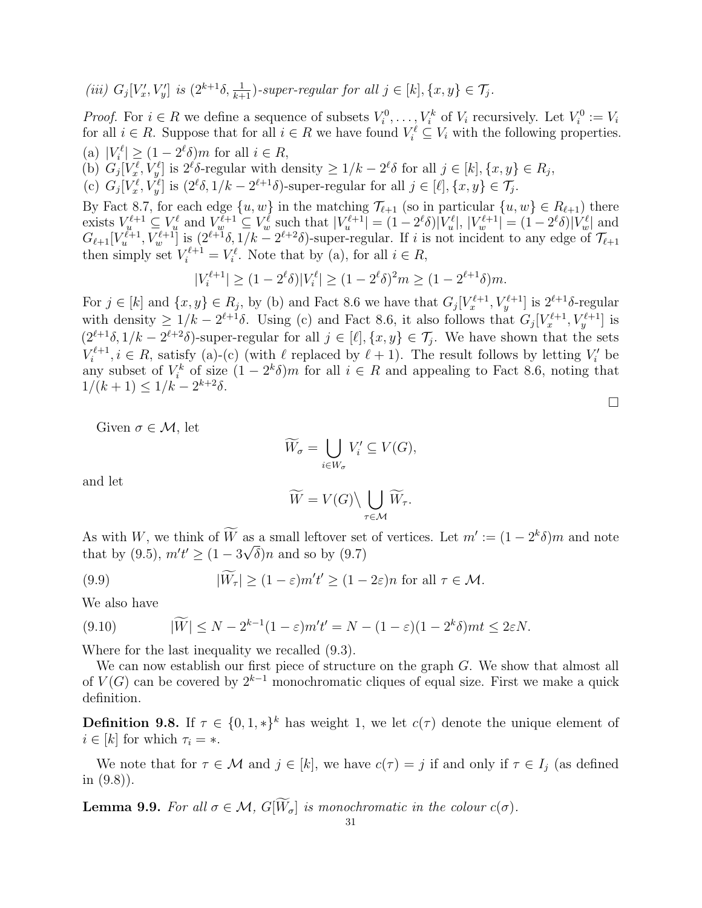*(iii)* $G_j[V'_x, V'_y]$ *is* $(2^{k+1}\delta, \frac{1}{k+1})$*-super-regular for all* $j \in [k], \{x,y\} \in \mathcal{T}_j$.

*Proof.* For $i \in R$ we define a sequence of subsets $V_i^0, \ldots, V_i^k$ of $V_i$ recursively. Let $V_i^0 := V_i$ for all $i \in R$. Suppose that for all $i \in R$ we have found $V_i^\ell \subseteq V_i$ with the following properties.

(a) $|V_i^\ell| \geq (1 - 2^\ell \delta)m$ for all $i \in R$,

(b) $G_j[V_x^\ell, V_y^\ell]$ is $2^\ell\delta$-regular with density $\geq 1/k - 2^\ell\delta$ for all $j \in [k], \{x,y\} \in R_j$,

(c) $G_j[V_x^\ell, V_y^\ell]$ is $(2^\ell\delta, 1/k - 2^{\ell+1}\delta)$-super-regular for all $j \in [\ell], \{x,y\} \in \mathcal{T}_j$.

By Fact 8.7, for each edge $\{u,w\}$ in the matching $\mathcal{T}_{\ell+1}$ (so in particular $\{u,w\} \in R_{\ell+1}$) there exists $V_u^{\ell+1} \subseteq V_u^\ell$ and $V_w^{\ell+1} \subseteq V_w^\ell$ such that $|V_u^{\ell+1}| = (1-2^\ell\delta)|V_u^\ell|$, $|V_w^{\ell+1}| = (1-2^\ell\delta)|V_w^\ell|$ and $G_{\ell+1}[V_u^{\ell+1}, V_w^{\ell+1}]$ is $(2^{\ell+1}\delta, 1/k - 2^{\ell+2}\delta)$-super-regular. If $i$ is not incident to any edge of $\mathcal{T}_{\ell+1}$ then simply set $V_i^{\ell+1} = V_i^\ell$. Note that by (a), for all $i \in R$,

$$|V_i^{\ell+1}| \geq (1-2^\ell\delta)|V_i^\ell| \geq (1-2^\ell\delta)^2 m \geq (1-2^{\ell+1}\delta)m.$$

For $j \in [k]$ and $\{x,y\} \in R_j$, by (b) and Fact 8.6 we have that $G_j[V_x^{\ell+1}, V_y^{\ell+1}]$ is $2^{\ell+1}\delta$-regular with density $\geq 1/k - 2^{\ell+1}\delta$. Using (c) and Fact 8.6, it also follows that $G_j[V_x^{\ell+1}, V_y^{\ell+1}]$ is $(2^{\ell+1}\delta, 1/k - 2^{\ell+2}\delta)$-super-regular for all $j \in [\ell], \{x,y\} \in \mathcal{T}_j$. We have shown that the sets $V_i^{\ell+1}, i \in R$, satisfy (a)-(c) (with $\ell$ replaced by $\ell+1$). The result follows by letting $V'_i$ be any subset of $V_i^k$ of size $(1-2^k\delta)m$ for all $i \in R$ and appealing to Fact 8.6, noting that $1/(k+1) \leq 1/k - 2^{k+2}\delta$.

$\square$

Given $\sigma \in \mathcal{M}$, let

$$\widetilde{W}_\sigma = \bigcup_{i \in W_\sigma} V'_i \subseteq V(G),$$

and let

$$\widetilde{W} = V(G) \setminus \bigcup_{\tau \in \mathcal{M}} \widetilde{W}_\tau.$$

As with $W$, we think of $\widetilde{W}$ as a small leftover set of vertices. Let $m' := (1-2^k\delta)m$ and note that by (9.5), $m't' \geq (1-3\sqrt{\delta})n$ and so by (9.7)

$$|\widetilde{W}_\tau| \geq (1-\varepsilon)m't' \geq (1-2\varepsilon)n \text{ for all } \tau \in \mathcal{M}. \tag{9.9}$$

We also have

$$|\widetilde{W}| \leq N - 2^{k-1}(1-\varepsilon)m't' = N - (1-\varepsilon)(1-2^k\delta)mt \leq 2\varepsilon N. \tag{9.10}$$

Where for the last inequality we recalled (9.3).

We can now establish our first piece of structure on the graph $G$. We show that almost all of $V(G)$ can be covered by $2^{k-1}$ monochromatic cliques of equal size. First we make a quick definition.

**Definition 9.8.** If $\tau \in \{0,1,*\}^k$ has weight 1, we let $c(\tau)$ denote the unique element of $i \in [k]$ for which $\tau_i = *$.

We note that for $\tau \in \mathcal{M}$ and $j \in [k]$, we have $c(\tau) = j$ if and only if $\tau \in I_j$ (as defined in (9.8)).

**Lemma 9.9.** *For all* $\sigma \in \mathcal{M}$*,* $G[\widetilde{W}_\sigma]$ *is monochromatic in the colour* $c(\sigma)$*.*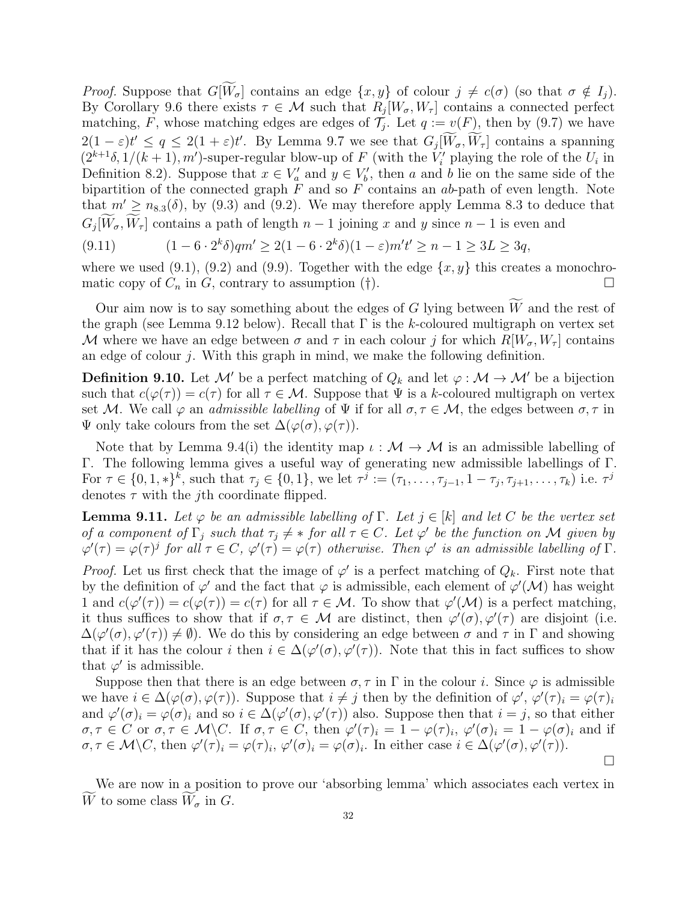*Proof.* Suppose that $G[\widetilde{W}_\sigma]$ contains an edge $\{x, y\}$ of colour $j \neq c(\sigma)$ (so that $\sigma \notin I_j$). By Corollary 9.6 there exists $\tau \in \mathcal{M}$ such that $R_j[W_\sigma, W_\tau]$ contains a connected perfect matching, $F$, whose matching edges are edges of $\mathcal{T}_j$. Let $q := v(F)$, then by (9.7) we have $2(1-\varepsilon)t' \leq q \leq 2(1+\varepsilon)t'$. By Lemma 9.7 we see that $G_j[\widetilde{W}_\sigma, \widetilde{W}_\tau]$ contains a spanning $(2^{k+1}\delta, 1/(k+1), m')$-super-regular blow-up of $F$ (with the $V_i'$ playing the role of the $U_i$ in Definition 8.2). Suppose that $x \in V_a'$ and $y \in V_b'$, then $a$ and $b$ lie on the same side of the bipartition of the connected graph $F$ and so $F$ contains an $ab$-path of even length. Note that $m' \geq n_{8.3}(\delta)$, by (9.3) and (9.2). We may therefore apply Lemma 8.3 to deduce that $G_j[\widetilde{W}_\sigma, \widetilde{W}_\tau]$ contains a path of length $n-1$ joining $x$ and $y$ since $n-1$ is even and

$$(1 - 6 \cdot 2^k\delta)qm' \geq 2(1 - 6 \cdot 2^k\delta)(1-\varepsilon)m't' \geq n - 1 \geq 3L \geq 3q, \tag{9.11}$$

where we used (9.1), (9.2) and (9.9). Together with the edge $\{x, y\}$ this creates a monochromatic copy of $C_n$ in $G$, contrary to assumption (†). □

Our aim now is to say something about the edges of $G$ lying between $\widetilde{W}$ and the rest of the graph (see Lemma 9.12 below). Recall that $\Gamma$ is the $k$-coloured multigraph on vertex set $\mathcal{M}$ where we have an edge between $\sigma$ and $\tau$ in each colour $j$ for which $R[W_\sigma, W_\tau]$ contains an edge of colour $j$. With this graph in mind, we make the following definition.

**Definition 9.10.** Let $\mathcal{M}'$ be a perfect matching of $Q_k$ and let $\varphi : \mathcal{M} \to \mathcal{M}'$ be a bijection such that $c(\varphi(\tau)) = c(\tau)$ for all $\tau \in \mathcal{M}$. Suppose that $\Psi$ is a $k$-coloured multigraph on vertex set $\mathcal{M}$. We call $\varphi$ an *admissible labelling* of $\Psi$ if for all $\sigma, \tau \in \mathcal{M}$, the edges between $\sigma, \tau$ in $\Psi$ only take colours from the set $\Delta(\varphi(\sigma), \varphi(\tau))$.

Note that by Lemma 9.4(i) the identity map $\iota : \mathcal{M} \to \mathcal{M}$ is an admissible labelling of $\Gamma$. The following lemma gives a useful way of generating new admissible labellings of $\Gamma$. For $\tau \in \{0, 1, *\}^k$, such that $\tau_j \in \{0, 1\}$, we let $\tau^j := (\tau_1, \ldots, \tau_{j-1}, 1 - \tau_j, \tau_{j+1}, \ldots, \tau_k)$ i.e. $\tau^j$ denotes $\tau$ with the $j$th coordinate flipped.

**Lemma 9.11.** *Let $\varphi$ be an admissible labelling of $\Gamma$. Let $j \in [k]$ and let $C$ be the vertex set of a component of $\Gamma_j$ such that $\tau_j \neq *$ for all $\tau \in C$. Let $\varphi'$ be the function on $\mathcal{M}$ given by $\varphi'(\tau) = \varphi(\tau)^j$ for all $\tau \in C$, $\varphi'(\tau) = \varphi(\tau)$ otherwise. Then $\varphi'$ is an admissible labelling of $\Gamma$.*

*Proof.* Let us first check that the image of $\varphi'$ is a perfect matching of $Q_k$. First note that by the definition of $\varphi'$ and the fact that $\varphi$ is admissible, each element of $\varphi'(\mathcal{M})$ has weight 1 and $c(\varphi'(\tau)) = c(\varphi(\tau)) = c(\tau)$ for all $\tau \in \mathcal{M}$. To show that $\varphi'(\mathcal{M})$ is a perfect matching, it thus suffices to show that if $\sigma, \tau \in \mathcal{M}$ are distinct, then $\varphi'(\sigma), \varphi'(\tau)$ are disjoint (i.e. $\Delta(\varphi'(\sigma), \varphi'(\tau)) \neq \emptyset$). We do this by considering an edge between $\sigma$ and $\tau$ in $\Gamma$ and showing that if it has the colour $i$ then $i \in \Delta(\varphi'(\sigma), \varphi'(\tau))$. Note that this in fact suffices to show that $\varphi'$ is admissible.

Suppose then that there is an edge between $\sigma, \tau$ in $\Gamma$ in the colour $i$. Since $\varphi$ is admissible we have $i \in \Delta(\varphi(\sigma), \varphi(\tau))$. Suppose that $i \neq j$ then by the definition of $\varphi'$, $\varphi'(\tau)_i = \varphi(\tau)_i$ and $\varphi'(\sigma)_i = \varphi(\sigma)_i$ and so $i \in \Delta(\varphi'(\sigma), \varphi'(\tau))$ also. Suppose then that $i = j$, so that either $\sigma, \tau \in C$ or $\sigma, \tau \in \mathcal{M} \backslash C$. If $\sigma, \tau \in C$, then $\varphi'(\tau)_i = 1 - \varphi(\tau)_i$, $\varphi'(\sigma)_i = 1 - \varphi(\sigma)_i$ and if $\sigma, \tau \in \mathcal{M} \backslash C$, then $\varphi'(\tau)_i = \varphi(\tau)_i$, $\varphi'(\sigma)_i = \varphi(\sigma)_i$. In either case $i \in \Delta(\varphi'(\sigma), \varphi'(\tau))$.

□

We are now in a position to prove our 'absorbing lemma' which associates each vertex in $\widetilde{W}$ to some class $\widetilde{W}_\sigma$ in $G$.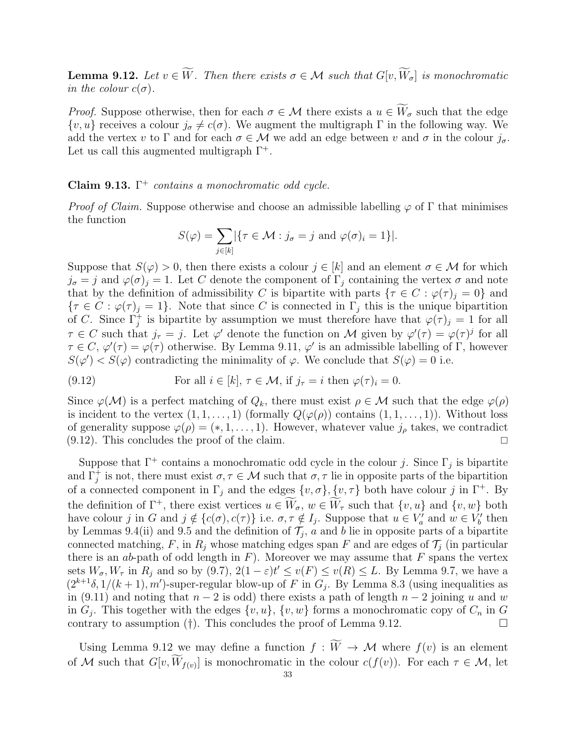**Lemma 9.12.** *Let $v \in \widetilde{W}$. Then there exists $\sigma \in \mathcal{M}$ such that $G[v, \widetilde{W}_\sigma]$ is monochromatic in the colour $c(\sigma)$.*

*Proof.* Suppose otherwise, then for each $\sigma \in \mathcal{M}$ there exists a $u \in \widetilde{W}_\sigma$ such that the edge $\{v, u\}$ receives a colour $j_\sigma \neq c(\sigma)$. We augment the multigraph $\Gamma$ in the following way. We add the vertex $v$ to $\Gamma$ and for each $\sigma \in \mathcal{M}$ we add an edge between $v$ and $\sigma$ in the colour $j_\sigma$. Let us call this augmented multigraph $\Gamma^+$.

**Claim 9.13.** *$\Gamma^+$ contains a monochromatic odd cycle.*

*Proof of Claim.* Suppose otherwise and choose an admissible labelling $\varphi$ of $\Gamma$ that minimises the function

$$S(\varphi) = \sum_{j \in [k]} |\{\tau \in \mathcal{M} : j_\sigma = j \text{ and } \varphi(\sigma)_i = 1\}|.$$

Suppose that $S(\varphi) > 0$, then there exists a colour $j \in [k]$ and an element $\sigma \in \mathcal{M}$ for which $j_\sigma = j$ and $\varphi(\sigma)_j = 1$. Let $C$ denote the component of $\Gamma_j$ containing the vertex $\sigma$ and note that by the definition of admissibility $C$ is bipartite with parts $\{\tau \in C : \varphi(\tau)_j = 0\}$ and $\{\tau \in C : \varphi(\tau)_j = 1\}$. Note that since $C$ is connected in $\Gamma_j$ this is the unique bipartition of $C$. Since $\Gamma_j^+$ is bipartite by assumption we must therefore have that $\varphi(\tau)_j = 1$ for all $\tau \in C$ such that $j_\tau = j$. Let $\varphi'$ denote the function on $\mathcal{M}$ given by $\varphi'(\tau) = \varphi(\tau)^j$ for all $\tau \in C$, $\varphi'(\tau) = \varphi(\tau)$ otherwise. By Lemma 9.11, $\varphi'$ is an admissible labelling of $\Gamma$, however $S(\varphi') < S(\varphi)$ contradicting the minimality of $\varphi$. We conclude that $S(\varphi) = 0$ i.e.

$$\text{For all } i \in [k],\ \tau \in \mathcal{M}, \text{ if } j_\tau = i \text{ then } \varphi(\tau)_i = 0. \tag{9.12}$$

Since $\varphi(\mathcal{M})$ is a perfect matching of $Q_k$, there must exist $\rho \in \mathcal{M}$ such that the edge $\varphi(\rho)$ is incident to the vertex $(1, 1, \ldots, 1)$ (formally $Q(\varphi(\rho))$ contains $(1, 1, \ldots, 1)$). Without loss of generality suppose $\varphi(\rho) = (*, 1, \ldots, 1)$. However, whatever value $j_\rho$ takes, we contradict (9.12). This concludes the proof of the claim. $\square$

Suppose that $\Gamma^+$ contains a monochromatic odd cycle in the colour $j$. Since $\Gamma_j$ is bipartite and $\Gamma_j^+$ is not, there must exist $\sigma, \tau \in \mathcal{M}$ such that $\sigma, \tau$ lie in opposite parts of the bipartition of a connected component in $\Gamma_j$ and the edges $\{v, \sigma\}, \{v, \tau\}$ both have colour $j$ in $\Gamma^+$. By the definition of $\Gamma^+$, there exist vertices $u \in \widetilde{W}_\sigma$, $w \in \widetilde{W}_\tau$ such that $\{v, u\}$ and $\{v, w\}$ both have colour $j$ in $G$ and $j \notin \{c(\sigma), c(\tau)\}$ i.e. $\sigma, \tau \notin I_j$. Suppose that $u \in V_a'$ and $w \in V_b'$ then by Lemmas 9.4(ii) and 9.5 and the definition of $\mathcal{T}_j$, $a$ and $b$ lie in opposite parts of a bipartite connected matching, $F$, in $R_j$ whose matching edges span $F$ and are edges of $\mathcal{T}_j$ (in particular there is an $ab$-path of odd length in $F$). Moreover we may assume that $F$ spans the vertex sets $W_\sigma, W_\tau$ in $R_j$ and so by (9.7), $2(1-\varepsilon)t' \leq v(F) \leq v(R) \leq L$. By Lemma 9.7, we have a $(2^{k+1}\delta, 1/(k+1), m')$-super-regular blow-up of $F$ in $G_j$. By Lemma 8.3 (using inequalities as in (9.11) and noting that $n-2$ is odd) there exists a path of length $n-2$ joining $u$ and $w$ in $G_j$. This together with the edges $\{v, u\}$, $\{v, w\}$ forms a monochromatic copy of $C_n$ in $G$ contrary to assumption (†). This concludes the proof of Lemma 9.12. $\square$

Using Lemma 9.12 we may define a function $f : \widetilde{W} \to \mathcal{M}$ where $f(v)$ is an element of $\mathcal{M}$ such that $G[v, \widetilde{W}_{f(v)}]$ is monochromatic in the colour $c(f(v))$. For each $\tau \in \mathcal{M}$, let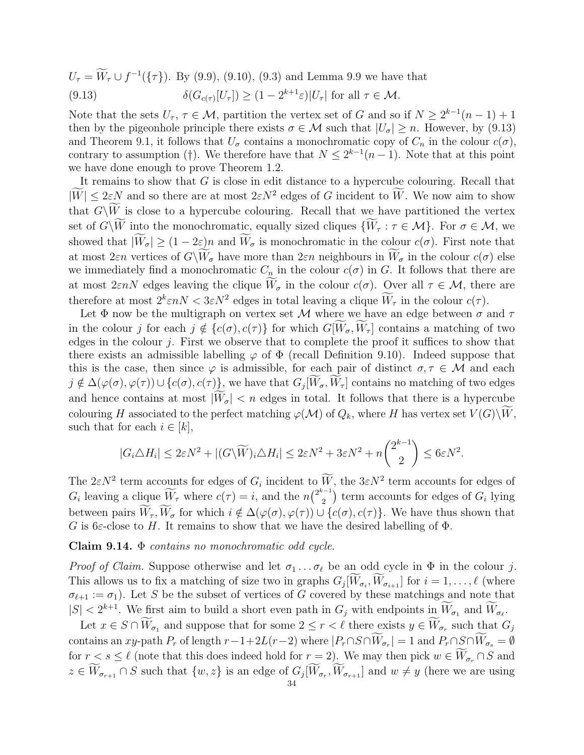$U_\tau = \widetilde{W}_\tau \cup f^{-1}(\{\tau\})$. By (9.9), (9.10), (9.3) and Lemma 9.9 we have that

$$\delta(G_{c(\tau)}[U_\tau]) \geq (1 - 2^{k+1}\varepsilon)|U_\tau| \text{ for all } \tau \in \mathcal{M}. \tag{9.13}$$

Note that the sets $U_\tau$, $\tau \in \mathcal{M}$, partition the vertex set of $G$ and so if $N \geq 2^{k-1}(n-1)+1$ then by the pigeonhole principle there exists $\sigma \in \mathcal{M}$ such that $|U_\sigma| \geq n$. However, by (9.13) and Theorem 9.1, it follows that $U_\sigma$ contains a monochromatic copy of $C_n$ in the colour $c(\sigma)$, contrary to assumption (†). We therefore have that $N \leq 2^{k-1}(n-1)$. Note that at this point we have done enough to prove Theorem 1.2.

It remains to show that $G$ is close in edit distance to a hypercube colouring. Recall that $|\widetilde{W}| \leq 2\varepsilon N$ and so there are at most $2\varepsilon N^2$ edges of $G$ incident to $\widetilde{W}$. We now aim to show that $G \backslash \widetilde{W}$ is close to a hypercube colouring. Recall that we have partitioned the vertex set of $G \backslash \widetilde{W}$ into the monochromatic, equally sized cliques $\{\widetilde{W}_\tau : \tau \in \mathcal{M}\}$. For $\sigma \in \mathcal{M}$, we showed that $|\widetilde{W}_\sigma| \geq (1-2\varepsilon)n$ and $\widetilde{W}_\sigma$ is monochromatic in the colour $c(\sigma)$. First note that at most $2\varepsilon n$ vertices of $G \backslash \widetilde{W}_\sigma$ have more than $2\varepsilon n$ neighbours in $\widetilde{W}_\sigma$ in the colour $c(\sigma)$ else we immediately find a monochromatic $C_n$ in the colour $c(\sigma)$ in $G$. It follows that there are at most $2\varepsilon n N$ edges leaving the clique $\widetilde{W}_\sigma$ in the colour $c(\sigma)$. Over all $\tau \in \mathcal{M}$, there are therefore at most $2^k \varepsilon n N < 3\varepsilon N^2$ edges in total leaving a clique $\widetilde{W}_\tau$ in the colour $c(\tau)$.

Let $\Phi$ now be the multigraph on vertex set $\mathcal{M}$ where we have an edge between $\sigma$ and $\tau$ in the colour $j$ for each $j \notin \{c(\sigma), c(\tau)\}$ for which $G[\widetilde{W}_\sigma, \widetilde{W}_\tau]$ contains a matching of two edges in the colour $j$. First we observe that to complete the proof it suffices to show that there exists an admissible labelling $\varphi$ of $\Phi$ (recall Definition 9.10). Indeed suppose that this is the case, then since $\varphi$ is admissible, for each pair of distinct $\sigma, \tau \in \mathcal{M}$ and each $j \notin \Delta(\varphi(\sigma), \varphi(\tau)) \cup \{c(\sigma), c(\tau)\}$, we have that $G_j[\widetilde{W}_\sigma, \widetilde{W}_\tau]$ contains no matching of two edges and hence contains at most $|\widetilde{W}_\sigma| < n$ edges in total. It follows that there is a hypercube colouring $H$ associated to the perfect matching $\varphi(\mathcal{M})$ of $Q_k$, where $H$ has vertex set $V(G) \backslash \widetilde{W}$, such that for each $i \in [k]$,

$$|G_i \triangle H_i| \leq 2\varepsilon N^2 + |(G \backslash \widetilde{W})_i \triangle H_i| \leq 2\varepsilon N^2 + 3\varepsilon N^2 + n\binom{2^{k-1}}{2} \leq 6\varepsilon N^2.$$

The $2\varepsilon N^2$ term accounts for edges of $G_i$ incident to $\widetilde{W}$, the $3\varepsilon N^2$ term accounts for edges of $G_i$ leaving a clique $\widetilde{W}_\tau$ where $c(\tau) = i$, and the $n\binom{2^{k-1}}{2}$ term accounts for edges of $G_i$ lying between pairs $\widetilde{W}_\tau, \widetilde{W}_\sigma$ for which $i \notin \Delta(\varphi(\sigma), \varphi(\tau)) \cup \{c(\sigma), c(\tau)\}$. We have thus shown that $G$ is $6\varepsilon$-close to $H$. It remains to show that we have the desired labelling of $\Phi$.

**Claim 9.14.** *$\Phi$ contains no monochromatic odd cycle.*

*Proof of Claim.* Suppose otherwise and let $\sigma_1 \dots \sigma_\ell$ be an odd cycle in $\Phi$ in the colour $j$. This allows us to fix a matching of size two in graphs $G_j[\widetilde{W}_{\sigma_i}, \widetilde{W}_{\sigma_{i+1}}]$ for $i = 1, \dots, \ell$ (where $\sigma_{\ell+1} := \sigma_1$). Let $S$ be the subset of vertices of $G$ covered by these matchings and note that $|S| < 2^{k+1}$. We first aim to build a short even path in $G_j$ with endpoints in $\widetilde{W}_{\sigma_1}$ and $\widetilde{W}_{\sigma_\ell}$.

Let $x \in S \cap \widetilde{W}_{\sigma_1}$ and suppose that for some $2 \leq r < \ell$ there exists $y \in \widetilde{W}_{\sigma_r}$ such that $G_j$ contains an $xy$-path $P_r$ of length $r - 1 + 2L(r-2)$ where $|P_r \cap S \cap \widetilde{W}_{\sigma_r}| = 1$ and $P_r \cap S \cap \widetilde{W}_{\sigma_s} = \emptyset$ for $r < s \leq \ell$ (note that this does indeed hold for $r = 2$). We may then pick $w \in \widetilde{W}_{\sigma_r} \cap S$ and $z \in \widetilde{W}_{\sigma_{r+1}} \cap S$ such that $\{w, z\}$ is an edge of $G_j[\widetilde{W}_{\sigma_r}, \widetilde{W}_{\sigma_{r+1}}]$ and $w \neq y$ (here we are using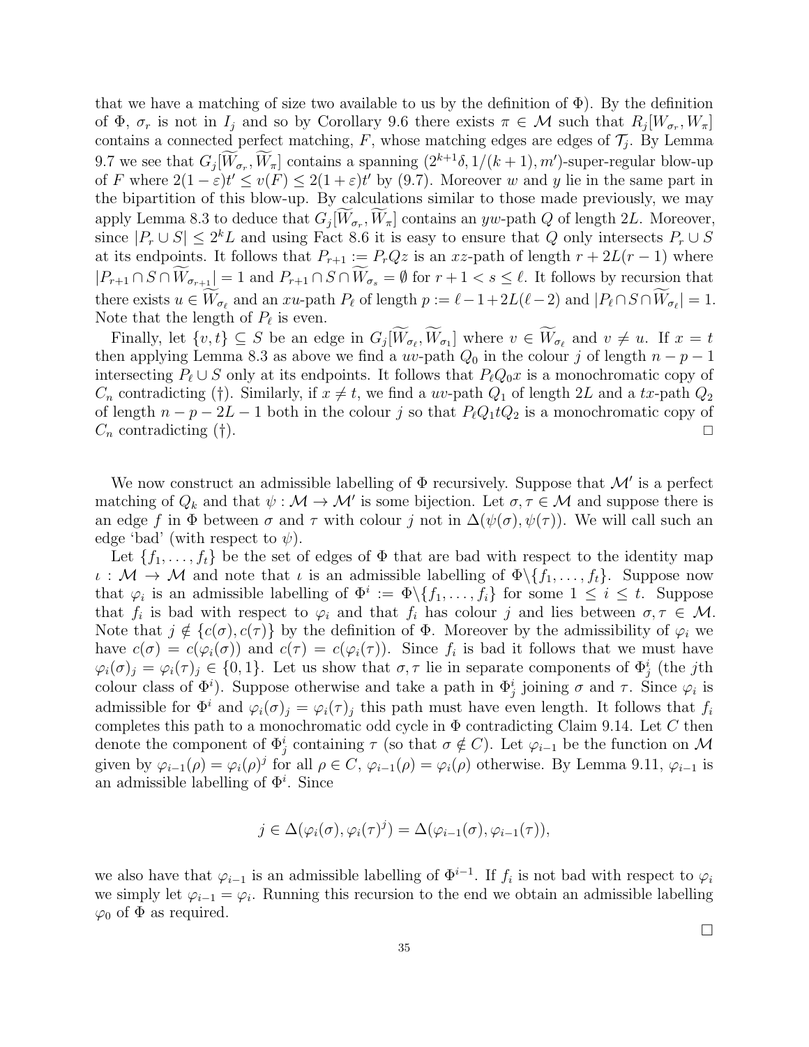that we have a matching of size two available to us by the definition of $\Phi$). By the definition of $\Phi$, $\sigma_r$ is not in $I_j$ and so by Corollary 9.6 there exists $\pi \in \mathcal{M}$ such that $R_j[W_{\sigma_r}, W_\pi]$ contains a connected perfect matching, $F$, whose matching edges are edges of $\mathcal{T}_j$. By Lemma 9.7 we see that $G_j[\widetilde{W}_{\sigma_r}, \widetilde{W}_\pi]$ contains a spanning $(2^{k+1}\delta, 1/(k+1), m')$-super-regular blow-up of $F$ where $2(1-\varepsilon)t' \leq v(F) \leq 2(1+\varepsilon)t'$ by (9.7). Moreover $w$ and $y$ lie in the same part in the bipartition of this blow-up. By calculations similar to those made previously, we may apply Lemma 8.3 to deduce that $G_j[\widetilde{W}_{\sigma_r}, \widetilde{W}_\pi]$ contains an $yw$-path $Q$ of length $2L$. Moreover, since $|P_r \cup S| \leq 2^k L$ and using Fact 8.6 it is easy to ensure that $Q$ only intersects $P_r \cup S$ at its endpoints. It follows that $P_{r+1} := P_r Q z$ is an $xz$-path of length $r + 2L(r-1)$ where $|P_{r+1} \cap S \cap \widetilde{W}_{\sigma_{r+1}}| = 1$ and $P_{r+1} \cap S \cap \widetilde{W}_{\sigma_s} = \emptyset$ for $r+1 < s \leq \ell$. It follows by recursion that there exists $u \in \widetilde{W}_{\sigma_\ell}$ and an $xu$-path $P_\ell$ of length $p := \ell - 1 + 2L(\ell-2)$ and $|P_\ell \cap S \cap \widetilde{W}_{\sigma_\ell}| = 1$. Note that the length of $P_\ell$ is even.

Finally, let $\{v, t\} \subseteq S$ be an edge in $G_j[\widetilde{W}_{\sigma_\ell}, \widetilde{W}_{\sigma_1}]$ where $v \in \widetilde{W}_{\sigma_\ell}$ and $v \neq u$. If $x = t$ then applying Lemma 8.3 as above we find a $uv$-path $Q_0$ in the colour $j$ of length $n - p - 1$ intersecting $P_\ell \cup S$ only at its endpoints. It follows that $P_\ell Q_0 x$ is a monochromatic copy of $C_n$ contradicting (†). Similarly, if $x \neq t$, we find a $uv$-path $Q_1$ of length $2L$ and a $tx$-path $Q_2$ of length $n - p - 2L - 1$ both in the colour $j$ so that $P_\ell Q_1 t Q_2$ is a monochromatic copy of $C_n$ contradicting (†). □

We now construct an admissible labelling of $\Phi$ recursively. Suppose that $\mathcal{M}'$ is a perfect matching of $Q_k$ and that $\psi : \mathcal{M} \to \mathcal{M}'$ is some bijection. Let $\sigma, \tau \in \mathcal{M}$ and suppose there is an edge $f$ in $\Phi$ between $\sigma$ and $\tau$ with colour $j$ not in $\Delta(\psi(\sigma), \psi(\tau))$. We will call such an edge 'bad' (with respect to $\psi$).

Let $\{f_1, \ldots, f_t\}$ be the set of edges of $\Phi$ that are bad with respect to the identity map $\iota : \mathcal{M} \to \mathcal{M}$ and note that $\iota$ is an admissible labelling of $\Phi \backslash \{f_1, \ldots, f_t\}$. Suppose now that $\varphi_i$ is an admissible labelling of $\Phi^i := \Phi \backslash \{f_1, \ldots, f_i\}$ for some $1 \leq i \leq t$. Suppose that $f_i$ is bad with respect to $\varphi_i$ and that $f_i$ has colour $j$ and lies between $\sigma, \tau \in \mathcal{M}$. Note that $j \notin \{c(\sigma), c(\tau)\}$ by the definition of $\Phi$. Moreover by the admissibility of $\varphi_i$ we have $c(\sigma) = c(\varphi_i(\sigma))$ and $c(\tau) = c(\varphi_i(\tau))$. Since $f_i$ is bad it follows that we must have $\varphi_i(\sigma)_j = \varphi_i(\tau)_j \in \{0, 1\}$. Let us show that $\sigma, \tau$ lie in separate components of $\Phi^i_j$ (the $j$th colour class of $\Phi^i$). Suppose otherwise and take a path in $\Phi^i_j$ joining $\sigma$ and $\tau$. Since $\varphi_i$ is admissible for $\Phi^i$ and $\varphi_i(\sigma)_j = \varphi_i(\tau)_j$ this path must have even length. It follows that $f_i$ completes this path to a monochromatic odd cycle in $\Phi$ contradicting Claim 9.14. Let $C$ then denote the component of $\Phi^i_j$ containing $\tau$ (so that $\sigma \notin C$). Let $\varphi_{i-1}$ be the function on $\mathcal{M}$ given by $\varphi_{i-1}(\rho) = \varphi_i(\rho)^j$ for all $\rho \in C$, $\varphi_{i-1}(\rho) = \varphi_i(\rho)$ otherwise. By Lemma 9.11, $\varphi_{i-1}$ is an admissible labelling of $\Phi^i$. Since

$$j \in \Delta(\varphi_i(\sigma), \varphi_i(\tau)^j) = \Delta(\varphi_{i-1}(\sigma), \varphi_{i-1}(\tau)),$$

we also have that $\varphi_{i-1}$ is an admissible labelling of $\Phi^{i-1}$. If $f_i$ is not bad with respect to $\varphi_i$ we simply let $\varphi_{i-1} = \varphi_i$. Running this recursion to the end we obtain an admissible labelling $\varphi_0$ of $\Phi$ as required.

□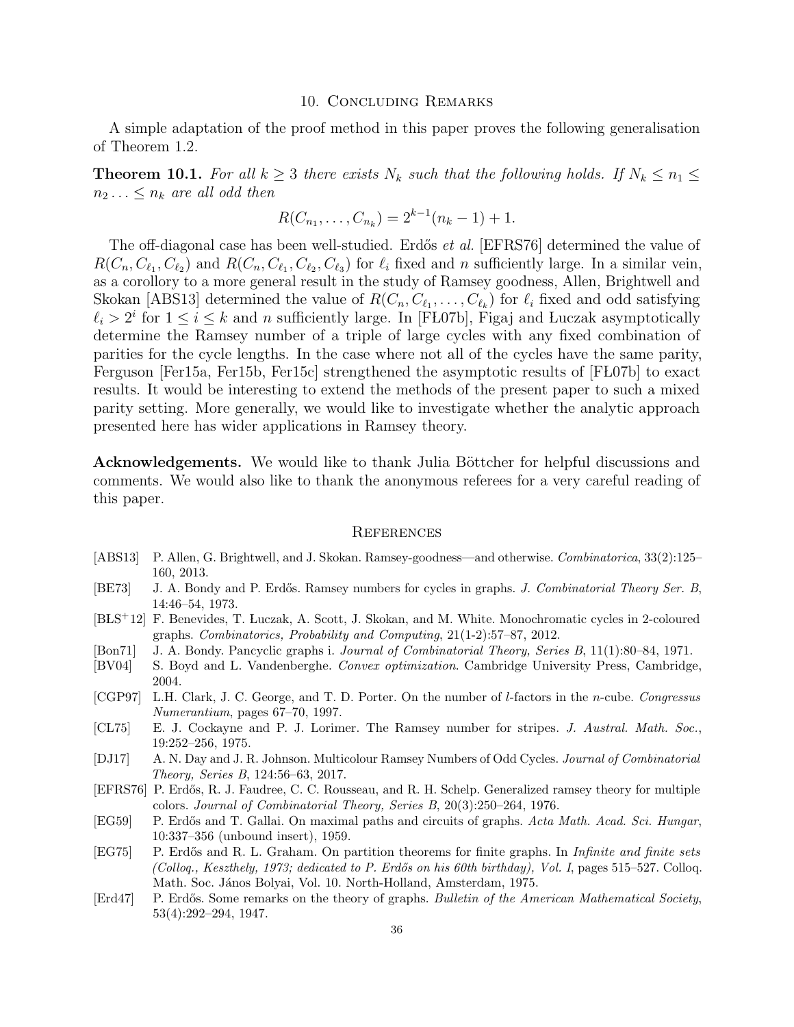## 10. Concluding Remarks

A simple adaptation of the proof method in this paper proves the following generalisation of Theorem 1.2.

**Theorem 10.1.** *For all $k \geq 3$ there exists $N_k$ such that the following holds. If $N_k \leq n_1 \leq n_2 \ldots \leq n_k$ are all odd then*

$$R(C_{n_1}, \ldots, C_{n_k}) = 2^{k-1}(n_k - 1) + 1.$$

The off-diagonal case has been well-studied. Erdős *et al.* [EFRS76] determined the value of $R(C_n, C_{\ell_1}, C_{\ell_2})$ and $R(C_n, C_{\ell_1}, C_{\ell_2}, C_{\ell_3})$ for $\ell_i$ fixed and $n$ sufficiently large. In a similar vein, as a corollory to a more general result in the study of Ramsey goodness, Allen, Brightwell and Skokan [ABS13] determined the value of $R(C_n, C_{\ell_1}, \ldots, C_{\ell_k})$ for $\ell_i$ fixed and odd satisfying $\ell_i > 2^i$ for $1 \leq i \leq k$ and $n$ sufficiently large. In [FŁ07b], Figaj and Łuczak asymptotically determine the Ramsey number of a triple of large cycles with any fixed combination of parities for the cycle lengths. In the case where not all of the cycles have the same parity, Ferguson [Fer15a, Fer15b, Fer15c] strengthened the asymptotic results of [FŁ07b] to exact results. It would be interesting to extend the methods of the present paper to such a mixed parity setting. More generally, we would like to investigate whether the analytic approach presented here has wider applications in Ramsey theory.

**Acknowledgements.** We would like to thank Julia Böttcher for helpful discussions and comments. We would also like to thank the anonymous referees for a very careful reading of this paper.

## References

- [ABS13] P. Allen, G. Brightwell, and J. Skokan. Ramsey-goodness—and otherwise. *Combinatorica*, 33(2):125–160, 2013.
- [BE73] J. A. Bondy and P. Erdős. Ramsey numbers for cycles in graphs. *J. Combinatorial Theory Ser. B*, 14:46–54, 1973.
- [BŁS+12] F. Benevides, T. Łuczak, A. Scott, J. Skokan, and M. White. Monochromatic cycles in 2-coloured graphs. *Combinatorics, Probability and Computing*, 21(1-2):57–87, 2012.
- [Bon71] J. A. Bondy. Pancyclic graphs i. *Journal of Combinatorial Theory, Series B*, 11(1):80–84, 1971.
- [BV04] S. Boyd and L. Vandenberghe. *Convex optimization*. Cambridge University Press, Cambridge, 2004.
- [CGP97] L.H. Clark, J. C. George, and T. D. Porter. On the number of $l$-factors in the $n$-cube. *Congressus Numerantium*, pages 67–70, 1997.
- [CL75] E. J. Cockayne and P. J. Lorimer. The Ramsey number for stripes. *J. Austral. Math. Soc.*, 19:252–256, 1975.
- [DJ17] A. N. Day and J. R. Johnson. Multicolour Ramsey Numbers of Odd Cycles. *Journal of Combinatorial Theory, Series B*, 124:56–63, 2017.
- [EFRS76] P. Erdős, R. J. Faudree, C. C. Rousseau, and R. H. Schelp. Generalized ramsey theory for multiple colors. *Journal of Combinatorial Theory, Series B*, 20(3):250–264, 1976.
- [EG59] P. Erdős and T. Gallai. On maximal paths and circuits of graphs. *Acta Math. Acad. Sci. Hungar*, 10:337–356 (unbound insert), 1959.
- [EG75] P. Erdős and R. L. Graham. On partition theorems for finite graphs. In *Infinite and finite sets (Colloq., Keszthely, 1973; dedicated to P. Erdős on his 60th birthday), Vol. I*, pages 515–527. Colloq. Math. Soc. János Bolyai, Vol. 10. North-Holland, Amsterdam, 1975.
- [Erd47] P. Erdős. Some remarks on the theory of graphs. *Bulletin of the American Mathematical Society*, 53(4):292–294, 1947.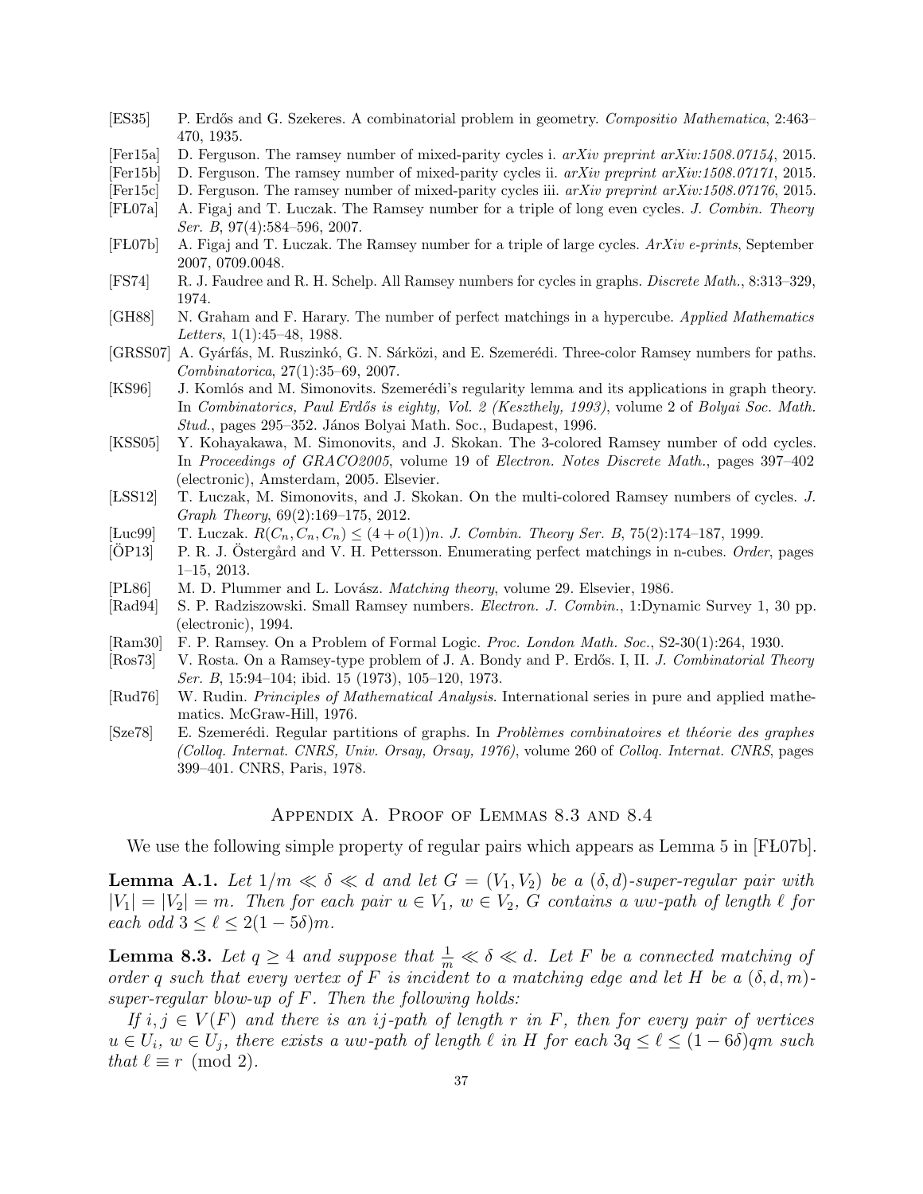[ES35] P. Erdős and G. Szekeres. A combinatorial problem in geometry. *Compositio Mathematica*, 2:463–470, 1935.

[Fer15a] D. Ferguson. The ramsey number of mixed-parity cycles i. *arXiv preprint arXiv:1508.07154*, 2015.

[Fer15b] D. Ferguson. The ramsey number of mixed-parity cycles ii. *arXiv preprint arXiv:1508.07171*, 2015.

[Fer15c] D. Ferguson. The ramsey number of mixed-parity cycles iii. *arXiv preprint arXiv:1508.07176*, 2015.

[FŁ07a] A. Figaj and T. Łuczak. The Ramsey number for a triple of long even cycles. *J. Combin. Theory Ser. B*, 97(4):584–596, 2007.

[FŁ07b] A. Figaj and T. Łuczak. The Ramsey number for a triple of large cycles. *ArXiv e-prints*, September 2007, 0709.0048.

[FS74] R. J. Faudree and R. H. Schelp. All Ramsey numbers for cycles in graphs. *Discrete Math.*, 8:313–329, 1974.

[GH88] N. Graham and F. Harary. The number of perfect matchings in a hypercube. *Applied Mathematics Letters*, 1(1):45–48, 1988.

[GRSS07] A. Gyárfás, M. Ruszinkó, G. N. Sárközi, and E. Szemerédi. Three-color Ramsey numbers for paths. *Combinatorica*, 27(1):35–69, 2007.

[KS96] J. Komlós and M. Simonovits. Szemerédi's regularity lemma and its applications in graph theory. In *Combinatorics, Paul Erdős is eighty, Vol. 2 (Keszthely, 1993)*, volume 2 of *Bolyai Soc. Math. Stud.*, pages 295–352. János Bolyai Math. Soc., Budapest, 1996.

[KSS05] Y. Kohayakawa, M. Simonovits, and J. Skokan. The 3-colored Ramsey number of odd cycles. In *Proceedings of GRACO2005*, volume 19 of *Electron. Notes Discrete Math.*, pages 397–402 (electronic), Amsterdam, 2005. Elsevier.

[ŁSS12] T. Łuczak, M. Simonovits, and J. Skokan. On the multi-colored Ramsey numbers of cycles. *J. Graph Theory*, 69(2):169–175, 2012.

[Łuc99] T. Łuczak. $R(C_n, C_n, C_n) \leq (4 + o(1))n$. *J. Combin. Theory Ser. B*, 75(2):174–187, 1999.

[ÖP13] P. R. J. Östergård and V. H. Pettersson. Enumerating perfect matchings in n-cubes. *Order*, pages 1–15, 2013.

[PL86] M. D. Plummer and L. Lovász. *Matching theory*, volume 29. Elsevier, 1986.

[Rad94] S. P. Radziszowski. Small Ramsey numbers. *Electron. J. Combin.*, 1:Dynamic Survey 1, 30 pp. (electronic), 1994.

[Ram30] F. P. Ramsey. On a Problem of Formal Logic. *Proc. London Math. Soc.*, S2-30(1):264, 1930.

[Ros73] V. Rosta. On a Ramsey-type problem of J. A. Bondy and P. Erdős. I, II. *J. Combinatorial Theory Ser. B*, 15:94–104; ibid. 15 (1973), 105–120, 1973.

[Rud76] W. Rudin. *Principles of Mathematical Analysis*. International series in pure and applied mathematics. McGraw-Hill, 1976.

[Sze78] E. Szemerédi. Regular partitions of graphs. In *Problèmes combinatoires et théorie des graphes (Colloq. Internat. CNRS, Univ. Orsay, Orsay, 1976)*, volume 260 of *Colloq. Internat. CNRS*, pages 399–401. CNRS, Paris, 1978.

## Appendix A. Proof of Lemmas 8.3 and 8.4

We use the following simple property of regular pairs which appears as Lemma 5 in [FŁ07b].

**Lemma A.1.** *Let $1/m \ll \delta \ll d$ and let $G = (V_1, V_2)$ be a $(\delta, d)$-super-regular pair with $|V_1| = |V_2| = m$. Then for each pair $u \in V_1$, $w \in V_2$, $G$ contains a $uw$-path of length $\ell$ for each odd $3 \leq \ell \leq 2(1 - 5\delta)m$.*

**Lemma 8.3.** *Let $q \geq 4$ and suppose that $\frac{1}{m} \ll \delta \ll d$. Let $F$ be a connected matching of order $q$ such that every vertex of $F$ is incident to a matching edge and let $H$ be a $(\delta, d, m)$-super-regular blow-up of $F$. Then the following holds:*

*If $i, j \in V(F)$ and there is an $ij$-path of length $r$ in $F$, then for every pair of vertices $u \in U_i$, $w \in U_j$, there exists a $uw$-path of length $\ell$ in $H$ for each $3q \leq \ell \leq (1 - 6\delta)qm$ such that $\ell \equiv r \pmod 2$.*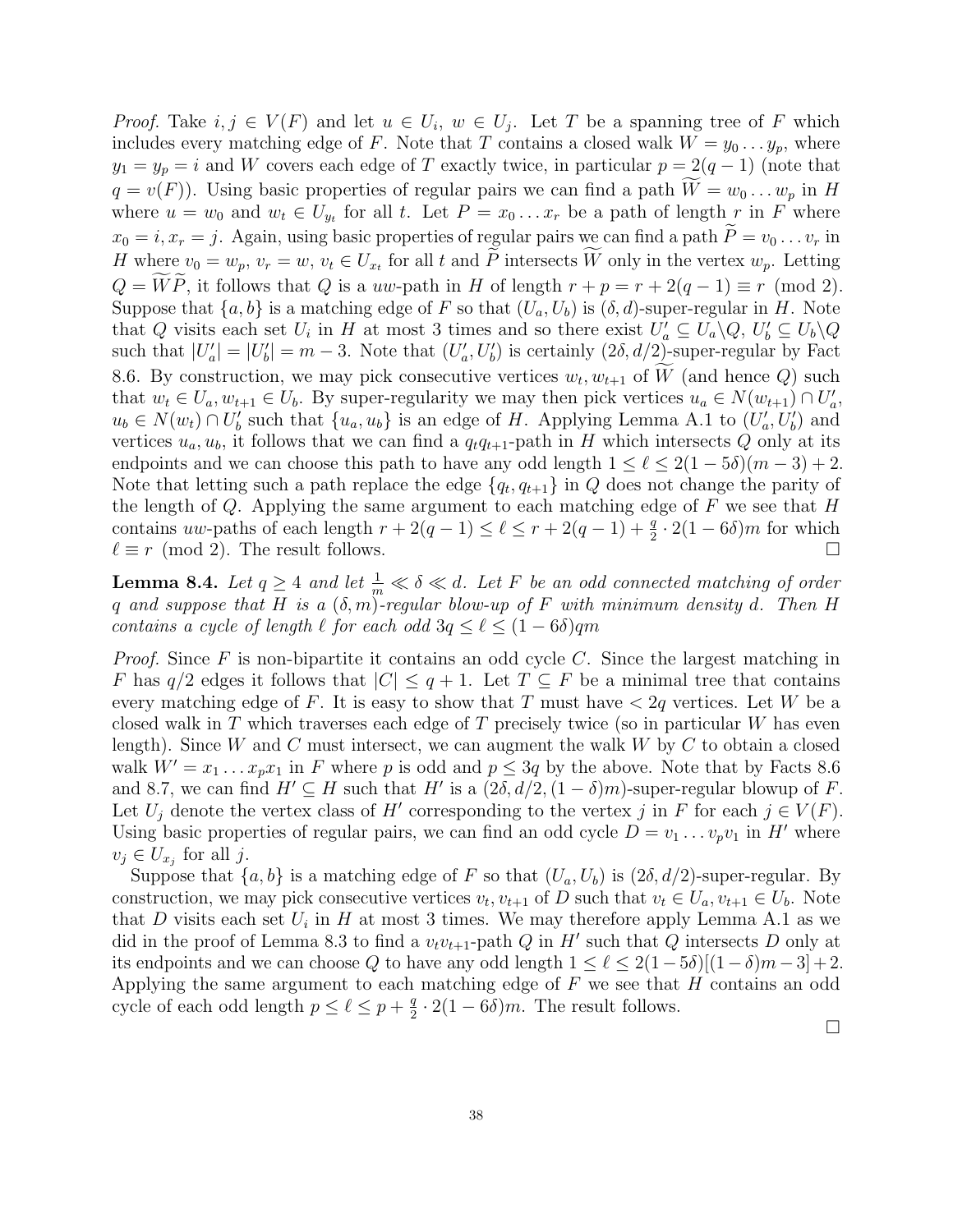*Proof.* Take $i, j \in V(F)$ and let $u \in U_i$, $w \in U_j$. Let $T$ be a spanning tree of $F$ which includes every matching edge of $F$. Note that $T$ contains a closed walk $W = y_0 \dots y_p$, where $y_1 = y_p = i$ and $W$ covers each edge of $T$ exactly twice, in particular $p = 2(q-1)$ (note that $q = v(F)$). Using basic properties of regular pairs we can find a path $\widetilde{W} = w_0 \dots w_p$ in $H$ where $u = w_0$ and $w_t \in U_{y_t}$ for all $t$. Let $P = x_0 \dots x_r$ be a path of length $r$ in $F$ where $x_0 = i, x_r = j$. Again, using basic properties of regular pairs we can find a path $\widetilde{P} = v_0 \dots v_r$ in $H$ where $v_0 = w_p$, $v_r = w$, $v_t \in U_{x_t}$ for all $t$ and $\widetilde{P}$ intersects $\widetilde{W}$ only in the vertex $w_p$. Letting $Q = \widetilde{W}\widetilde{P}$, it follows that $Q$ is a $uw$-path in $H$ of length $r + p = r + 2(q-1) \equiv r \pmod 2$. Suppose that $\{a, b\}$ is a matching edge of $F$ so that $(U_a, U_b)$ is $(\delta, d)$-super-regular in $H$. Note that $Q$ visits each set $U_i$ in $H$ at most 3 times and so there exist $U'_a \subseteq U_a \backslash Q$, $U'_b \subseteq U_b \backslash Q$ such that $|U'_a| = |U'_b| = m - 3$. Note that $(U'_a, U'_b)$ is certainly $(2\delta, d/2)$-super-regular by Fact 8.6. By construction, we may pick consecutive vertices $w_t, w_{t+1}$ of $\widetilde{W}$ (and hence $Q$) such that $w_t \in U_a, w_{t+1} \in U_b$. By super-regularity we may then pick vertices $u_a \in N(w_{t+1}) \cap U'_a$, $u_b \in N(w_t) \cap U'_b$ such that $\{u_a, u_b\}$ is an edge of $H$. Applying Lemma A.1 to $(U'_a, U'_b)$ and vertices $u_a, u_b$, it follows that we can find a $q_t q_{t+1}$-path in $H$ which intersects $Q$ only at its endpoints and we can choose this path to have any odd length $1 \leq \ell \leq 2(1 - 5\delta)(m - 3) + 2$. Note that letting such a path replace the edge $\{q_t, q_{t+1}\}$ in $Q$ does not change the parity of the length of $Q$. Applying the same argument to each matching edge of $F$ we see that $H$ contains $uw$-paths of each length $r + 2(q-1) \leq \ell \leq r + 2(q-1) + \frac{q}{2} \cdot 2(1 - 6\delta)m$ for which $\ell \equiv r \pmod 2$. The result follows. □

**Lemma 8.4.** *Let $q \geq 4$ and let $\frac{1}{m} \ll \delta \ll d$. Let $F$ be an odd connected matching of order $q$ and suppose that $H$ is a $(\delta, m)$-regular blow-up of $F$ with minimum density $d$. Then $H$ contains a cycle of length $\ell$ for each odd $3q \leq \ell \leq (1 - 6\delta)qm$*

*Proof.* Since $F$ is non-bipartite it contains an odd cycle $C$. Since the largest matching in $F$ has $q/2$ edges it follows that $|C| \leq q + 1$. Let $T \subseteq F$ be a minimal tree that contains every matching edge of $F$. It is easy to show that $T$ must have $< 2q$ vertices. Let $W$ be a closed walk in $T$ which traverses each edge of $T$ precisely twice (so in particular $W$ has even length). Since $W$ and $C$ must intersect, we can augment the walk $W$ by $C$ to obtain a closed walk $W' = x_1 \dots x_p x_1$ in $F$ where $p$ is odd and $p \leq 3q$ by the above. Note that by Facts 8.6 and 8.7, we can find $H' \subseteq H$ such that $H'$ is a $(2\delta, d/2, (1 - \delta)m)$-super-regular blowup of $F$. Let $U_j$ denote the vertex class of $H'$ corresponding to the vertex $j$ in $F$ for each $j \in V(F)$. Using basic properties of regular pairs, we can find an odd cycle $D = v_1 \dots v_p v_1$ in $H'$ where $v_j \in U_{x_j}$ for all $j$.

Suppose that $\{a, b\}$ is a matching edge of $F$ so that $(U_a, U_b)$ is $(2\delta, d/2)$-super-regular. By construction, we may pick consecutive vertices $v_t, v_{t+1}$ of $D$ such that $v_t \in U_a, v_{t+1} \in U_b$. Note that $D$ visits each set $U_i$ in $H$ at most 3 times. We may therefore apply Lemma A.1 as we did in the proof of Lemma 8.3 to find a $v_t v_{t+1}$-path $Q$ in $H'$ such that $Q$ intersects $D$ only at its endpoints and we can choose $Q$ to have any odd length $1 \leq \ell \leq 2(1 - 5\delta)[(1 - \delta)m - 3] + 2$. Applying the same argument to each matching edge of $F$ we see that $H$ contains an odd cycle of each odd length $p \leq \ell \leq p + \frac{q}{2} \cdot 2(1 - 6\delta)m$. The result follows. □